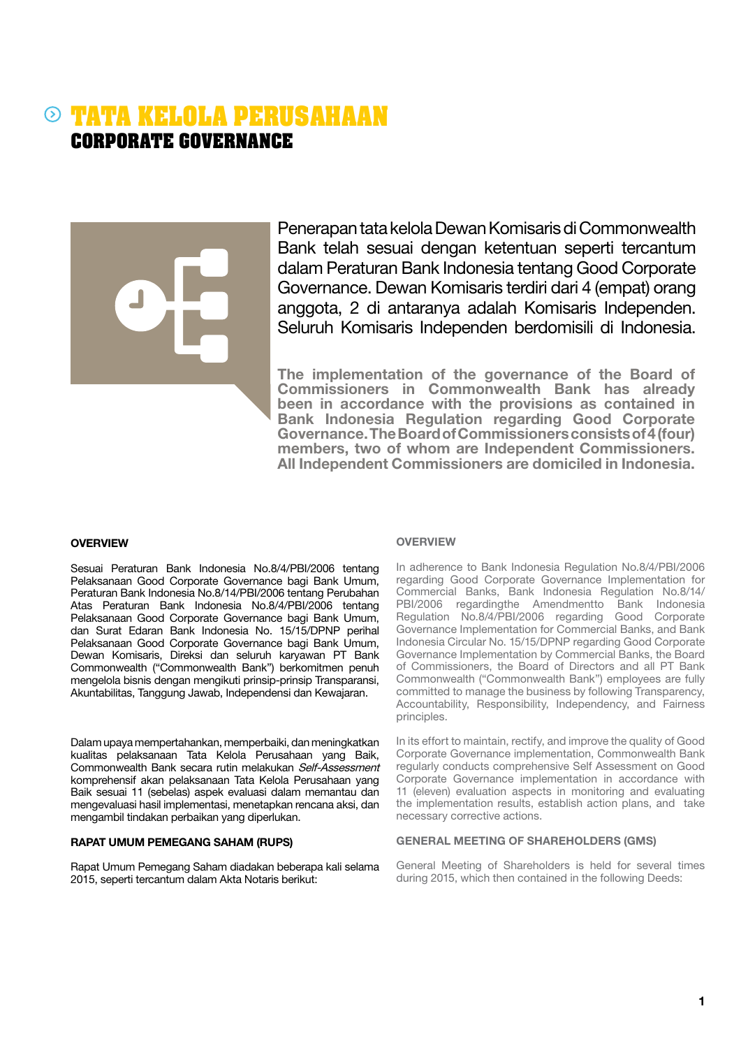# TATA KELOLA PERUSAHAAN
# CORPORATE GOVERNANCE

Penerapan tata kelola Dewan Komisaris di Commonwealth Bank telah sesuai dengan ketentuan seperti tercantum dalam Peraturan Bank Indonesia tentang Good Corporate Governance. Dewan Komisaris terdiri dari 4 (empat) orang anggota, 2 di antaranya adalah Komisaris Independen. Seluruh Komisaris Independen berdomisili di Indonesia.

**The implementation of the governance of the Board of Commissioners in Commonwealth Bank has already been in accordance with the provisions as contained in Bank Indonesia Regulation regarding Good Corporate Governance. The Board of Commissioners consists of 4 (four) members, two of whom are Independent Commissioners. All Independent Commissioners are domiciled in Indonesia.**

## OVERVIEW

Sesuai Peraturan Bank Indonesia No.8/4/PBI/2006 tentang Pelaksanaan Good Corporate Governance bagi Bank Umum, Peraturan Bank Indonesia No.8/14/PBI/2006 tentang Perubahan Atas Peraturan Bank Indonesia No.8/4/PBI/2006 tentang Pelaksanaan Good Corporate Governance bagi Bank Umum, dan Surat Edaran Bank Indonesia No. 15/15/DPNP perihal Pelaksanaan Good Corporate Governance bagi Bank Umum, Dewan Komisaris, Direksi dan seluruh karyawan PT Bank Commonwealth ("Commonwealth Bank") berkomitmen penuh mengelola bisnis dengan mengikuti prinsip-prinsip Transparansi, Akuntabilitas, Tanggung Jawab, Independensi dan Kewajaran.

Dalam upaya mempertahankan, memperbaiki, dan meningkatkan kualitas pelaksanaan Tata Kelola Perusahaan yang Baik, Commonwealth Bank secara rutin melakukan *Self-Assessment* komprehensif akan pelaksanaan Tata Kelola Perusahaan yang Baik sesuai 11 (sebelas) aspek evaluasi dalam memantau dan mengevaluasi hasil implementasi, menetapkan rencana aksi, dan mengambil tindakan perbaikan yang diperlukan.

## RAPAT UMUM PEMEGANG SAHAM (RUPS)

Rapat Umum Pemegang Saham diadakan beberapa kali selama 2015, seperti tercantum dalam Akta Notaris berikut:

## OVERVIEW

In adherence to Bank Indonesia Regulation No.8/4/PBI/2006 regarding Good Corporate Governance Implementation for Commercial Banks, Bank Indonesia Regulation No.8/14/PBI/2006 regardingthe Amendmentto Bank Indonesia Regulation No.8/4/PBI/2006 regarding Good Corporate Governance Implementation for Commercial Banks, and Bank Indonesia Circular No. 15/15/DPNP regarding Good Corporate Governance Implementation by Commercial Banks, the Board of Commissioners, the Board of Directors and all PT Bank Commonwealth ("Commonwealth Bank") employees are fully committed to manage the business by following Transparency, Accountability, Responsibility, Independency, and Fairness principles.

In its effort to maintain, rectify, and improve the quality of Good Corporate Governance implementation, Commonwealth Bank regularly conducts comprehensive Self Assessment on Good Corporate Governance implementation in accordance with 11 (eleven) evaluation aspects in monitoring and evaluating the implementation results, establish action plans, and take necessary corrective actions.

## GENERAL MEETING OF SHAREHOLDERS (GMS)

General Meeting of Shareholders is held for several times during 2015, which then contained in the following Deeds: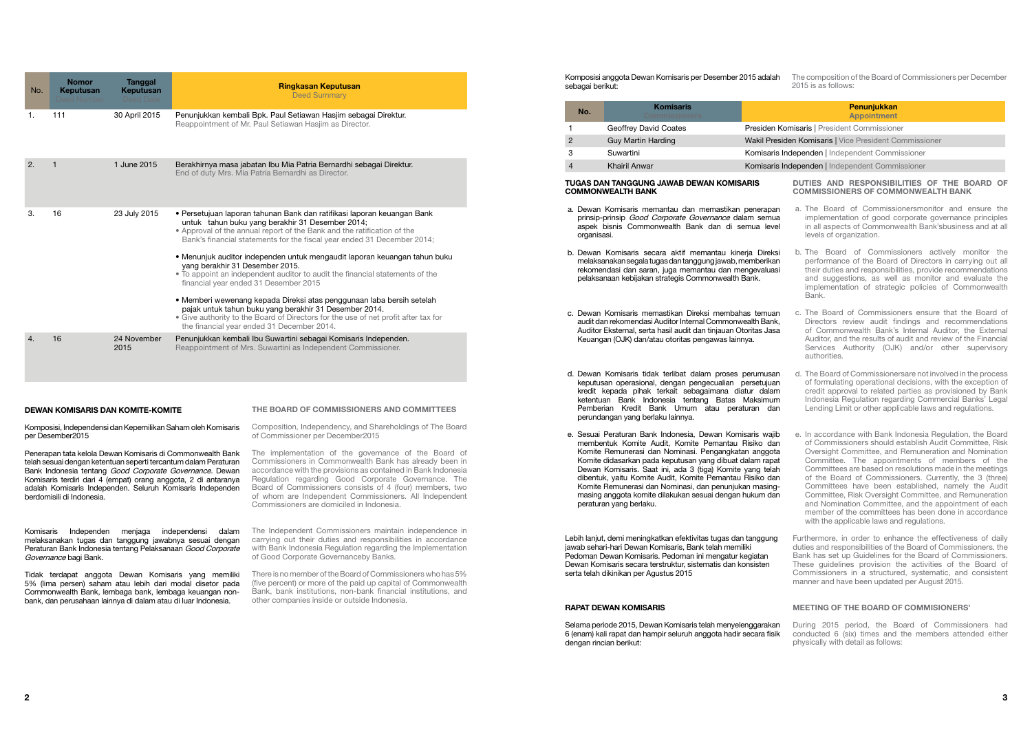| No. | Nomor Keputusan Deed Number | Tanggal Keputusan Deed Date | Ringkasan Keputusan Deed Summary |
|---|---|---|---|
| 1. | 111 | 30 April 2015 | Penunjukkan kembali Bpk. Paul Setiawan Hasjim sebagai Direktur. Reappointment of Mr. Paul Setiawan Hasjim as Director. |
| 2. | 1 | 1 June 2015 | Berakhirnya masa jabatan Ibu Mia Patria Bernardhi sebagai Direktur. End of duty Mrs. Mia Patria Bernardhi as Director. |
| 3. | 16 | 23 July 2015 | • Persetujuan laporan tahunan Bank dan ratifikasi laporan keuangan Bank untuk tahun buku yang berakhir 31 Desember 2014; • Approval of the annual report of the Bank and the ratification of the Bank's financial statements for the fiscal year ended 31 December 2014; • Menunjuk auditor independen untuk mengaudit laporan keuangan tahun buku yang berakhir 31 Desember 2015. • To appoint an independent auditor to audit the financial statements of the financial year ended 31 Desember 2015 • Memberi wewenang kepada Direksi atas penggunaan laba bersih setelah pajak untuk tahun buku yang berakhir 31 Desember 2014. • Give authority to the Board of Directors for the use of net profit after tax for the financial year ended 31 December 2014. |
| 4. | 16 | 24 November 2015 | Penunjukkan kembali Ibu Suwartini sebagai Komisaris Independen. Reappointment of Mrs. Suwartini as Independent Commissioner. |

## DEWAN KOMISARIS DAN KOMITE-KOMITE

## THE BOARD OF COMMISSIONERS AND COMMITTEES

Komposisi, Independensi dan Kepemilikan Saham oleh Komisaris per Desember2015

Composition, Independency, and Shareholdings of The Board of Commissioner per December2015

Penerapan tata kelola Dewan Komisaris di Commonwealth Bank telah sesuai dengan ketentuan seperti tercantum dalam Peraturan Bank Indonesia tentang *Good Corporate Governance*. Dewan Komisaris terdiri dari 4 (empat) orang anggota, 2 di antaranya adalah Komisaris Independen. Seluruh Komisaris Independen berdomisili di Indonesia.

The implementation of the governance of the Board of Commissioners in Commonwealth Bank has already been in accordance with the provisions as contained in Bank Indonesia Regulation regarding Good Corporate Governance. The Board of Commissioners consists of 4 (four) members, two of whom are Independent Commissioners. All Independent Commissioners are domiciled in Indonesia.

Komisaris Independen menjaga independensi dalam melaksanakan tugas dan tanggung jawabnya sesuai dengan Peraturan Bank Indonesia tentang Pelaksanaan *Good Corporate Governance* bagi Bank.

The Independent Commissioners maintain independence in carrying out their duties and responsibilities in accordance with Bank Indonesia Regulation regarding the Implementation of Good Corporate Governanceby Banks.

Tidak terdapat anggota Dewan Komisaris yang memiliki 5% (lima persen) saham atau lebih dari modal disetor pada Commonwealth Bank, lembaga bank, lembaga keuangan non-bank, dan perusahaan lainnya di dalam atau di luar Indonesia.

There is no member of the Board of Commissioners who has 5% (five percent) or more of the paid up capital of Commonwealth Bank, bank institutions, non-bank financial institutions, and other companies inside or outside Indonesia.

Komposisi anggota Dewan Komisaris per Desember 2015 adalah sebagai berikut:

The composition of the Board of Commissioners per December 2015 is as follows:

| No. | Komisaris Commissioners | Penunjukkan Appointment |
|---|---|---|
| 1 | Geoffrey David Coates | Presiden Komisaris \| President Commissioner |
| 2 | Guy Martin Harding | Wakil Presiden Komisaris \| Vice President Commissioner |
| 3 | Suwartini | Komisaris Independen \| Independent Commissioner |
| 4 | Khairil Anwar | Komisaris Independen \| Independent Commissioner |

## TUGAS DAN TANGGUNG JAWAB DEWAN KOMISARIS COMMONWEALTH BANK

## DUTIES AND RESPONSIBILITIES OF THE BOARD OF COMMISSIONERS OF COMMONWEALTH BANK

a. Dewan Komisaris memantau dan memastikan penerapan prinsip-prinsip *Good Corporate Governance* dalam semua aspek bisnis Commonwealth Bank dan di semua level organisasi.

b. Dewan Komisaris secara aktif memantau kinerja Direksi melaksanakan segala tugas dan tanggung jawab, memberikan rekomendasi dan saran, juga memantau dan mengevaluasi pelaksanaan kebijakan strategis Commonwealth Bank.

c. Dewan Komisaris memastikan Direksi membahas temuan audit dan rekomendasi Auditor Internal Commonwealth Bank, Auditor Eksternal, serta hasil audit dan tinjauan Otoritas Jasa Keuangan (OJK) dan/atau otoritas pengawas lainnya.

d. Dewan Komisaris tidak terlibat dalam proses perumusan keputusan operasional, dengan pengecualian persetujuan kredit kepada pihak terkait sebagaimana diatur dalam ketentuan Bank Indonesia tentang Batas Maksimum Pemberian Kredit Bank Umum atau peraturan dan perundangan yang berlaku lainnya.

e. Sesuai Peraturan Bank Indonesia, Dewan Komisaris wajib membentuk Komite Audit, Komite Pemantau Risiko dan Komite Remunerasi dan Nominasi. Pengangkatan anggota Komite didasarkan pada keputusan yang dibuat dalam rapat Dewan Komisaris. Saat ini, ada 3 (tiga) Komite yang telah dibentuk, yaitu Komite Audit, Komite Pemantau Risiko dan Komite Remunerasi dan Nominasi, dan penunjukan masing-masing anggota komite dilakukan sesuai dengan hukum dan peraturan yang berlaku.

a. The Board of Commissionersmonitor and ensure the implementation of good corporate governance principles in all aspects of Commonwealth Bank'sbusiness and at all levels of organization.

b. The Board of Commissioners actively monitor the performance of the Board of Directors in carrying out all their duties and responsibilities, provide recommendations and suggestions, as well as monitor and evaluate the implementation of strategic policies of Commonwealth Bank.

c. The Board of Commissioners ensure that the Board of Directors review audit findings and recommendations of Commonwealth Bank's Internal Auditor, the External Auditor, and the results of audit and review of the Financial Services Authority (OJK) and/or other supervisory authorities.

d. The Board of Commissionersare not involved in the process of formulating operational decisions, with the exception of credit approval to related parties as provisioned by Bank Indonesia Regulation regarding Commercial Banks' Legal Lending Limit or other applicable laws and regulations.

e. In accordance with Bank Indonesia Regulation, the Board of Commissioners should establish Audit Committee, Risk Oversight Committee, and Remuneration and Nomination Committee. The appointments of members of the Committees are based on resolutions made in the meetings of the Board of Commissioners. Currently, the 3 (three) Committees have been established, namely the Audit Committee, Risk Oversight Committee, and Remuneration and Nomination Committee, and the appointment of each member of the committees has been done in accordance with the applicable laws and regulations.

Lebih lanjut, demi meningkatkan efektivitas tugas dan tanggung jawab sehari-hari Dewan Komisaris, Bank telah memiliki Pedoman Dewan Komisaris. Pedoman ini mengatur kegiatan Dewan Komisaris secara terstruktur, sistematis dan konsisten serta telah dikinikan per Agustus 2015

Furthermore, in order to enhance the effectiveness of daily duties and responsibilities of the Board of Commissioners, the Bank has set up Guidelines for the Board of Commissioners. These guidelines provision the activities of the Board of Commissioners in a structured, systematic, and consistent manner and have been updated per August 2015.

## RAPAT DEWAN KOMISARIS

## MEETING OF THE BOARD OF COMMISIONERS'

Selama periode 2015, Dewan Komisaris telah menyelenggarakan 6 (enam) kali rapat dan hampir seluruh anggota hadir secara fisik dengan rincian berikut:

During 2015 period, the Board of Commissioners had conducted 6 (six) times and the members attended either physically with detail as follows: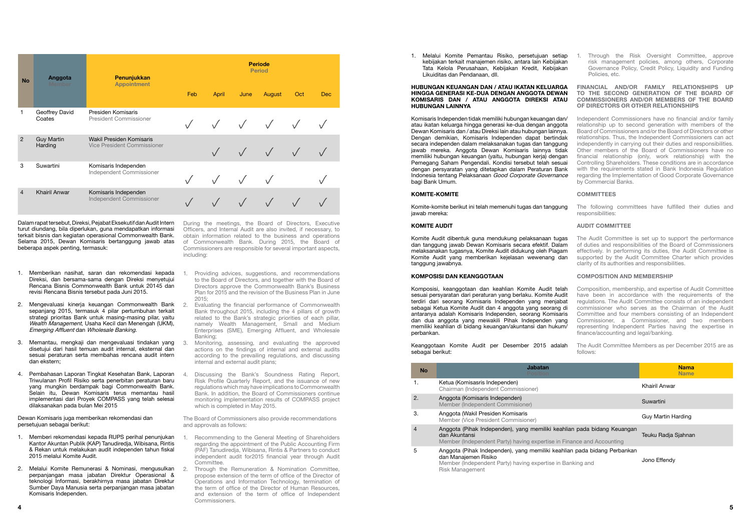| No | Anggota<br>Member | Penunjukkan<br>Appointment | Periode<br>Period | | | | | |
|---|---|---|---|---|---|---|---|---|
| | | | Feb | April | June | August | Oct | Dec |
| 1 | Geoffrey David Coates | Presiden Komisaris<br>President Commissioner | √ | √ | √ | √ | √ | √ |
| 2 | Guy Martin Harding | Wakil Presiden Komisaris<br>Vice President Commissioner | | √ | √ | √ | √ | √ |
| 3 | Suwartini | Komisaris Independen<br>Independent Commissioner | √ | √ | √ | √ | | √ |
| 4 | Khairil Anwar | Komisaris Independen<br>Independent Commissioner | √ | √ | √ | √ | √ | √ |

Dalam rapat tersebut, Direksi, Pejabat Eksekutif dan Audit Intern turut diundang, bila diperlukan, guna mendapatkan informasi terkait bisnis dan kegiatan operasional Commonwealth Bank. Selama 2015, Dewan Komisaris bertanggung jawab atas beberapa aspek penting, termasuk:

During the meetings, the Board of Directors, Executive Officers, and Internal Audit are also invited, if necessary, to obtain information related to the business and operations of Commonwealth Bank. During 2015, the Board of Commissioners are responsible for several important aspects, including:

1. Memberikan nasihat, saran dan rekomendasi kepada Direksi, dan bersama-sama dengan Direksi menyetujui Rencana Bisnis Commonwealth Bank untuk 20145 dan revisi Rencana Bisnis tersebut pada Juni 2015.
2. Mengevaluasi kinerja keuangan Commonwealth Bank sepanjang 2015, termasuk 4 pilar pertumbuhan terkait strategi prioritas Bank untuk masing-masing pilar, yaitu *Wealth Management*, Usaha Kecil dan Menengah (UKM), *Emerging Affluent* dan *Wholesale Banking*.
3. Memantau, mengkaji dan mengevaluasi tindakan yang disetujui dari hasil temuan audit internal, eksternal dan sesuai peraturan serta membahas rencana audit intern dan ekstern;
4. Pembahasan Laporan Tingkat Kesehatan Bank, Laporan Triwulanan Profil Risiko serta penerbitan peraturan baru yang mungkin berdampak bagi Commonwealth Bank. Selain itu, Dewan Komisaris terus memantau hasil implementasi dari Proyek COMPASS yang telah selesai dilaksanakan pada bulan Mei 2015.

1. Providing advices, suggestions, and recommendations to the Board of Directors, and together with the Board of Directors approve the Commonwealth Bank's Business Plan for 2015 and the revision of the Business Plan in June 2015;
2. Evaluating the financial performance of Commonwealth Bank throughout 2015, including the 4 pillars of growth related to the Bank's strategic priorities of each pillar, namely Wealth Management, Small and Medium Enterprises (SME), Emerging Affluent, and Wholesale Banking;
3. Monitoring, assessing, and evaluating the approved actions on the findings of internal and external audits according to the prevailing regulations, and discussing internal and external audit plans;
4. Discussing the Bank's Soundness Rating Report, Risk Profile Quarterly Report, and the issuance of new regulations which may have implications to Commonwealth Bank. In addition, the Board of Commissioners continue monitoring implementation results of COMPASS project which is completed in May 2015.

Dewan Komisaris juga memberikan rekomendasi dan persetujuan sebagai berikut:

The Board of Commissioners also provide recommendations and approvals as follows:

1. Memberi rekomendasi kepada RUPS perihal penunjukan Kantor Akuntan Publik (KAP) Tanudiredja, Wibisana, Rintis & Rekan untuk melakukan audit independen tahun fiskal 2015 melalui Komite Audit.
2. Melalui Komite Remunerasi & Nominasi, mengusulkan perpanjangan masa jabatan Direktur Operasional & teknologi Informasi, berakhirnya masa jabatan Direktur Sumber Daya Manusia serta perpanjangan masa jabatan Komisaris Independen.
3. Melalui Komite Pemantau Risiko, persetujuan setiap kebijakan terkait manajemen risiko, antara lain Kebijakan Tata Kelola Perusahaan, Kebijakan Kredit, Kebijakan Likuiditas dan Pendanaan, dll.

1. Recommending to the General Meeting of Shareholders regarding the appointment of the Public Accounting Firm (PAF) Tanudiredja, Wibisana, Rintis & Partners to conduct independent audit for2015 financial year through Audit Committee.
2. Through the Remuneration & Nomination Committee, propose extension of the term of office of the Director of Operations and Information Technology, termination of the term of office of the Director of Human Resources, and extension of the term of office of Independent Commissioners.
3. Through the Risk Oversight Committee, approve risk management policies, among others, Corporate Governance Policy, Credit Policy, Liquidity and Funding Policies, etc.

## HUBUNGAN KEUANGAN DAN / ATAU IKATAN KELUARGA HINGGA GENERASI KE-DUA DENGAN ANGGOTA DEWAN KOMISARIS DAN / ATAU ANGGOTA DIREKSI ATAU HUBUNGAN LAINNYA

## FINANCIAL AND/OR FAMILY RELATIONSHIPS UP TO THE SECOND GENERATION OF THE BOARD OF COMMISSIONERS AND/OR MEMBERS OF THE BOARD OF DIRECTORS OR OTHER RELATIONSHIPS

Komisaris Independen tidak memiliki hubungan keuangan dan/ atau ikatan keluarga hingga generasi ke-dua dengan anggota Dewan Komisaris dan / atau Direksi lain atau hubungan lainnya. Dengan demikian, Komisaris Independen dapat bertindak secara independen dalam melaksanakan tugas dan tanggung jawab mereka. Anggota Dewan Komisaris lainnya tidak memiliki hubungan keuangan (yaitu, hubungan kerja) dengan Pemegang Saham Pengendali. Kondisi tersebut telah sesuai dengan persyaratan yang ditetapkan dalam Peraturan Bank Indonesia tentang Pelaksanaan *Good Corporate Governance* bagi Bank Umum.

Independent Commissioners have no financial and/or family relationship up to second generation with members of the Board of Commissioners and/or the Board of Directors or other relationships. Thus, the Independent Commissioners can act independently in carrying out their duties and responsibilities. Other members of the Board of Commissioners have no financial relationship (only, work relationship) with the Controlling Shareholders. These conditions are in accordance with the requirements stated in Bank Indonesia Regulation regarding the Implementation of Good Corporate Governance by Commercial Banks.

## KOMITE-KOMITE

## COMMITTEES

Komite-komite berikut ini telah memenuhi tugas dan tanggung jawab mereka:

The following committees have fulfilled their duties and responsibilities:

### KOMITE AUDIT

### AUDIT COMMITTEE

Komite Audit dibentuk guna mendukung pelaksanaan tugas dan tanggung jawab Dewan Komisaris secara efektif. Dalam melaksanakan tugasnya, Komite Audit didukung oleh Piagam Komite Audit yang memberikan kejelasan wewenang dan tanggung jawabnya.

The Audit Committee is set up to support the performance of duties and responsibilities of the Board of Commissioners effectively. In performing its duties, the Audit Committee is supported by the Audit Committee Charter which provides clarity of its authorities and responsibilities.

### KOMPOSISI DAN KEANGGOTAAN

### COMPOSITION AND MEMBERSHIP

Komposisi, keanggotaan dan keahlian Komite Audit telah sesuai dengan persyaratan dari peraturan yang berlaku. Komite Audit terdiri dari seorang Komisaris Independen yang menjabat sebagai Ketua Komite Audit dan 4 anggota yang seorang di antaranya adalah Komisaris Independen, seorang Komisaris dan dua anggota yang mewakili Pihak Independen yang memiliki keahlian di bidang keuangan/akuntansi dan hukum/ perbankan.

Composition, membership, and expertise of Audit Committee have been in accordance with the requirements of the regulations. The Audit Committee consists of an independent commissioner who serves as the Chairman of the Audit Committee and four members consisting of an Independent Commissioner, a Commissioner, and two members representing Independent Parties having the expertise in finance/accounting and legal/banking.

Keanggotaan Komite Audit per Desember 2015 adalah sebagai berikut:

The Audit Committee Members as per December 2015 are as follows:

| No | Jabatan<br>Position | Nama<br>Name |
|---|---|---|
| 1. | Ketua (Komisasris Independen)<br>Chairman (Independent Commissioner) | Khairil Anwar |
| 2. | Anggota (Komisaris Independen)<br>Member (Independent Commisioner) | Suwartini |
| 3. | Anggota (Wakil Presiden Komisaris<br>Member (Vice President Commisioner) | Guy Martin Harding |
| 4 | Anggota (Pihak Independen), yang memiliki keahlian pada bidang Keuangan dan Akuntansi<br>Member (Independent Party) having expertise in Finance and Accounting | Teuku Radja Sjahnan |
| 5 | Anggota (Pihak Independen), yang memiliki keahlian pada bidang Perbankan dan Manajemen Risiko<br>Member (Independent Party) having expertise in Banking and Risk Management | Jono Effendy |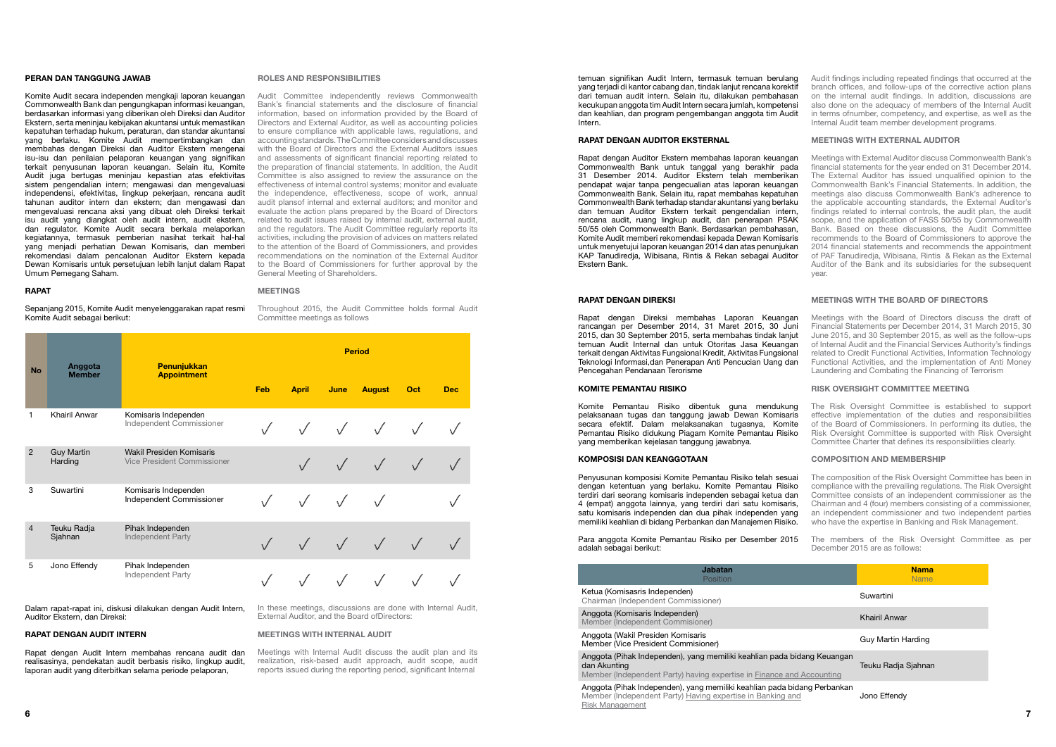## PERAN DAN TANGGUNG JAWAB

Komite Audit secara independen mengkaji laporan keuangan Commonwealth Bank dan pengungkapan informasi keuangan, berdasarkan informasi yang diberikan oleh Direksi dan Auditor Ekstern, serta meninjau kebijakan akuntansi untuk memastikan kepatuhan terhadap hukum, peraturan, dan standar akuntansi yang berlaku. Komite Audit mempertimbangkan dan membahas dengan Direksi dan Auditor Ekstern mengenai isu-isu dan penilaian pelaporan keuangan yang signifikan terkait penyusunan laporan keuangan. Selain itu, Komite Audit juga bertugas meninjau kepastian atas efektivitas sistem pengendalian intern; mengawasi dan mengevaluasi independensi, efektivitas, lingkup pekerjaan, rencana audit tahunan auditor intern dan ekstern; dan mengawasi dan mengevaluasi rencana aksi yang dibuat oleh Direksi terkait isu audit yang diangkat oleh audit intern, audit ekstern, dan regulator. Komite Audit secara berkala melaporkan kegiatannya, termasuk pemberian nasihat terkait hal-hal yang menjadi perhatian Dewan Komisaris, dan memberi rekomendasi dalam pencalonan Auditor Ekstern kepada Dewan Komisaris untuk persetujuan lebih lanjut dalam Rapat Umum Pemegang Saham.

## ROLES AND RESPONSIBILITIES

Audit Committee independently reviews Commonwealth Bank's financial statements and the disclosure of financial information, based on information provided by the Board of Directors and External Auditor, as well as accounting policies to ensure compliance with applicable laws, regulations, and accounting standards. The Committee considers and discusses with the Board of Directors and the External Auditors issues and assessments of significant financial reporting related to the preparation of financial statements. In addition, the Audit Committee is also assigned to review the assurance on the effectiveness of internal control systems; monitor and evaluate the independence, effectiveness, scope of work, annual audit plansof internal and external auditors; and monitor and evaluate the action plans prepared by the Board of Directors related to audit issues raised by internal audit, external audit, and the regulators. The Audit Committee regularly reports its activities, including the provision of advices on matters related to the attention of the Board of Commissioners, and provides recommendations on the nomination of the External Auditor to the Board of Commissioners for further approval by the General Meeting of Shareholders.

## RAPAT

Sepanjang 2015, Komite Audit menyelenggarakan rapat resmi Komite Audit sebagai berikut:

## MEETINGS

Throughout 2015, the Audit Committee holds formal Audit Committee meetings as follows

| No | Anggota Member | Penunjukkan Appointment | Period | | | | | |
|---|---|---|---|---|---|---|---|---|
| | | | Feb | April | June | August | Oct | Dec |
| 1 | Khairil Anwar | Komisaris Independen Independent Commissioner | √ | √ | √ | √ | √ | √ |
| 2 | Guy Martin Harding | Wakil Presiden Komisaris Vice President Commissioner | | √ | √ | √ | √ | √ |
| 3 | Suwartini | Komisaris Independen Independent Commissioner | √ | √ | √ | √ | | √ |
| 4 | Teuku Radja Sjahnan | Pihak Independen Independent Party | √ | √ | √ | √ | √ | √ |
| 5 | Jono Effendy | Pihak Independen Independent Party | √ | √ | √ | √ | √ | √ |

Dalam rapat-rapat ini, diskusi dilakukan dengan Audit Intern, Auditor Ekstern, dan Direksi:

In these meetings, discussions are done with Internal Audit, External Auditor, and the Board ofDirectors:

## RAPAT DENGAN AUDIT INTERN

Rapat dengan Audit Intern membahas rencana audit dan realisasinya, pendekatan audit berbasis risiko, lingkup audit, laporan audit yang diterbitkan selama periode pelaporan, temuan signifikan Audit Intern, termasuk temuan berulang yang terjadi di kantor cabang dan, tindak lanjut rencana korektif dari temuan audit intern. Selain itu, dilakukan pembahasan kecukupan anggota tim Audit Intern secara jumlah, kompetensi dan keahlian, dan program pengembangan anggota tim Audit Intern.

## MEETINGS WITH INTERNAL AUDIT

Meetings with Internal Audit discuss the audit plan and its realization, risk-based audit approach, audit scope, audit reports issued during the reporting period, significant Internal Audit findings including repeated findings that occurred at the branch offices, and follow-ups of the corrective action plans on the internal audit findings. In addition, discussions are also done on the adequacy of members of the Internal Audit in terms ofnumber, competency, and expertise, as well as the Internal Audit team member development programs.

## RAPAT DENGAN AUDITOR EKSTERNAL

Rapat dengan Auditor Ekstern membahas laporan keuangan Commonwealth Bank untuk tanggal yang berakhir pada 31 Desember 2014. Auditor Ekstern telah memberikan pendapat wajar tanpa pengecualian atas laporan keuangan Commonwealth Bank. Selain itu, rapat membahas kepatuhan Commonwealth Bank terhadap standar akuntansi yang berlaku dan temuan Auditor Ekstern terkait pengendalian intern, rencana audit, ruang lingkup audit, dan penerapan PSAK 50/55 oleh Commonwealth Bank. Berdasarkan pembahasan, Komite Audit memberi rekomendasi kepada Dewan Komisaris untuk menyetujui laporan keuangan 2014 dan atas penunjukan KAP Tanudiredja, Wibisana, Rintis & Rekan sebagai Auditor Ekstern Bank.

## MEETINGS WITH EXTERNAL AUDITOR

Meetings with External Auditor discuss Commonwealth Bank's financial statements for the year ended on 31 December 2014. The External Auditor has issued unqualified opinion to the Commonwealth Bank's Financial Statements. In addition, the meetings also discuss Commonwealth Bank's adherence to the applicable accounting standards, the External Auditor's findings related to internal controls, the audit plan, the audit scope, and the application of FASS 50/55 by Commonwealth Bank. Based on these discussions, the Audit Committee recommends to the Board of Commissioners to approve the 2014 financial statements and recommends the appointment of PAF Tanudiredja, Wibisana, Rintis & Rekan as the External Auditor of the Bank and its subsidiaries for the subsequent year.

## RAPAT DENGAN DIREKSI

Rapat dengan Direksi membahas Laporan Keuangan rancangan per Desember 2014, 31 Maret 2015, 30 Juni 2015, dan 30 September 2015, serta membahas tindak lanjut temuan Audit Internal dan untuk Otoritas Jasa Keuangan terkait dengan Aktivitas Fungsional Kredit, Aktivitas Fungsional Teknologi Informasi,dan Penerapan Anti Pencucian Uang dan Pencegahan Pendanaan Terorisme

## MEETINGS WITH THE BOARD OF DIRECTORS

Meetings with the Board of Directors discuss the draft of Financial Statements per December 2014, 31 March 2015, 30 June 2015, and 30 September 2015, as well as the follow-ups of Internal Audit and the Financial Services Authority's findings related to Credit Functional Activities, Information Technology Functional Activities, and the implementation of Anti Money Laundering and Combating the Financing of Terrorism

## KOMITE PEMANTAU RISIKO

Komite Pemantau Risiko dibentuk guna mendukung pelaksanaan tugas dan tanggung jawab Dewan Komisaris secara efektif. Dalam melaksanakan tugasnya, Komite Pemantau Risiko didukung Piagam Komite Pemantau Risiko yang memberikan kejelasan tanggung jawabnya.

## RISK OVERSIGHT COMMITTEE MEETING

The Risk Oversight Committee is established to support effective implementation of the duties and responsibilities of the Board of Commissioners. In performing its duties, the Risk Oversight Committee is supported with Risk Oversight Committee Charter that defines its responsibilities clearly.

## KOMPOSISI DAN KEANGGOTAAN

Penyusunan komposisi Komite Pemantau Risiko telah sesuai dengan ketentuan yang berlaku. Komite Pemantau Risiko terdiri dari seorang komisaris independen sebagai ketua dan 4 (empat) anggota lainnya, yang terdiri dari satu komisaris, satu komisaris independen dan dua pihak independen yang memiliki keahlian di bidang Perbankan dan Manajemen Risiko.

Para anggota Komite Pemantau Risiko per Desember 2015 adalah sebagai berikut:

## COMPOSITION AND MEMBERSHIP

The composition of the Risk Oversight Committee has been in compliance with the prevailing regulations. The Risk Oversight Committee consists of an independent commissioner as the Chairman and 4 (four) members consisting of a commissioner, an independent commissioner and two independent parties who have the expertise in Banking and Risk Management.

The members of the Risk Oversight Committee as per December 2015 are as follows:

| Jabatan Position | Nama Name |
|---|---|
| Ketua (Komisasris Independen) Chairman (Independent Commissioner) | Suwartini |
| Anggota (Komisaris Independen) Member (Independent Commisioner) | Khairil Anwar |
| Anggota (Wakil Presiden Komisaris Member (Vice President Commisioner) | Guy Martin Harding |
| Anggota (Pihak Independen), yang memiliki keahlian pada bidang Keuangan dan Akunting Member (Independent Party) having expertise in Finance and Accounting | Teuku Radja Sjahnan |
| Anggota (Pihak Independen), yang memiliki keahlian pada bidang Perbankan Member (Independent Party) Having expertise in Banking and Risk Management | Jono Effendy |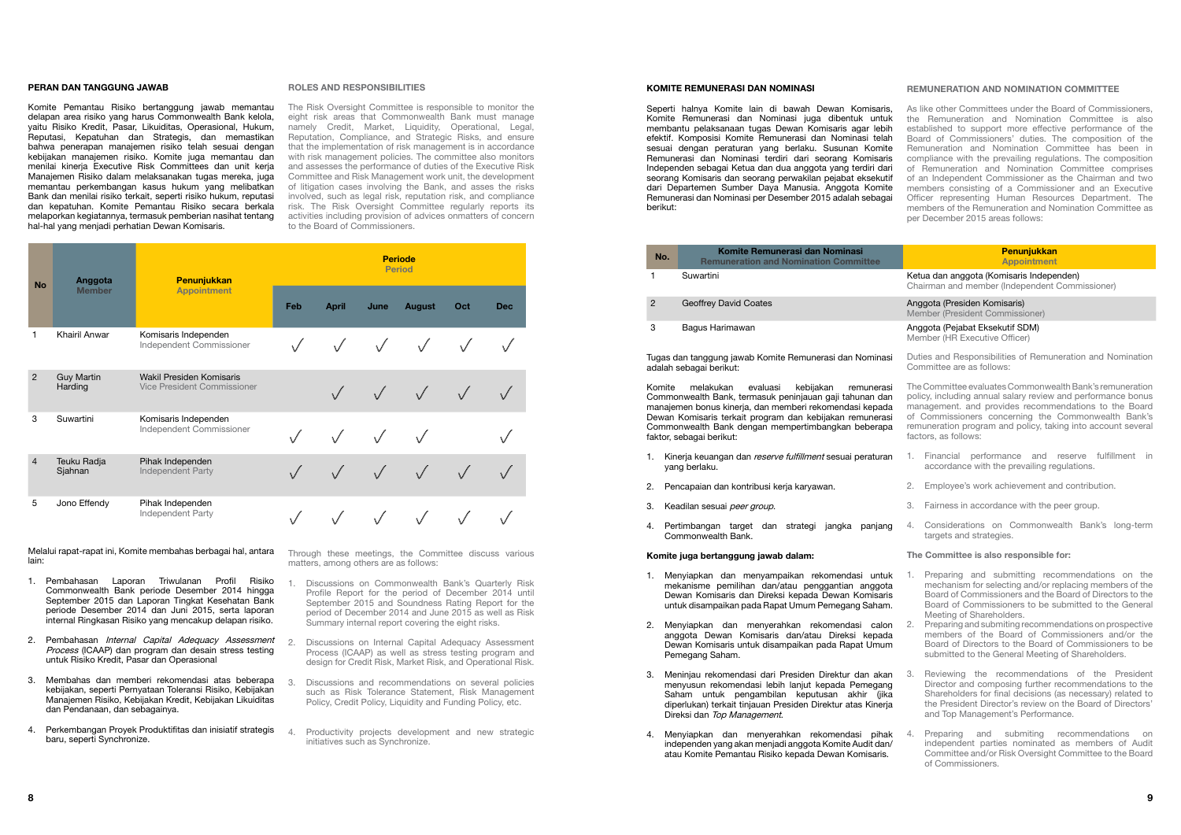## PERAN DAN TANGGUNG JAWAB

Komite Pemantau Risiko bertanggung jawab memantau delapan area risiko yang harus Commonwealth Bank kelola, yaitu Risiko Kredit, Pasar, Likuiditas, Operasional, Hukum, Reputasi, Kepatuhan dan Strategis, dan memastikan bahwa penerapan manajemen risiko telah sesuai dengan kebijakan manajemen risiko. Komite juga memantau dan menilai kinerja Executive Risk Committees dan unit kerja Manajemen Risiko dalam melaksanakan tugas mereka, juga memantau perkembangan kasus hukum yang melibatkan Bank dan menilai risiko terkait, seperti risiko hukum, reputasi dan kepatuhan. Komite Pemantau Risiko secara berkala melaporkan kegiatannya, termasuk pemberian nasihat tentang hal-hal yang menjadi perhatian Dewan Komisaris.

## ROLES AND RESPONSIBILITIES

The Risk Oversight Committee is responsible to monitor the eight risk areas that Commonwealth Bank must manage namely Credit, Market, Liquidity, Operational, Legal, Reputation, Compliance, and Strategic Risks, and ensure that the implementation of risk management is in accordance with risk management policies. The committee also monitors and assesses the performance of duties of the Executive Risk Committee and Risk Management work unit, the development of litigation cases involving the Bank, and asses the risks involved, such as legal risk, reputation risk, and compliance risk. The Risk Oversight Committee regularly reports its activities including provision of advices onmatters of concern to the Board of Commissioners.

| No | Anggota / Member | Penunjukkan / Appointment | Periode / Period | | | | | |
|---|---|---|---|---|---|---|---|---|
| | | | Feb | April | June | August | Oct | Dec |
| 1 | Khairil Anwar | Komisaris Independen / Independent Commissioner | √ | √ | √ | √ | √ | √ |
| 2 | Guy Martin Harding | Wakil Presiden Komisaris / Vice President Commissioner | | √ | √ | √ | √ | √ |
| 3 | Suwartini | Komisaris Independen / Independent Commissioner | √ | √ | √ | √ | | √ |
| 4 | Teuku Radja Sjahnan | Pihak Independen / Independent Party | √ | √ | √ | √ | √ | √ |
| 5 | Jono Effendy | Pihak Independen / Independent Party | √ | √ | √ | √ | √ | √ |

Melalui rapat-rapat ini, Komite membahas berbagai hal, antara lain:

1. Pembahasan Laporan Triwulanan Profil Risiko Commonwealth Bank periode Desember 2014 hingga September 2015 dan Laporan Tingkat Kesehatan Bank periode Desember 2014 dan Juni 2015, serta laporan internal Ringkasan Risiko yang mencakup delapan risiko.
2. Pembahasan *Internal Capital Adequacy Assessment Process* (ICAAP) dan program dan desain stress testing untuk Risiko Kredit, Pasar dan Operasional
3. Membahas dan memberi rekomendasi atas beberapa kebijakan, seperti Pernyataan Toleransi Risiko, Kebijakan Manajemen Risiko, Kebijakan Kredit, Kebijakan Likuiditas dan Pendanaan, dan sebagainya.
4. Perkembangan Proyek Produktifitas dan inisiatif strategis baru, seperti Synchronize.

Through these meetings, the Committee discuss various matters, among others are as follows:

1. Discussions on Commonwealth Bank's Quarterly Risk Profile Report for the period of December 2014 until September 2015 and Soundness Rating Report for the period of December 2014 and June 2015 as well as Risk Summary internal report covering the eight risks.
2. Discussions on Internal Capital Adequacy Assessment Process (ICAAP) as well as stress testing program and design for Credit Risk, Market Risk, and Operational Risk.
3. Discussions and recommendations on several policies such as Risk Tolerance Statement, Risk Management Policy, Credit Policy, Liquidity and Funding Policy, etc.
4. Productivity projects development and new strategic initiatives such as Synchronize.

## KOMITE REMUNERASI DAN NOMINASI

Seperti halnya Komite lain di bawah Dewan Komisaris, Komite Remunerasi dan Nominasi juga dibentuk untuk membantu pelaksanaan tugas Dewan Komisaris agar lebih efektif. Komposisi Komite Remunerasi dan Nominasi telah sesuai dengan peraturan yang berlaku. Susunan Komite Remunerasi dan Nominasi terdiri dari seorang Komisaris Independen sebagai Ketua dan dua anggota yang terdiri dari seorang Komisaris dan seorang perwakilan pejabat eksekutif dari Departemen Sumber Daya Manusia. Anggota Komite Remunerasi dan Nominasi per Desember 2015 adalah sebagai berikut:

## REMUNERATION AND NOMINATION COMMITTEE

As like other Committees under the Board of Commissioners, the Remuneration and Nomination Committee is also established to support more effective performance of the Board of Commissioners' duties. The composition of the Remuneration and Nomination Committee has been in compliance with the prevailing regulations. The composition of Remuneration and Nomination Committee comprises of an Independent Commissioner as the Chairman and two members consisting of a Commissioner and an Executive Officer representing Human Resources Department. The members of the Remuneration and Nomination Committee as per December 2015 areas follows:

| No. | Komite Remunerasi dan Nominasi / Remuneration and Nomination Committee | Penunjukkan / Appointment |
|---|---|---|
| 1 | Suwartini | Ketua dan anggota (Komisaris Independen) / Chairman and member (Independent Commissioner) |
| 2 | Geoffrey David Coates | Anggota (Presiden Komisaris) / Member (President Commissioner) |
| 3 | Bagus Harimawan | Anggota (Pejabat Eksekutif SDM) / Member (HR Executive Officer) |

Tugas dan tanggung jawab Komite Remunerasi dan Nominasi adalah sebagai berikut:

Komite melakukan evaluasi kebijakan remunerasi Commonwealth Bank, termasuk peninjauan gaji tahunan dan manajemen bonus kinerja, dan memberi rekomendasi kepada Dewan Komisaris terkait program dan kebijakan remunerasi Commonwealth Bank dengan mempertimbangkan beberapa faktor, sebagai berikut:

1. Kinerja keuangan dan *reserve fulfillment* sesuai peraturan yang berlaku.
2. Pencapaian dan kontribusi kerja karyawan.
3. Keadilan sesuai *peer group*.
4. Pertimbangan target dan strategi jangka panjang Commonwealth Bank.

**Komite juga bertanggung jawab dalam:**

1. Menyiapkan dan menyampaikan rekomendasi untuk mekanisme pemilihan dan/atau penggantian anggota Dewan Komisaris dan Direksi kepada Dewan Komisaris untuk disampaikan pada Rapat Umum Pemegang Saham.
2. Menyiapkan dan menyerahkan rekomendasi calon anggota Dewan Komisaris dan/atau Direksi kepada Dewan Komisaris untuk disampaikan pada Rapat Umum Pemegang Saham.
3. Meninjau rekomendasi dari Presiden Direktur dan akan menyusun rekomendasi lebih lanjut kepada Pemegang Saham untuk pengambilan keputusan akhir (jika diperlukan) terkait tinjauan Presiden Direktur atas Kinerja Direksi dan *Top Management*.
4. Menyiapkan dan menyerahkan rekomendasi pihak independen yang akan menjadi anggota Komite Audit dan/atau Komite Pemantau Risiko kepada Dewan Komisaris.

Duties and Responsibilities of Remuneration and Nomination Committee are as follows:

The Committee evaluates Commonwealth Bank's remuneration policy, including annual salary review and performance bonus management. and provides recommendations to the Board of Commissioners concerning the Commonwealth Bank's remuneration program and policy, taking into account several factors, as follows:

1. Financial performance and reserve fulfillment in accordance with the prevailing regulations.
2. Employee's work achievement and contribution.
3. Fairness in accordance with the peer group.
4. Considerations on Commonwealth Bank's long-term targets and strategies.

**The Committee is also responsible for:**

1. Preparing and submitting recommendations on the mechanism for selecting and/or replacing members of the Board of Commissioners and the Board of Directors to the Board of Commissioners to be submitted to the General Meeting of Shareholders.
2. Preparing and submitting recommendations on prospective members of the Board of Commissioners and/or the Board of Directors to the Board of Commissioners to be submitted to the General Meeting of Shareholders.
3. Reviewing the recommendations of the President Director and composing further recommendations to the Shareholders for final decisions (as necessary) related to the President Director's review on the Board of Directors' and Top Management's Performance.
4. Preparing and submiting recommendations on independent parties nominated as members of Audit Committee and/or Risk Oversight Committee to the Board of Commissioners.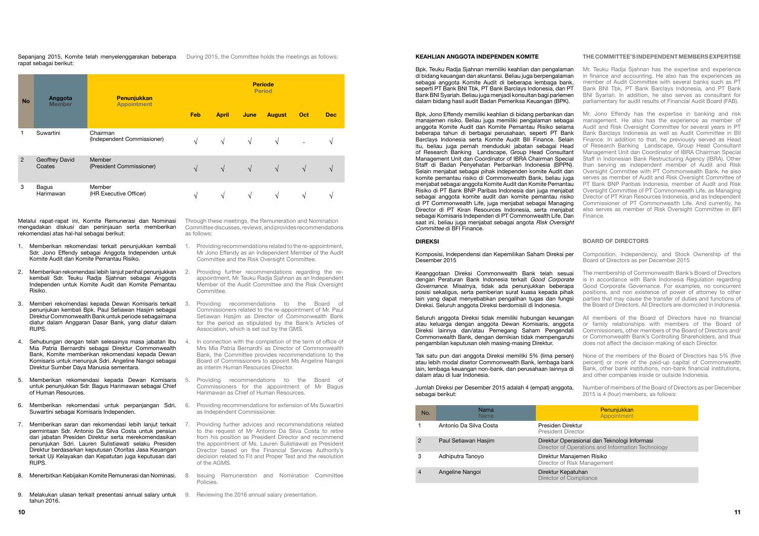Sepanjang 2015, Komite telah menyelenggarakan beberapa rapat sebagai berikut:

During 2015, the Committee holds the meetings as follows:

| No | Anggota / Member | Penunjukkan / Appointment | Periode / Period | | | | | |
|---|---|---|---|---|---|---|---|---|
| | | | Feb | April | June | August | Oct | Dec |
| 1 | Suwartini | Chairman (Independent Commissioner) | √ | √ | √ | √ | - | √ |
| 2 | Geoffrey David Coates | Member (President Commissioner) | √ | √ | √ | √ | √ | √ |
| 3 | Bagus Harimawan | Member (HR Executive Officer) | √ | √ | √ | √ | √ | √ |

Melalui rapat-rapat ini, Komite Remunerasi dan Nominasi mengadakan diskusi dan peninjauan serta memberikan rekomendasi atas hal-hal sebagai berikut:

1. Memberikan rekomendasi terkait penunjukkan kembali Sdr. Jono Effendy sebagai Anggota Independen untuk Komite Audit dan Komite Pemantau Risiko.
2. Memberikan rekomendasi lebih lanjut perihal penunjukkan kembali Sdr. Teuku Radja Sjahnan sebagai Anggota Independen untuk Komite Audit dan Komite Pemantau Risiko.
3. Memberi rekomendasi kepada Dewan Komisaris terkait penunjukkan kembali Bpk. Paul Setiawan Hasjim sebagai Direktur Commonwealth Bank untuk periode sebagaimana diatur dalam Anggaran Dasar Bank, yang diatur dalam RUPS.
4. Sehubungan dengan telah selesainya masa jabatan Ibu Mia Patria Bernardhi sebagai Direktur Commonwealth Bank, Komite memberikan rekomendasi kepada Dewan Komisaris untuk menunjuk Sdri. Angeline Nangoi sebagai Direktur Sumber Daya Manusia sementara.
5. Memberikan rekomendasi kepada Dewan Komisaris untuk penunjukkan Sdr. Bagus Harimawan sebagai Chief of Human Resources.
6. Memberikan rekomendasi untuk perpanjangan Sdri. Suwartini sebagai Komisaris Independen.
7. Memberikan saran dan rekomendasi lebih lanjut terkait permintaan Sdr. Antonio Da Silva Costa untuk pensiun dari jabatan Presiden Direktur serta merekomendasikan penunjukkan Sdri. Lauren Sulistiawati selaku Presiden Direktur berdasarkan keputusan Otoritas Jasa Keuangan terkait Uji Kelayakan dan Kepatutan juga keputusan dari RUPS.
8. Menerbitkan Kebijakan Komite Remunerasi dan Nominasi.
9. Melakukan ulasan terkait presentasi annual salary untuk tahun 2016.

Through these meetings, the Remuneration and Nomination Committee discusses, reviews, and provides recommendations as follows:

1. Providing recommendations related to the re-appointment, Mr Jono Effendy as an Independent Member of the Audit Committee and the Risk Oversight Committee.
2. Providing further recommendations regarding the re-appointment, Mr Teuku Radja Sjahnan as an Independent Member of the Audit Committee and the Risk Oversight Committee.
3. Providing recommendations to the Board of Commissioners related to the re-appointment of Mr. Paul Setiawan Hasjim as Director of Commonwealth Bank for the period as stipulated by the Bank's Articles of Association, which is set out by the GMS.
4. In connection with the completion of the term of office of Mrs Mia Patria Bernardhi as Director of Commonwealth Bank, the Committee provides recommendations to the Board of Commissioners to appoint Ms Angeline Nangoi as interim Human Resources Director.
5. Providing recommendations to the Board of Commissioners for the appointment of Mr Bagus Harimawan as Chief of Human Resources.
6. Providing recommendations for extension of Ms Suwartini as Independent Commissioner.
7. Providing further advices and recommendations related to the request of Mr Antonio Da Silva Costa to retire from his position as President Director and recommend the appointment of Ms. Lauren Sulistiawati as President Director based on the Financial Services Authority's decision related to Fit and Proper Test and the resolution of the AGMS.
8. Issuing Remuneration and Nomination Committee Policies.
9. Reviewing the 2016 annual salary presentation.

## KEAHLIAN ANGGOTA INDEPENDEN KOMITE

Bpk. Teuku Radja Sjahnan memiliki keahlian dan pengalaman di bidang keuangan dan akuntansi. Beliau juga berpengalaman sebagai anggota Komite Audit di beberapa lembaga bank, seperti PT Bank BNI Tbk, PT Bank Barclays Indonesia, dan PT Bank BNI Syariah. Beliau juga menjadi konsultan bagi parlemen dalam bidang hasil audit Badan Pemeriksa Keuangan (BPK).

Bpk. Jono Effendy memiliki keahlian di bidang perbankan dan manajemen risiko. Beliau juga memiliki pengalaman sebagai anggota Komite Audit dan Komite Pemantau Risiko selama beberapa tahun di berbagai perusahaan, seperti PT Bank Barclays Indonesia serta Komite Audit BII Finance. Selain itu, beliau juga pernah menduduki jabatan sebagai Head of Research Banking Landscape, Group Head Consultant Management Unit dan Coordinator of IBRA Chairman Special Staff di Badan Penyehatan Perbankan Indonesia (BPPN). Selain menjabat sebagai pihak independen komite Audit dan komite pemantau risiko di Commonwealth Bank, beliau juga menjabat sebagai anggota Komite Audit dan Komite Pemantau Risiko di PT Bank BNP Paribas Indonesia dan juga menjabat sebagai anggota komite audit dan komite pemantau risiko di PT Commonwealth Life, juga menjabat sebagai Managing Director di PT Kiran Resources Indonesia, serta menjabat sebagai Komisaris Independen di PT Commonwealth Life. Dan saat ini, beliau juga menjabat sebagai angota *Risk Oversight Committee* di BFI Finance.

## THE COMMITTEE'S INDEPENDENT MEMBERS EXPERTISE

Mr. Teuku Radja Sjahnan has the expertise and experience in finance and accounting. He also has the experiences as member of Audit Committee with several banks such as PT Bank BNI Tbk, PT Bank Barclays Indonesia, and PT Bank BNI Syariah. In addition, he also serves as consultant for parliamentary for audit results of Financial Audit Board (FAB).

Mr. Jono Effendy has the expertise in banking and risk management. He also has the experience as member of Audit and Risk Oversight Committee for several years in PT Bank Barclays Indonesia as well as Audit Committee in BII Finance. In addition to that, he previously served as Head of Research Banking Landscape, Group Head Consultant Management Unit dan Coordinator of IBRA Chairman Special Staff in Indonesian Bank Restructuring Agency (IBRA). Other than serving as independent member of Audit and Risk Oversight Committee with PT Commonwealth Bank, he also serves as member of Audit and Risk Oversight Committee of PT Bank BNP Paribas Indonesia, member of Audit and Risk Oversight Committee of PT Commonwealth Life, as Managing Director of PT Kiran Resources Indonesia, and as Independent Commissioner of PT Commonwealth Life. And currently, he also serves as member of Risk Oversight Committee in BFI Finance.

## DIREKSI

Komposisi, Independensi dan Kepemilikan Saham Direksi per Desember 2015

Keanggotaan Direksi Commonwealth Bank telah sesuai dengan Peraturan Bank Indonesia terkait *Good Corporate Governance*. Misalnya, tidak ada penunjukkan beberapa posisi sekaligus, serta pemberian surat kuasa kepada pihak lain yang dapat menyebabkan pengalihan tugas dan fungsi Direksi. Seluruh anggota Direksi berdomisili di Indonesia.

Seluruh anggota Direksi tidak memiliki hubungan keuangan atau keluarga dengan anggota Dewan Komisaris, anggota Direksi lainnya dan/atau Pemegang Saham Pengendali Commonwealth Bank, dengan demikian tidak mempengaruhi pengambilan keputusan oleh masing-masing Direktur.

Tak satu pun dari anggota Direksi memiliki 5% (lima persen) atau lebih modal disetor Commonwealth Bank, lembaga bank lain, lembaga keuangan non-bank, dan perusahaan lainnya di dalam atau di luar Indonesia.

Jumlah Direksi per Desember 2015 adalah 4 (empat) anggota, sebagai berikut:

## BOARD OF DIRECTORS

Composition, Independency, and Stock Ownership of the Board of Directors as per December 2015

The membership of Commonwealth Bank's Board of Directors is in accordance with Bank Indonesia Regulation regarding Good Corporate Governance. For examples, no concurrent positions, and non existence of power of attorney to other parties that may cause the transfer of duties and functions of the Board of Directors. All Directors are domiciled in Indonesia.

All members of the Board of Directors have no financial or family relationships with members of the Board of Commissioners, other members of the Board of Directors and/or Commonwealth Bank's Controlling Shareholders, and thus does not affect the decision making of each Director.

None of the members of the Board of Directors has 5% (five percent) or more of the paid-up capital of Commonwealth Bank, other bank institutions, non-bank financial institutions, and other companies inside or outside Indonesia.

Number of members of the Board of Directors as per December 2015 is 4 (four) members, as follows:

| No. | Nama / Name | Penunjukkan / Appointment |
|---|---|---|
| 1 | Antonio Da Silva Costa | Presiden Direktur / President Director |
| 2 | Paul Setiawan Hasjim | Direktur Operasional dan Teknologi Informasi / Director of Operations and Information Technology |
| 3 | Adhiputra Tanoyo | Direktur Manajemen Risiko / Director of Risk Management |
| 4 | Angeline Nangoi | Direktur Kepatuhan / Director of Compliance |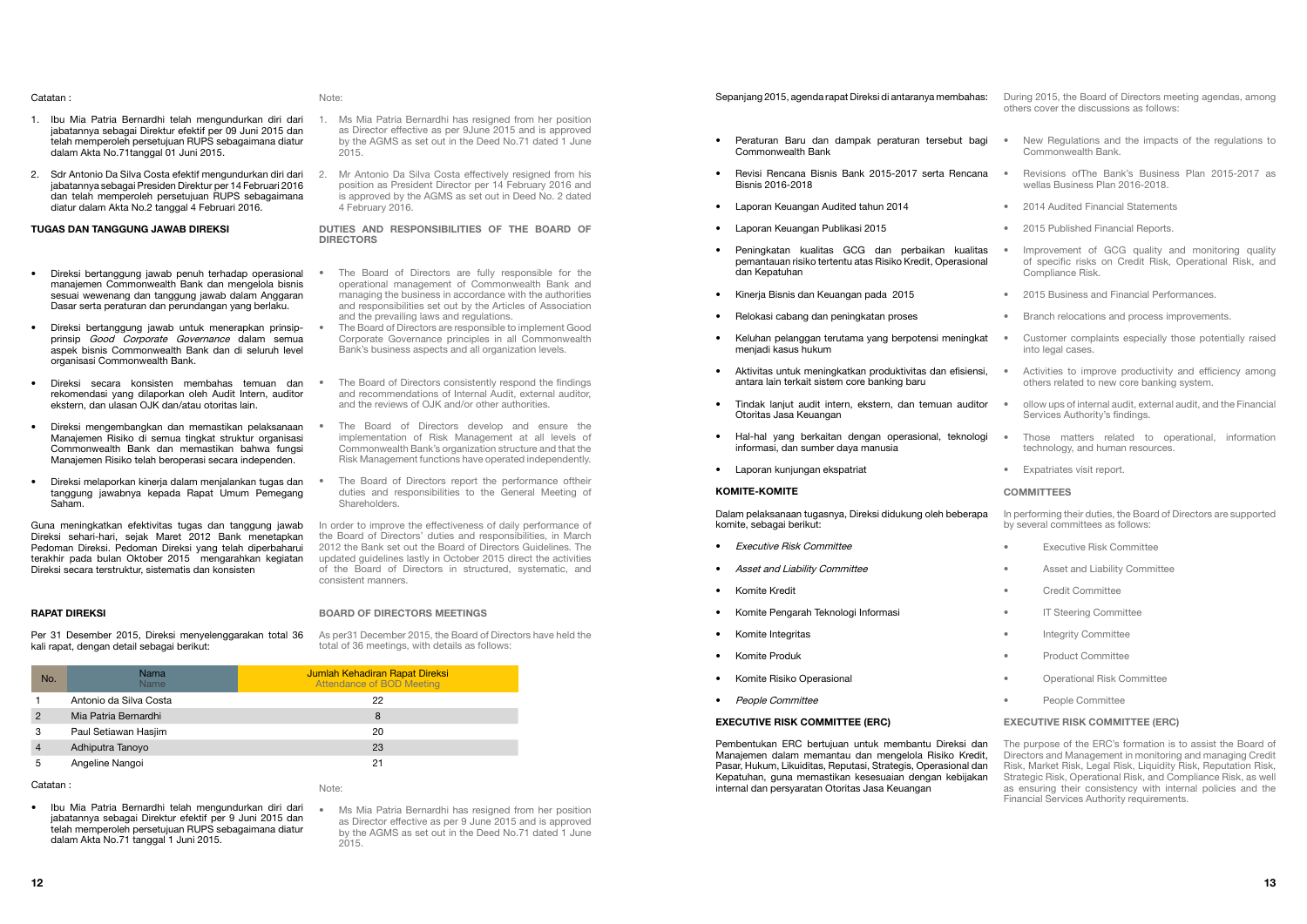Catatan :

1. Ibu Mia Patria Bernardhi telah mengundurkan diri dari jabatannya sebagai Direktur efektif per 09 Juni 2015 dan telah memperoleh persetujuan RUPS sebagaimana diatur dalam Akta No.71tanggal 01 Juni 2015.
2. Sdr Antonio Da Silva Costa efektif mengundurkan diri dari jabatannya sebagai Presiden Direktur per 14 Februari 2016 dan telah memperoleh persetujuan RUPS sebagaimana diatur dalam Akta No.2 tanggal 4 Februari 2016.

Note:

1. Ms Mia Patria Bernardhi has resigned from her position as Director effective as per 9June 2015 and is approved by the AGMS as set out in the Deed No.71 dated 1 June 2015.
2. Mr Antonio Da Silva Costa effectively resigned from his position as President Director per 14 February 2016 and is approved by the AGMS as set out in Deed No. 2 dated 4 February 2016.

## TUGAS DAN TANGGUNG JAWAB DIREKSI

- Direksi bertanggung jawab penuh terhadap operasional manajemen Commonwealth Bank dan mengelola bisnis sesuai wewenang dan tanggung jawab dalam Anggaran Dasar serta peraturan dan perundangan yang berlaku.
- Direksi bertanggung jawab untuk menerapkan prinsip-prinsip *Good Corporate Governance* dalam semua aspek bisnis Commonwealth Bank dan di seluruh level organisasi Commonwealth Bank.
- Direksi secara konsisten membahas temuan dan rekomendasi yang dilaporkan oleh Audit Intern, auditor ekstern, dan ulasan OJK dan/atau otoritas lain.
- Direksi mengembangkan dan memastikan pelaksanaan Manajemen Risiko di semua tingkat struktur organisasi Commonwealth Bank dan memastikan bahwa fungsi Manajemen Risiko telah beroperasi secara independen.
- Direksi melaporkan kinerja dalam menjalankan tugas dan tanggung jawabnya kepada Rapat Umum Pemegang Saham.

Guna meningkatkan efektivitas tugas dan tanggung jawab Direksi sehari-hari, sejak Maret 2012 Bank menetapkan Pedoman Direksi. Pedoman Direksi yang telah diperbaharui terakhir pada bulan Oktober 2015 mengarahkan kegiatan Direksi secara terstruktur, sistematis dan konsisten

## DUTIES AND RESPONSIBILITIES OF THE BOARD OF DIRECTORS

- The Board of Directors are fully responsible for the operational management of Commonwealth Bank and managing the business in accordance with the authorities and responsibilities set out by the Articles of Association and the prevailing laws and regulations.
- The Board of Directors are responsible to implement Good Corporate Governance principles in all Commonwealth Bank's business aspects and all organization levels.
- The Board of Directors consistently respond the findings and recommendations of Internal Audit, external auditor, and the reviews of OJK and/or other authorities.
- The Board of Directors develop and ensure the implementation of Risk Management at all levels of Commonwealth Bank's organization structure and that the Risk Management functions have operated independently.
- The Board of Directors report the performance oftheir duties and responsibilities to the General Meeting of Shareholders.

In order to improve the effectiveness of daily performance of the Board of Directors' duties and responsibilities, in March 2012 the Bank set out the Board of Directors Guidelines. The updated guidelines lastly in October 2015 direct the activities of the Board of Directors in structured, systematic, and consistent manners.

## RAPAT DIREKSI

Per 31 Desember 2015, Direksi menyelenggarakan total 36 kali rapat, dengan detail sebagai berikut:

## BOARD OF DIRECTORS MEETINGS

As per31 December 2015, the Board of Directors have held the total of 36 meetings, with details as follows:

| No. | Nama / Name | Jumlah Kehadiran Rapat Direksi / Attendance of BOD Meeting |
|---|---|---|
| 1 | Antonio da Silva Costa | 22 |
| 2 | Mia Patria Bernardhi | 8 |
| 3 | Paul Setiawan Hasjim | 20 |
| 4 | Adhiputra Tanoyo | 23 |
| 5 | Angeline Nangoi | 21 |

Catatan :

- Ibu Mia Patria Bernardhi telah mengundurkan diri dari jabatannya sebagai Direktur efektif per 9 Juni 2015 dan telah memperoleh persetujuan RUPS sebagaimana diatur dalam Akta No.71 tanggal 1 Juni 2015.

Note:

- Ms Mia Patria Bernardhi has resigned from her position as Director effective as per 9 June 2015 and is approved by the AGMS as set out in the Deed No.71 dated 1 June 2015.

Sepanjang 2015, agenda rapat Direksi di antaranya membahas:

- Peraturan Baru dan dampak peraturan tersebut bagi Commonwealth Bank
- Revisi Rencana Bisnis Bank 2015-2017 serta Rencana Bisnis 2016-2018
- Laporan Keuangan Audited tahun 2014
- Laporan Keuangan Publikasi 2015
- Peningkatan kualitas GCG dan perbaikan kualitas pemantauan risiko tertentu atas Risiko Kredit, Operasional dan Kepatuhan
- Kinerja Bisnis dan Keuangan pada 2015
- Relokasi cabang dan peningkatan proses
- Keluhan pelanggan terutama yang berpotensi meningkat menjadi kasus hukum
- Aktivitas untuk meningkatkan produktivitas dan efisiensi, antara lain terkait sistem core banking baru
- Tindak lanjut audit intern, ekstern, dan temuan auditor Otoritas Jasa Keuangan
- Hal-hal yang berkaitan dengan operasional, teknologi informasi, dan sumber daya manusia
- Laporan kunjungan ekspatriat

During 2015, the Board of Directors meeting agendas, among others cover the discussions as follows:

- New Regulations and the impacts of the regulations to Commonwealth Bank.
- Revisions ofThe Bank's Business Plan 2015-2017 as wellas Business Plan 2016-2018.
- 2014 Audited Financial Statements
- 2015 Published Financial Reports.
- Improvement of GCG quality and monitoring quality of specific risks on Credit Risk, Operational Risk, and Compliance Risk.
- 2015 Business and Financial Performances.
- Branch relocations and process improvements.
- Customer complaints especially those potentially raised into legal cases.
- Activities to improve productivity and efficiency among others related to new core banking system.
- ollow ups of internal audit, external audit, and the Financial Services Authority's findings.
- Those matters related to operational, information technology, and human resources.
- Expatriates visit report.

## KOMITE-KOMITE

Dalam pelaksanaan tugasnya, Direksi didukung oleh beberapa komite, sebagai berikut:

- *Executive Risk Committee*
- *Asset and Liability Committee*
- Komite Kredit
- Komite Pengarah Teknologi Informasi
- Komite Integritas
- Komite Produk
- Komite Risiko Operasional
- *People Committee*

## COMMITTEES

In performing their duties, the Board of Directors are supported by several committees as follows:

- Executive Risk Committee
- Asset and Liability Committee
- Credit Committee
- IT Steering Committee
- Integrity Committee
- Product Committee
- Operational Risk Committee
- People Committee

## EXECUTIVE RISK COMMITTEE (ERC)

Pembentukan ERC bertujuan untuk membantu Direksi dan Manajemen dalam memantau dan mengelola Risiko Kredit, Pasar, Hukum, Likuiditas, Reputasi, Strategis, Operasional dan Kepatuhan, guna memastikan kesesuaian dengan kebijakan internal dan persyaratan Otoritas Jasa Keuangan

## EXECUTIVE RISK COMMITTEE (ERC)

The purpose of the ERC's formation is to assist the Board of Directors and Management in monitoring and managing Credit Risk, Market Risk, Legal Risk, Liquidity Risk, Reputation Risk, Strategic Risk, Operational Risk, and Compliance Risk, as well as ensuring their consistency with internal policies and the Financial Services Authority requirements.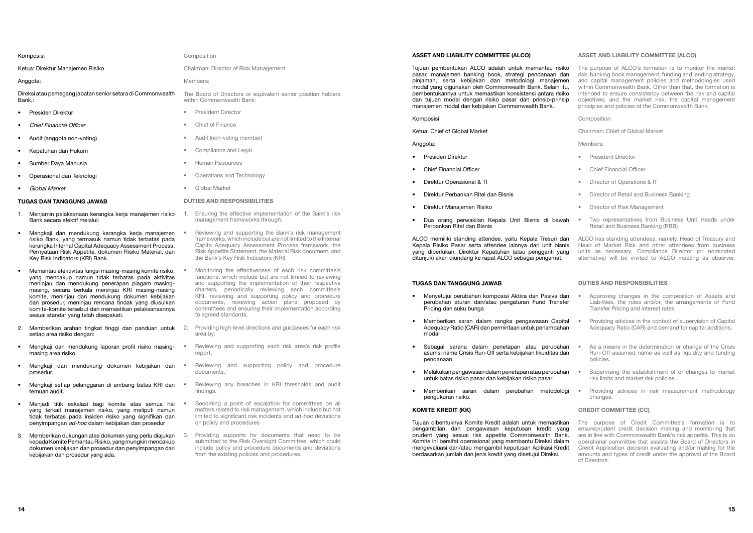Komposisi

Ketua: Direktur Manajemen Risiko

Anggota:

Direksi atau pemegang jabatan senior setara di Commonwealth Bank,:

- Presiden Direktur
- *Chief Financial Officer*
- Audit (anggota non-voting)
- Kepatuhan dan Hukum
- Sumber Daya Manusia
- Operasional dan Teknologi
- *Global Market*

### TUGAS DAN TANGGUNG JAWAB

1. Menjamin pelaksanaan kerangka kerja manajemen risiko Bank secara efektif melalui:

- Mengkaji dan mendukung kerangka kerja manajemen risiko Bank, yang termasuk namun tidak terbatas pada kerangka Internal Capital Adequacy Assessment Process, Pernyataan Risk Appetite, dokumen Risiko Material, dan Key Risk Indicators (KRI) Bank.
- Memantau efektivitas fungsi masing-masing komite risiko, yang mencakup namun tidak terbatas pada aktivitas meninjau dan mendukung penerapan piagam masing-masing, secara berkala meninjau KRI masing-masing komite, meninjau dan mendukung dokumen kebijakan dan prosedur, meninjau rencana tindak yang diusulkan komite-komite tersebut dan memastikan pelaksanaannya sesuai standar yang telah disepakati.

2. Memberikan arahan tingkat tinggi dan panduan untuk setiap area risiko dengan:

- Mengkaji dan mendukung laporan profil risiko masing-masing area risiko.
- Mengkaji dan mendukung dokumen kebijakan dan prosedur.
- Mengkaji setiap pelanggaran di ambang batas KRI dan temuan audit.
- Menjadi titik eskalasi bagi komite atas semua hal yang terkait manajemen risiko, yang meliputi namun tidak terbatas pada insiden risiko yang signifikan dan penyimpangan *ad-hoc* dalam kebijakan dan prosedur

3. Memberikan dukungan atas dokumen yang perlu diajukan kepada Komite Pemantau Risiko, yang mungkin mencakup dokumen kebijakan dan prosedur dan penyimpangan dari kebijakan dan prosedur yang ada.

Composition

Chairman: Director of Risk Management

Members:

The Board of Directors or equivalent senior position holders within Commonwealth Bank:

- President Director
- Chief of Finance
- Audit (non-voting member)
- Compliance and Legal
- Human Resources
- Operations and Technology
- Global Market

### DUTIES AND RESPONSIBILITIES

1. Ensuring the effective implementation of the Bank's risk management frameworks through:

- Reviewing and supporting the Bank's risk management frameworks, which include but are not limited to the Internal Capita Adequacy Assessment Process framework, the Risk Appetite Statement, the Material Risk document, and the Bank's Key Risk Indicators (KRI).
- Monitoring the effectiveness of each risk committee's functions, which include but are not limited to reviewing and supporting the implementation of their respective charters, periodically reviewing each committee's KRI, reviewing and supporting policy and procedure documents, reviewing action plans proposed by committees and ensuring their implementation according to agreed standards.

2. Providing high-level directions and guidances for each risk area by:

- Reviewing and supporting each risk area's risk profile report.
- Reviewing and supporting policy and procedure documents.
- Reviewing any breaches in KRI thresholds and audit findings.
- Becoming a point of escalation for committees on all matters related to risk management, which include but not limited to significant risk incidents and ad-hoc deviations on policy and procedures

3. Providing supports for documents that need to be submitted to the Risk Oversight Committee, which could include policy and procedure documents and deviations from the existing policies and procedures.

### ASSET AND LIABILITY COMMITTEE (ALCO)

Tujuan pembentukan ALCO adalah untuk memantau risiko pasar, manajemen banking book, strategi pendanaan dan pinjaman, serta kebijakan dan metodologi manajemen modal yang digunakan oleh Commonwealth Bank. Selain itu, pembentukannya untuk memastikan konsistensi antara risiko dan tujuan modal dengan risiko pasar dan prinsip-prinsip manajemen modal dan kebijakan Commonwealth Bank.

Komposisi

Ketua: Chief of Global Market

Anggota:

- Presiden Direktur
- Chief Financial Officer
- Direktur Operasional & TI
- Direktur Perbankan Ritel dan Bisnis
- Direktur Manajemen Risiko
- Dua orang perwakilan Kepala Unit Bisnis di bawah Perbankan Ritel dan Bisnis

ALCO memiliki standing attendee, yaitu Kepala Tresuri dan Kepala Risiko Pasar serta attendee lainnya dari unit bisnis yang diperlukan. Direktur Kepatuhan (atau pengganti yang ditunjuk) akan diundang ke rapat ALCO sebagai pengamat.

### ASSET AND LIABILITY COMMITTEE (ALCO)

The purpose of ALCO's formation is to monitor the market risk, banking book management, funding and lending strategy, and capital management policies and methodologies used within Commonwealth Bank. Other than that, the formation is intended to ensure consistency between the risk and capital objectives, and the market risk, the capital management principles and policies of the Commonwealth Bank.

Composition

Chairman: Chief of Global Market

Members:

- President Director
- Chief Financial Officer
- Director of Operations & IT
- Director of Retail and Business Banking
- Director of Risk Management
- Two representatives from Business Unit Heads under Retail and Business Banking (RBB)

ALCO has standing attendees, namely, Head of Treasury and Head of Market Risk and other attendees from business units as necessary. Compliance Director (or nominated alternative) will be invited to ALCO meeting as observer.

### TUGAS DAN TANGGUNG JAWAB

- Menyetujui perubahan komposisi Aktiva dan Pasiva dan perubahan aturan dan/atau pengaturan Fund Transfer Pricing dan suku bunga
- Memberikan saran dalam rangka pengawasan Capital Adequacy Ratio (CAR) dan permintaan untuk penambahan modal
- Sebagai sarana dalam penetapan atau perubahan asumsi name Crisis Run-Off serta kebijakan likuiditas dan pendanaan
- Melakukan pengawasan dalam penetapan atau perubahan untuk batas risiko pasar dan kebijakan risiko pasar
- Memberikan saran dalam perubahan metodologi pengukuran risiko.

### DUTIES AND RESPONSIBILITIES

- Approving changes in the composition of Assets and Liabilities, the rules and/or, the arrangements of Fund Transfer Pricing and interest rates.
- Providing advices in the context of supervision of Capital Adequacy Ratio (CAR) and demand for capital additions.
- As a means in the determination or change of the Crisis Run-Off assumed name as well as liquidity and funding policies.
- Supervising the establishment of or changes to market risk limits and market risk policies.
- Providing advices in risk measurement methodology changes.

### KOMITE KREDIT (KK)

Tujuan dibentuknya Komite Kredit adalah untuk memastikan pengambilan dan pengawasan keputusan kredit yang prudent yang sesuai risk appetite Commonwealth Bank. Komite ini bersifat operasional yang membantu Direksi dalam mengevaluasi dan/atau mengambil keputusan Aplikasi Kredit berdasarkan jumlah dan jenis kredit yang disetujui Direksi.

### CREDIT COMMITTEE (CC)

The purpose of Credit Committee's formation is to ensureprudent credit decision making and monitoring that are in line with Commonwealth Bank's risk appetite. This is an operational committee that assists the Board of Directors in Credit Application decision evaluating and/or making for the amounts and types of credit under the approval of the Board of Directors.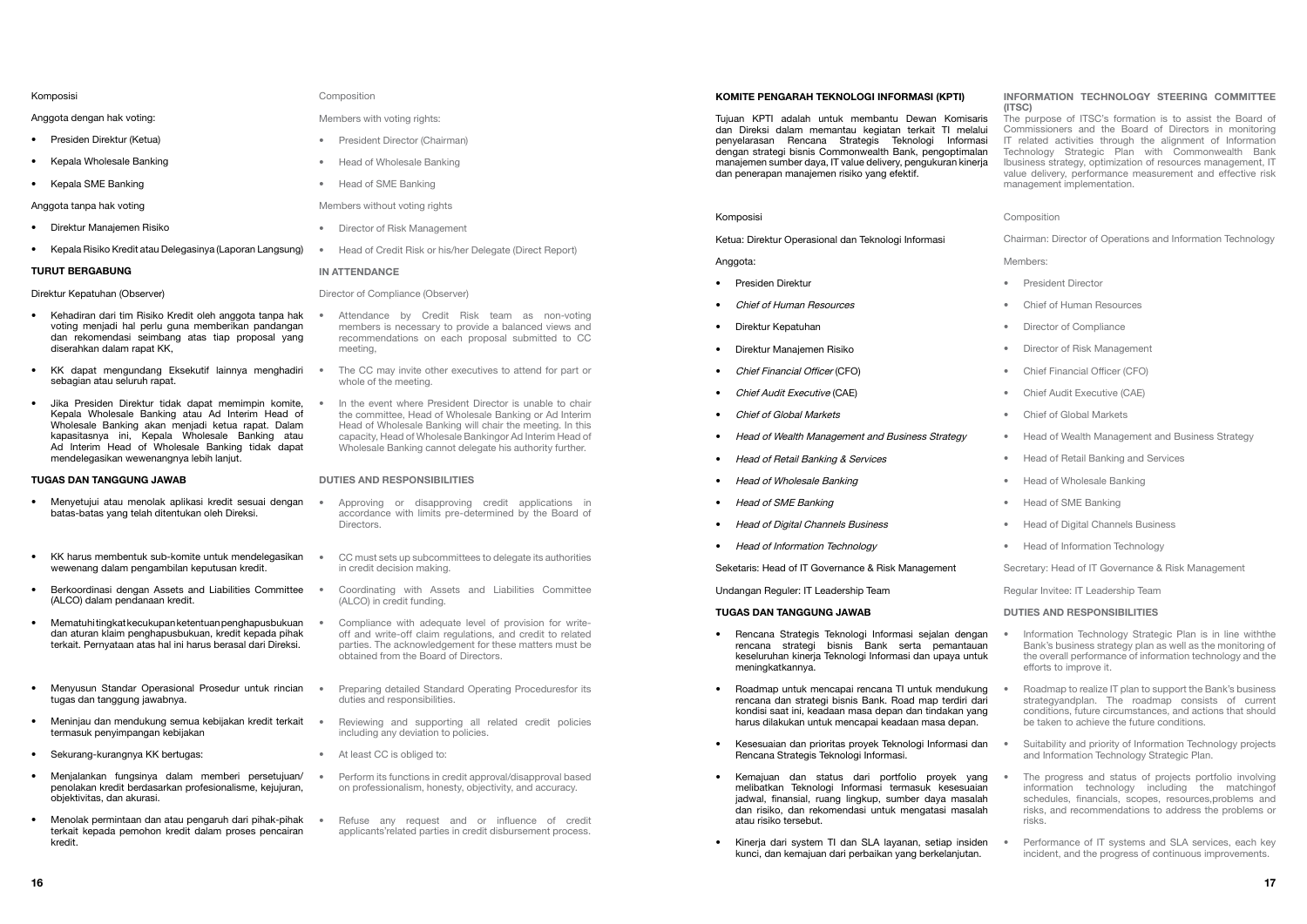Komposisi

Anggota dengan hak voting:

- Presiden Direktur (Ketua)
- Kepala Wholesale Banking
- Kepala SME Banking

Anggota tanpa hak voting

- Direktur Manajemen Risiko
- Kepala Risiko Kredit atau Delegasinya (Laporan Langsung)

**TURUT BERGABUNG**

Direktur Kepatuhan (Observer)

- Kehadiran dari tim Risiko Kredit oleh anggota tanpa hak voting menjadi hal perlu guna memberikan pandangan dan rekomendasi seimbang atas tiap proposal yang diserahkan dalam rapat KK,
- KK dapat mengundang Eksekutif lainnya menghadiri sebagian atau seluruh rapat.
- Jika Presiden Direktur tidak dapat memimpin komite, Kepala Wholesale Banking atau Ad Interim Head of Wholesale Banking akan menjadi ketua rapat. Dalam kapasitasnya ini, Kepala Wholesale Banking atau Ad Interim Head of Wholesale Banking tidak dapat mendelegasikan wewenangnya lebih lanjut.

**TUGAS DAN TANGGUNG JAWAB**

- Menyetujui atau menolak aplikasi kredit sesuai dengan batas-batas yang telah ditentukan oleh Direksi.
- KK harus membentuk sub-komite untuk mendelegasikan wewenang dalam pengambilan keputusan kredit.
- Berkoordinasi dengan Assets and Liabilities Committee (ALCO) dalam pendanaan kredit.
- Mematuhi tingkat kecukupan ketentuan penghapusbukuan dan aturan klaim penghapusbukuan, kredit kepada pihak terkait. Pernyataan atas hal ini harus berasal dari Direksi.
- Menyusun Standar Operasional Prosedur untuk rincian tugas dan tanggung jawabnya.
- Meninjau dan mendukung semua kebijakan kredit terkait termasuk penyimpangan kebijakan
- Sekurang-kurangnya KK bertugas:
- Menjalankan fungsinya dalam memberi persetujuan/ penolakan kredit berdasarkan profesionalisme, kejujuran, objektivitas, dan akurasi.
- Menolak permintaan dan atau pengaruh dari pihak-pihak terkait kepada pemohon kredit dalam proses pencairan kredit.

Composition

Members with voting rights:

- President Director (Chairman)
- Head of Wholesale Banking
- Head of SME Banking

Members without voting rights

- Director of Risk Management
- Head of Credit Risk or his/her Delegate (Direct Report)

**IN ATTENDANCE**

Director of Compliance (Observer)

- Attendance by Credit Risk team as non-voting members is necessary to provide a balanced views and recommendations on each proposal submitted to CC meeting,
- The CC may invite other executives to attend for part or whole of the meeting.
- In the event where President Director is unable to chair the committee, Head of Wholesale Banking or Ad Interim Head of Wholesale Banking will chair the meeting. In this capacity, Head of Wholesale Bankingor Ad Interim Head of Wholesale Banking cannot delegate his authority further.

**DUTIES AND RESPONSIBILITIES**

- Approving or disapproving credit applications in accordance with limits pre-determined by the Board of Directors.
- CC must sets up subcommittees to delegate its authorities in credit decision making.
- Coordinating with Assets and Liabilities Committee (ALCO) in credit funding.
- Compliance with adequate level of provision for write-off and write-off claim regulations, and credit to related parties. The acknowledgement for these matters must be obtained from the Board of Directors.
- Preparing detailed Standard Operating Proceduresfor its duties and responsibilities.
- Reviewing and supporting all related credit policies including any deviation to policies.
- At least CC is obliged to:
- Perform its functions in credit approval/disapproval based on professionalism, honesty, objectivity, and accuracy.
- Refuse any request and or influence of credit applicants'related parties in credit disbursement process.

**KOMITE PENGARAH TEKNOLOGI INFORMASI (KPTI)**

Tujuan KPTI adalah untuk membantu Dewan Komisaris dan Direksi dalam memantau kegiatan terkait TI melalui penyelarasan Rencana Strategis Teknologi Informasi dengan strategi bisnis Commonwealth Bank, pengoptimalan manajemen sumber daya, IT value delivery, pengukuran kinerja dan penerapan manajemen risiko yang efektif.

Komposisi

Ketua: Direktur Operasional dan Teknologi Informasi

Anggota:

- Presiden Direktur
- *Chief of Human Resources*
- Direktur Kepatuhan
- Direktur Manajemen Risiko
- *Chief Financial Officer* (CFO)
- *Chief Audit Executive* (CAE)
- *Chief of Global Markets*
- *Head of Wealth Management and Business Strategy*
- *Head of Retail Banking & Services*
- *Head of Wholesale Banking*
- *Head of SME Banking*
- *Head of Digital Channels Business*
- *Head of Information Technology*

Seketaris: Head of IT Governance & Risk Management

Undangan Reguler: IT Leadership Team

**TUGAS DAN TANGGUNG JAWAB**

- Rencana Strategis Teknologi Informasi sejalan dengan rencana strategi bisnis Bank serta pemantauan keseluruhan kinerja Teknologi Informasi dan upaya untuk meningkatkannya.
- Roadmap untuk mencapai rencana TI untuk mendukung rencana dan strategi bisnis Bank. Road map terdiri dari kondisi saat ini, keadaan masa depan dan tindakan yang harus dilakukan untuk mencapai keadaan masa depan.
- Kesesuaian dan prioritas proyek Teknologi Informasi dan Rencana Strategis Teknologi Informasi.
- Kemajuan dan status dari portfolio proyek yang melibatkan Teknologi Informasi termasuk kesesuaian jadwal, finansial, ruang lingkup, sumber daya masalah dan risiko, dan rekomendasi untuk mengatasi masalah atau risiko tersebut.
- Kinerja dari system TI dan SLA layanan, setiap insiden kunci, dan kemajuan dari perbaikan yang berkelanjutan.

**INFORMATION TECHNOLOGY STEERING COMMITTEE (ITSC)**

The purpose of ITSC's formation is to assist the Board of Commissioners and the Board of Directors in monitoring IT related activities through the alignment of Information Technology Strategic Plan with Commonwealth Bank Ibusiness strategy, optimization of resources management, IT value delivery, performance measurement and effective risk management implementation.

Composition

Chairman: Director of Operations and Information Technology

Members:

- President Director
- Chief of Human Resources
- Director of Compliance
- Director of Risk Management
- Chief Financial Officer (CFO)
- Chief Audit Executive (CAE)
- Chief of Global Markets
- Head of Wealth Management and Business Strategy
- Head of Retail Banking and Services
- Head of Wholesale Banking
- Head of SME Banking
- Head of Digital Channels Business
- Head of Information Technology

Secretary: Head of IT Governance & Risk Management

Regular Invitee: IT Leadership Team

**DUTIES AND RESPONSIBILITIES**

- Information Technology Strategic Plan is in line withthe Bank's business strategy plan as well as the monitoring of the overall performance of information technology and the efforts to improve it.
- Roadmap to realize IT plan to support the Bank's business strategyandplan. The roadmap consists of current conditions, future circumstances, and actions that should be taken to achieve the future conditions.
- Suitability and priority of Information Technology projects and Information Technology Strategic Plan.
- The progress and status of projects portfolio involving information technology including the matchingof schedules, financials, scopes, resources,problems and risks, and recommendations to address the problems or risks.
- Performance of IT systems and SLA services, each key incident, and the progress of continuous improvements.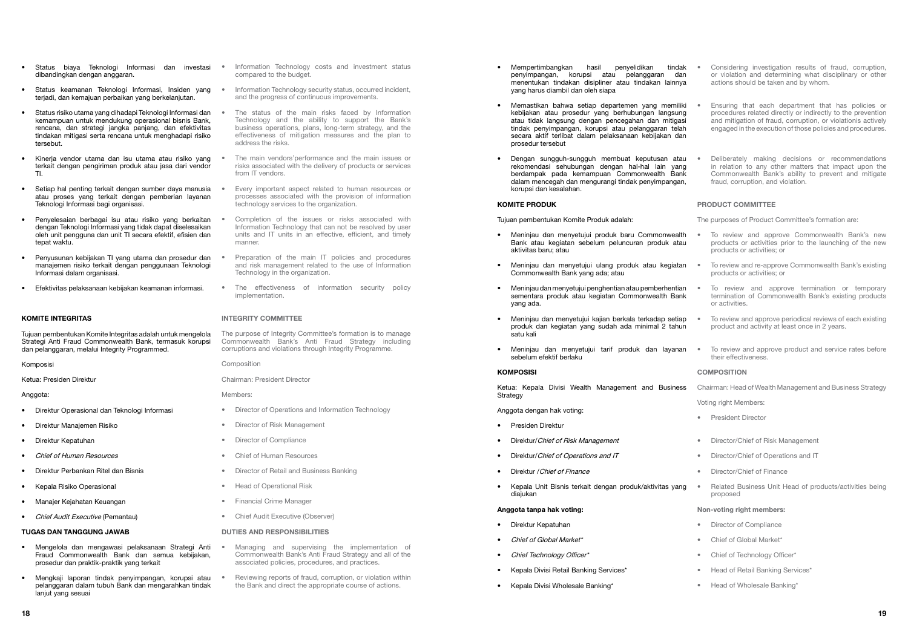- Status biaya Teknologi Informasi dan investasi dibandingkan dengan anggaran.
- Status keamanan Teknologi Informasi, Insiden yang terjadi, dan kemajuan perbaikan yang berkelanjutan.
- Status risiko utama yang dihadapi Teknologi Informasi dan kemampuan untuk mendukung operasional bisnis Bank, rencana, dan strategi jangka panjang, dan efektivitas tindakan mitigasi serta rencana untuk menghadapi risiko tersebut.
- Kinerja vendor utama dan isu utama atau risiko yang terkait dengan pengiriman produk atau jasa dari vendor TI.
- Setiap hal penting terkait dengan sumber daya manusia atau proses yang terkait dengan pemberian layanan Teknologi Informasi bagi organisasi.
- Penyelesaian berbagai isu atau risiko yang berkaitan dengan Teknologi Informasi yang tidak dapat diselesaikan oleh unit pengguna dan unit TI secara efektif, efisien dan tepat waktu.
- Penyusunan kebijakan TI yang utama dan prosedur dan manajemen risiko terkait dengan penggunaan Teknologi Informasi dalam organisasi.
- Efektivitas pelaksanaan kebijakan keamanan informasi.

- Information Technology costs and investment status compared to the budget.
- Information Technology security status, occurred incident, and the progress of continuous improvements.
- The status of the main risks faced by Information Technology and the ability to support the Bank's business operations, plans, long-term strategy, and the effectiveness of mitigation measures and the plan to address the risks.
- The main vendors'performance and the main issues or risks associated with the delivery of products or services from IT vendors.
- Every important aspect related to human resources or processes associated with the provision of information technology services to the organization.
- Completion of the issues or risks associated with Information Technology that can not be resolved by user units and IT units in an effective, efficient, and timely manner.
- Preparation of the main IT policies and procedures and risk management related to the use of Information Technology in the organization.
- The effectiveness of information security policy implementation.

## KOMITE INTEGRITAS

Tujuan pembentukan Komite Integritas adalah untuk mengelola Strategi Anti Fraud Commonwealth Bank, termasuk korupsi dan pelanggaran, melalui Integrity Programmed.

Komposisi

Ketua: Presiden Direktur

Anggota:

- Direktur Operasional dan Teknologi Informasi
- Direktur Manajemen Risiko
- Direktur Kepatuhan
- *Chief of Human Resources*
- Direktur Perbankan Ritel dan Bisnis
- Kepala Risiko Operasional
- Manajer Kejahatan Keuangan
- *Chief Audit Executive* (Pemantau)

## INTEGRITY COMMITTEE

The purpose of Integrity Committee's formation is to manage Commonwealth Bank's Anti Fraud Strategy including corruptions and violations through Integrity Programme.

Composition

Chairman: President Director

Members:

- Director of Operations and Information Technology
- Director of Risk Management
- Director of Compliance
- Chief of Human Resources
- Director of Retail and Business Banking
- Head of Operational Risk
- Financial Crime Manager
- Chief Audit Executive (Observer)

### TUGAS DAN TANGGUNG JAWAB

- Mengelola dan mengawasi pelaksanaan Strategi Anti Fraud Commonwealth Bank dan semua kebijakan, prosedur dan praktik-praktik yang terkait
- Mengkaji laporan tindak penyimpangan, korupsi atau pelanggaran dalam tubuh Bank dan mengarahkan tindak lanjut yang sesuai
- Mempertimbangkan hasil penyelidikan tindak penyimpangan, korupsi atau pelanggaran dan menentukan tindakan disipliner atau tindakan lainnya yang harus diambil dan oleh siapa
- Memastikan bahwa setiap departemen yang memiliki kebijakan atau prosedur yang berhubungan langsung atau tidak langsung dengan pencegahan dan mitigasi tindak penyimpangan, korupsi atau pelanggaran telah secara aktif terlibat dalam pelaksanaan kebijakan dan prosedur tersebut
- Dengan sungguh-sungguh membuat keputusan atau rekomendasi sehubungan dengan hal-hal lain yang berdampak pada kemampuan Commonwealth Bank dalam mencegah dan mengurangi tindak penyimpangan, korupsi dan kesalahan.

### DUTIES AND RESPONSIBILITIES

- Managing and supervising the implementation of Commonwealth Bank's Anti Fraud Strategy and all of the associated policies, procedures, and practices.
- Reviewing reports of fraud, corruption, or violation within the Bank and direct the appropriate course of actions.
- Considering investigation results of fraud, corruption, or violation and determining what disciplinary or other actions should be taken and by whom.
- Ensuring that each department that has policies or procedures related directly or indirectly to the prevention and mitigation of fraud, corruption, or violationis actively engaged in the execution of those policies and procedures.
- Deliberately making decisions or recommendations in relation to any other matters that impact upon the Commonwealth Bank's ability to prevent and mitigate fraud, corruption, and violation.

## KOMITE PRODUK

Tujuan pembentukan Komite Produk adalah:

- Meninjau dan menyetujui produk baru Commonwealth Bank atau kegiatan sebelum peluncuran produk atau aktivitas baru; atau
- Meninjau dan menyetujui ulang produk atau kegiatan Commonwealth Bank yang ada; atau
- Meninjau dan menyetujui penghentian atau pemberhentian sementara produk atau kegiatan Commonwealth Bank yang ada.
- Meninjau dan menyetujui kajian berkala terkadap setiap produk dan kegiatan yang sudah ada minimal 2 tahun satu kali
- Meninjau dan menyetujui tarif produk dan layanan sebelum efektif berlaku

### KOMPOSISI

Ketua: Kepala Divisi Wealth Management and Business Strategy

Anggota dengan hak voting:

- Presiden Direktur
- Direktur/*Chief of Risk Management*
- Direktur/*Chief of Operations and IT*
- Direktur /*Chief of Finance*
- Kepala Unit Bisnis terkait dengan produk/aktivitas yang diajukan

**Anggota tanpa hak voting:**

- Direktur Kepatuhan
- *Chief of Global Market**
- *Chief Technology Officer**
- Kepala Divisi Retail Banking Services*
- Kepala Divisi Wholesale Banking*

## PRODUCT COMMITTEE

The purposes of Product Committee's formation are:

- To review and approve Commonwealth Bank's new products or activities prior to the launching of the new products or activities; or
- To review and re-approve Commonwealth Bank's existing products or activities; or
- To review and approve termination or temporary termination of Commonwealth Bank's existing products or activities.
- To review and approve periodical reviews of each existing product and activity at least once in 2 years.
- To review and approve product and service rates before their effectiveness.

### COMPOSITION

Chairman: Head of Wealth Management and Business Strategy

Voting right Members:

- President Director
- Director/Chief of Risk Management
- Director/Chief of Operations and IT
- Director/Chief of Finance
- Related Business Unit Head of products/activities being proposed

**Non-voting right members:**

- Director of Compliance
- Chief of Global Market*
- Chief of Technology Officer*
- Head of Retail Banking Services*
- Head of Wholesale Banking*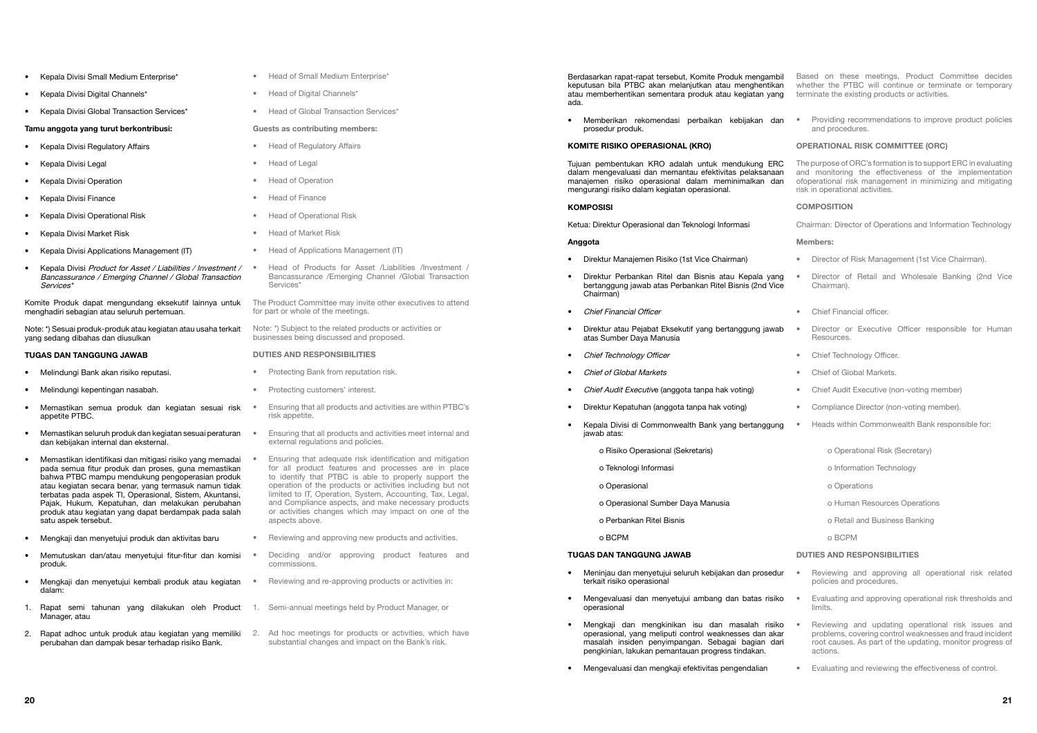- Kepala Divisi Small Medium Enterprise*
- Kepala Divisi Digital Channels*
- Kepala Divisi Global Transaction Services*

**Tamu anggota yang turut berkontribusi:**

- Kepala Divisi Regulatory Affairs
- Kepala Divisi Legal
- Kepala Divisi Operation
- Kepala Divisi Finance
- Kepala Divisi Operational Risk
- Kepala Divisi Market Risk
- Kepala Divisi Applications Management (IT)
- Kepala Divisi *Product for Asset / Liabilities / Investment / Bancassurance / Emerging Channel / Global Transaction Services**

Komite Produk dapat mengundang eksekutif lainnya untuk menghadiri sebagian atau seluruh pertemuan.

Note: *) Sesuai produk-produk atau kegiatan atau usaha terkait yang sedang dibahas dan diusulkan

**TUGAS DAN TANGGUNG JAWAB**

- Melindungi Bank akan risiko reputasi.
- Melindungi kepentingan nasabah.
- Memastikan semua produk dan kegiatan sesuai risk appetite PTBC.
- Memastikan seluruh produk dan kegiatan sesuai peraturan dan kebijakan internal dan eksternal.
- Memastikan identifikasi dan mitigasi risiko yang memadai pada semua fitur produk dan proses, guna memastikan bahwa PTBC mampu mendukung pengoperasian produk atau kegiatan secara benar, yang termasuk namun tidak terbatas pada aspek TI, Operasional, Sistem, Akuntansi, Pajak, Hukum, Kepatuhan, dan melakukan perubahan produk atau kegiatan yang dapat berdampak pada salah satu aspek tersebut.
- Mengkaji dan menyetujui produk dan aktivitas baru
- Memutuskan dan/atau menyetujui fitur-fitur dan komisi produk.
- Mengkaji dan menyetujui kembali produk atau kegiatan dalam:

1. Rapat semi tahunan yang dilakukan oleh Product Manager, atau
2. Rapat adhoc untuk produk atau kegiatan yang memiliki perubahan dan dampak besar terhadap risiko Bank.

- Head of Small Medium Enterprise*
- Head of Digital Channels*
- Head of Global Transaction Services*

**Guests as contributing members:**

- Head of Regulatory Affairs
- Head of Legal
- Head of Operation
- Head of Finance
- Head of Operational Risk
- Head of Market Risk
- Head of Applications Management (IT)
- Head of Products for Asset /Liabilities /Investment / Bancassurance /Emerging Channel /Global Transaction Services*

The Product Committee may invite other executives to attend for part or whole of the meetings.

Note: *) Subject to the related products or activities or businesses being discussed and proposed.

**DUTIES AND RESPONSIBILITIES**

- Protecting Bank from reputation risk.
- Protecting customers' interest.
- Ensuring that all products and activities are within PTBC's risk appetite.
- Ensuring that all products and activities meet internal and external regulations and policies.
- Ensuring that adequate risk identification and mitigation for all product features and processes are in place to identify that PTBC is able to properly support the operation of the products or activities including but not limited to IT, Operation, System, Accounting, Tax, Legal, and Compliance aspects, and make necessary products or activities changes which may impact on one of the aspects above.
- Reviewing and approving new products and activities.
- Deciding and/or approving product features and commissions.
- Reviewing and re-approving products or activities in:

1. Semi-annual meetings held by Product Manager, or
2. Ad hoc meetings for products or activities, which have substantial changes and impact on the Bank's risk.

Berdasarkan rapat-rapat tersebut, Komite Produk mengambil keputusan bila PTBC akan melanjutkan atau menghentikan atau memberhentikan sementara produk atau kegiatan yang ada.

- Memberikan rekomendasi perbaikan kebijakan dan prosedur produk.

**KOMITE RISIKO OPERASIONAL (KRO)**

Tujuan pembentukan KRO adalah untuk mendukung ERC dalam mengevaluasi dan memantau efektivitas pelaksanaan manajemen risiko operasional dalam meminimalkan dan mengurangi risiko dalam kegiatan operasional.

**KOMPOSISI**

Ketua: Direktur Operasional dan Teknologi Informasi

**Anggota**

- Direktur Manajemen Risiko (1st Vice Chairman)
- Direktur Perbankan Ritel dan Bisnis atau Kepala yang bertanggung jawab atas Perbankan Ritel Bisnis (2nd Vice Chairman)
- *Chief Financial Officer*
- Direktur atau Pejabat Eksekutif yang bertanggung jawab atas Sumber Daya Manusia
- *Chief Technology Officer*
- *Chief of Global Markets*
- *Chief Audit Executive* (anggota tanpa hak voting)
- Direktur Kepatuhan (anggota tanpa hak voting)
- Kepala Divisi di Commonwealth Bank yang bertanggung jawab atas:
    - o Risiko Operasional (Sekretaris)
    - o Teknologi Informasi
    - o Operasional
    - o Operasional Sumber Daya Manusia
    - o Perbankan Ritel Bisnis
    - o BCPM

**TUGAS DAN TANGGUNG JAWAB**

- Meninjau dan menyetujui seluruh kebijakan dan prosedur terkait risiko operasional
- Mengevaluasi dan menyetujui ambang dan batas risiko operasional
- Mengkaji dan mengkinikan isu dan masalah risiko operasional, yang meliputi control weaknesses dan akar masalah insiden penyimpangan. Sebagai bagian dari pengkinian, lakukan pemantauan progress tindakan.
- Mengevaluasi dan mengkaji efektivitas pengendalian

Based on these meetings, Product Committee decides whether the PTBC will continue or terminate or temporary terminate the existing products or activities.

- Providing recommendations to improve product policies and procedures.

**OPERATIONAL RISK COMMITTEE (ORC)**

The purpose of ORC's formation is to support ERC in evaluating and monitoring the effectiveness of the implementation ofoperational risk management in minimizing and mitigating risk in operational activities.

**COMPOSITION**

Chairman: Director of Operations and Information Technology

**Members:**

- Director of Risk Management (1st Vice Chairman).
- Director of Retail and Wholesale Banking (2nd Vice Chairman).
- Chief Financial officer.
- Director or Executive Officer responsible for Human Resources.
- Chief Technology Officer.
- Chief of Global Markets.
- Chief Audit Executive (non-voting member)
- Compliance Director (non-voting member).
- Heads within Commonwealth Bank responsible for:
    - o Operational Risk (Secretary)
    - o Information Technology
    - o Operations
    - o Human Resources Operations
    - o Retail and Business Banking
    - o BCPM

**DUTIES AND RESPONSIBILITIES**

- Reviewing and approving all operational risk related policies and procedures.
- Evaluating and approving operational risk thresholds and limits.
- Reviewing and updating operational risk issues and problems, covering control weaknesses and fraud incident root causes. As part of the updating, monitor progress of actions.
- Evaluating and reviewing the effectiveness of control.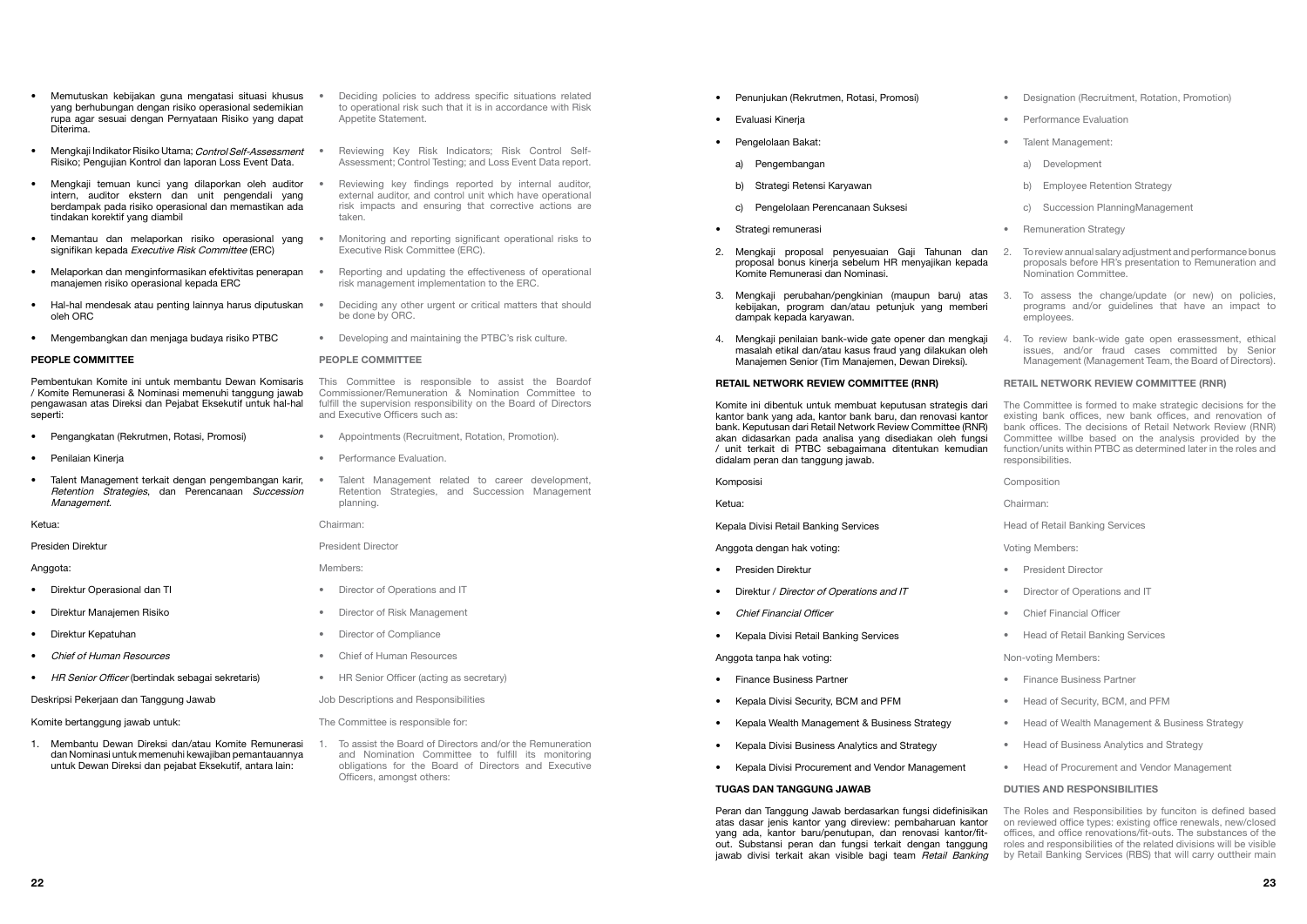- Memutuskan kebijakan guna mengatasi situasi khusus yang berhubungan dengan risiko operasional sedemikian rupa agar sesuai dengan Pernyataan Risiko yang dapat Diterima.
- Mengkaji Indikator Risiko Utama; *Control Self-Assessment* Risiko; Pengujian Kontrol dan laporan Loss Event Data.
- Mengkaji temuan kunci yang dilaporkan oleh auditor intern, auditor ekstern dan unit pengendali yang berdampak pada risiko operasional dan memastikan ada tindakan korektif yang diambil
- Memantau dan melaporkan risiko operasional yang signifikan kepada *Executive Risk Committee* (ERC)
- Melaporkan dan menginformasikan efektivitas penerapan manajemen risiko operasional kepada ERC
- Hal-hal mendesak atau penting lainnya harus diputuskan oleh ORC
- Mengembangkan dan menjaga budaya risiko PTBC

- Deciding policies to address specific situations related to operational risk such that it is in accordance with Risk Appetite Statement.
- Reviewing Key Risk Indicators; Risk Control Self-Assessment; Control Testing; and Loss Event Data report.
- Reviewing key findings reported by internal auditor, external auditor, and control unit which have operational risk impacts and ensuring that corrective actions are taken.
- Monitoring and reporting significant operational risks to Executive Risk Committee (ERC).
- Reporting and updating the effectiveness of operational risk management implementation to the ERC.
- Deciding any other urgent or critical matters that should be done by ORC.
- Developing and maintaining the PTBC's risk culture.

**PEOPLE COMMITTEE**

Pembentukan Komite ini untuk membantu Dewan Komisaris / Komite Remunerasi & Nominasi memenuhi tanggung jawab pengawasan atas Direksi dan Pejabat Eksekutif untuk hal-hal seperti:

- Pengangkatan (Rekrutmen, Rotasi, Promosi)
- Penilaian Kinerja
- Talent Management terkait dengan pengembangan karir, *Retention Strategies*, dan Perencanaan *Succession Management*.

Ketua:

Presiden Direktur

Anggota:

- Direktur Operasional dan TI
- Direktur Manajemen Risiko
- Direktur Kepatuhan
- *Chief of Human Resources*
- *HR Senior Officer* (bertindak sebagai sekretaris)

Deskripsi Pekerjaan dan Tanggung Jawab

Komite bertanggung jawab untuk:

1. Membantu Dewan Direksi dan/atau Komite Remunerasi dan Nominasi untuk memenuhi kewajiban pemantauannya untuk Dewan Direksi dan pejabat Eksekutif, antara lain:
   - Penunjukan (Rekrutmen, Rotasi, Promosi)
   - Evaluasi Kinerja
   - Pengelolaan Bakat:
     a) Pengembangan
     b) Strategi Retensi Karyawan
     c) Pengelolaan Perencanaan Suksesi
   - Strategi remunerasi
2. Mengkaji proposal penyesuaian Gaji Tahunan dan proposal bonus kinerja sebelum HR menyajikan kepada Komite Remunerasi dan Nominasi.
3. Mengkaji perubahan/pengkinian (maupun baru) atas kebijakan, program dan/atau petunjuk yang memberi dampak kepada karyawan.
4. Mengkaji penilaian bank-wide gate opener dan mengkaji masalah etikal dan/atau kasus fraud yang dilakukan oleh Manajemen Senior (Tim Manajemen, Dewan Direksi).

**PEOPLE COMMITTEE**

This Committee is responsible to assist the Boardof Commissioner/Remuneration & Nomination Committee to fulfill the supervision responsibility on the Board of Directors and Executive Officers such as:

- Appointments (Recruitment, Rotation, Promotion).
- Performance Evaluation.
- Talent Management related to career development, Retention Strategies, and Succession Management planning.

Chairman:

President Director

Members:

- Director of Operations and IT
- Director of Risk Management
- Director of Compliance
- Chief of Human Resources
- HR Senior Officer (acting as secretary)

Job Descriptions and Responsibilities

The Committee is responsible for:

1. To assist the Board of Directors and/or the Remuneration and Nomination Committee to fulfill its monitoring obligations for the Board of Directors and Executive Officers, amongst others:
   - Designation (Recruitment, Rotation, Promotion)
   - Performance Evaluation
   - Talent Management:
     a) Development
     b) Employee Retention Strategy
     c) Succession PlanningManagement
   - Remuneration Strategy
2. To review annual salary adjustment and performance bonus proposals before HR's presentation to Remuneration and Nomination Committee.
3. To assess the change/update (or new) on policies, programs and/or guidelines that have an impact to employees.
4. To review bank-wide gate open erassessment, ethical issues, and/or fraud cases committed by Senior Management (Management Team, the Board of Directors).

**RETAIL NETWORK REVIEW COMMITTEE (RNR)**

Komite ini dibentuk untuk membuat keputusan strategis dari kantor bank yang ada, kantor bank baru, dan renovasi kantor bank. Keputusan dari Retail Network Review Committee (RNR) akan didasarkan pada analisa yang disediakan oleh fungsi / unit terkait di PTBC sebagaimana ditentukan kemudian didalam peran dan tanggung jawab.

Komposisi

Ketua:

Kepala Divisi Retail Banking Services

Anggota dengan hak voting:

- Presiden Direktur
- Direktur / *Director of Operations and IT*
- *Chief Financial Officer*
- Kepala Divisi Retail Banking Services

Anggota tanpa hak voting:

- Finance Business Partner
- Kepala Divisi Security, BCM and PFM
- Kepala Wealth Management & Business Strategy
- Kepala Divisi Business Analytics and Strategy
- Kepala Divisi Procurement and Vendor Management

**TUGAS DAN TANGGUNG JAWAB**

Peran dan Tanggung Jawab berdasarkan fungsi didefinisikan atas dasar jenis kantor yang direview: pembaharuan kantor yang ada, kantor baru/penutupan, dan renovasi kantor/fit-out. Substansi peran dan fungsi terkait dengan tanggung jawab divisi terkait akan visible bagi team *Retail Banking*

**RETAIL NETWORK REVIEW COMMITTEE (RNR)**

The Committee is formed to make strategic decisions for the existing bank offices, new bank offices, and renovation of bank offices. The decisions of Retail Network Review (RNR) Committee willbe based on the analysis provided by the function/units within PTBC as determined later in the roles and responsibilities.

Composition

Chairman:

Head of Retail Banking Services

Voting Members:

- President Director
- Director of Operations and IT
- Chief Financial Officer
- Head of Retail Banking Services

Non-voting Members:

- Finance Business Partner
- Head of Security, BCM, and PFM
- Head of Wealth Management & Business Strategy
- Head of Business Analytics and Strategy
- Head of Procurement and Vendor Management

**DUTIES AND RESPONSIBILITIES**

The Roles and Responsibilities by funciton is defined based on reviewed office types: existing office renewals, new/closed offices, and office renovations/fit-outs. The substances of the roles and responsibilities of the related divisions will be visible by Retail Banking Services (RBS) that will carry outtheir main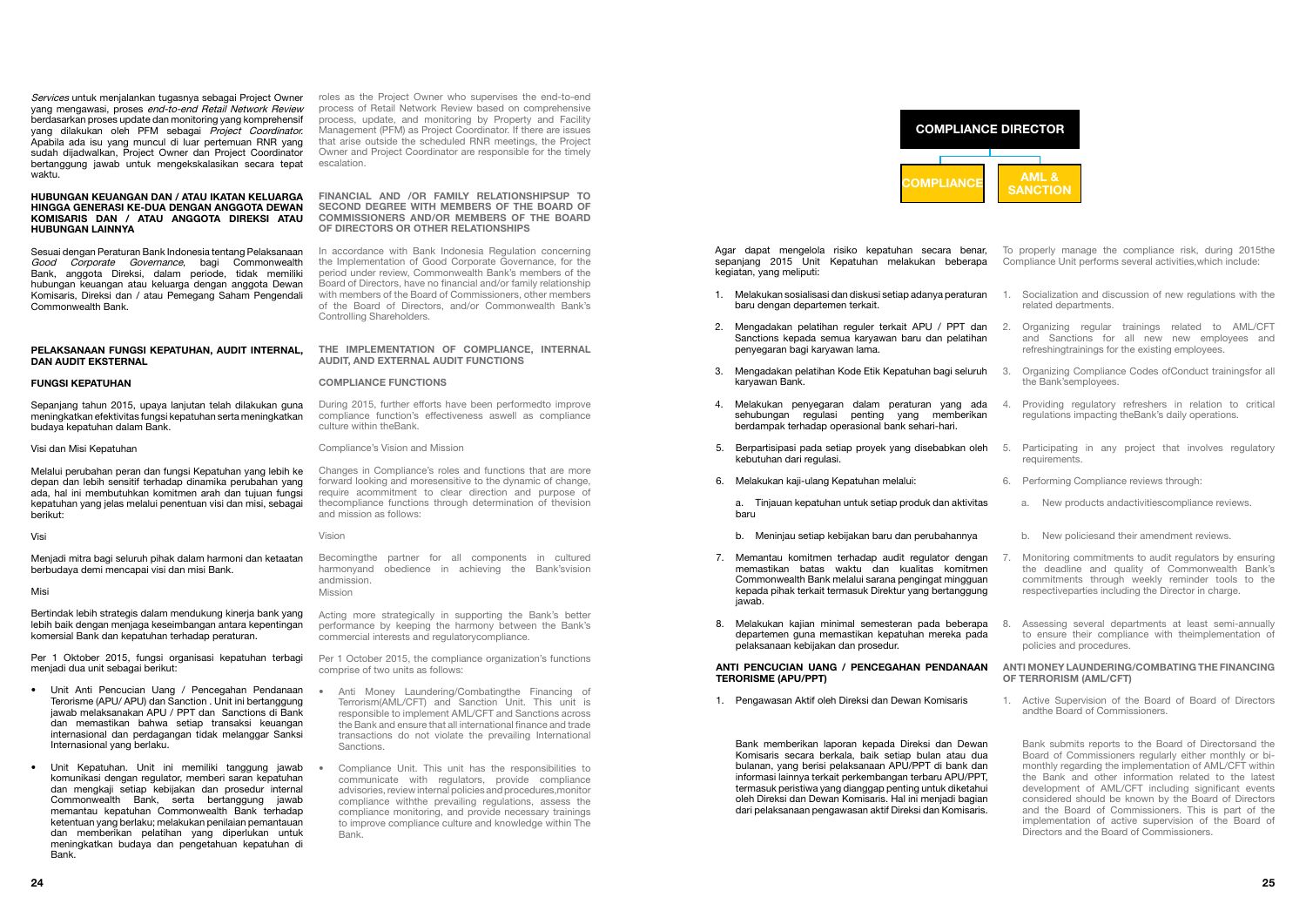*Services* untuk menjalankan tugasnya sebagai Project Owner yang mengawasi, proses *end-to-end Retail Network Review* berdasarkan proses update dan monitoring yang komprehensif yang dilakukan oleh PFM sebagai *Project Coordinator.* Apabila ada isu yang muncul di luar pertemuan RNR yang sudah dijadwalkan, Project Owner dan Project Coordinator bertanggung jawab untuk mengekskalasikan secara tepat waktu.

roles as the Project Owner who supervises the end-to-end process of Retail Network Review based on comprehensive process, update, and monitoring by Property and Facility Management (PFM) as Project Coordinator. If there are issues that arise outside the scheduled RNR meetings, the Project Owner and Project Coordinator are responsible for the timely escalation.

### HUBUNGAN KEUANGAN DAN / ATAU IKATAN KELUARGA HINGGA GENERASI KE-DUA DENGAN ANGGOTA DEWAN KOMISARIS DAN / ATAU ANGGOTA DIREKSI ATAU HUBUNGAN LAINNYA

Sesuai dengan Peraturan Bank Indonesia tentang Pelaksanaan *Good Corporate Governance*, bagi Commonwealth Bank, anggota Direksi, dalam periode, tidak memiliki hubungan keuangan atau keluarga dengan anggota Dewan Komisaris, Direksi dan / atau Pemegang Saham Pengendali Commonwealth Bank.

### FINANCIAL AND /OR FAMILY RELATIONSHIPSUP TO SECOND DEGREE WITH MEMBERS OF THE BOARD OF COMMISSIONERS AND/OR MEMBERS OF THE BOARD OF DIRECTORS OR OTHER RELATIONSHIPS

In accordance with Bank Indonesia Regulation concerning the Implementation of Good Corporate Governance, for the period under review, Commonwealth Bank's members of the Board of Directors, have no financial and/or family relationship with members of the Board of Commissioners, other members of the Board of Directors, and/or Commonwealth Bank's Controlling Shareholders.

### PELAKSANAAN FUNGSI KEPATUHAN, AUDIT INTERNAL, DAN AUDIT EKSTERNAL

#### FUNGSI KEPATUHAN

Sepanjang tahun 2015, upaya lanjutan telah dilakukan guna meningkatkan efektivitas fungsi kepatuhan serta meningkatkan budaya kepatuhan dalam Bank.

Visi dan Misi Kepatuhan

Melalui perubahan peran dan fungsi Kepatuhan yang lebih ke depan dan lebih sensitif terhadap dinamika perubahan yang ada, hal ini membutuhkan komitmen arah dan tujuan fungsi kepatuhan yang jelas melalui penentuan visi dan misi, sebagai berikut:

Visi

Menjadi mitra bagi seluruh pihak dalam harmoni dan ketaatan berbudaya demi mencapai visi dan misi Bank.

Misi

Bertindak lebih strategis dalam mendukung kinerja bank yang lebih baik dengan menjaga keseimbangan antara kepentingan komersial Bank dan kepatuhan terhadap peraturan.

Per 1 Oktober 2015, fungsi organisasi kepatuhan terbagi menjadi dua unit sebagai berikut:

- Unit Anti Pencucian Uang / Pencegahan Pendanaan Terorisme (APU/ APU) dan Sanction . Unit ini bertanggung jawab melaksanakan APU / PPT dan Sanctions di Bank dan memastikan bahwa setiap transaksi keuangan internasional dan perdagangan tidak melanggar Sanksi Internasional yang berlaku.
- Unit Kepatuhan. Unit ini memiliki tanggung jawab komunikasi dengan regulator, memberi saran kepatuhan dan mengkaji setiap kebijakan dan prosedur internal Commonwealth Bank, serta bertanggung jawab memantau kepatuhan Commonwealth Bank terhadap ketentuan yang berlaku; melakukan penilaian pemantauan dan memberikan pelatihan yang diperlukan untuk meningkatkan budaya dan pengetahuan kepatuhan di Bank.

### THE IMPLEMENTATION OF COMPLIANCE, INTERNAL AUDIT, AND EXTERNAL AUDIT FUNCTIONS

#### COMPLIANCE FUNCTIONS

During 2015, further efforts have been performedto improve compliance function's effectiveness aswell as compliance culture within theBank.

Compliance's Vision and Mission

Changes in Compliance's roles and functions that are more forward looking and moresensitive to the dynamic of change, require acommitment to clear direction and purpose of thecompliance functions through determination of thevision and mission as follows:

Vision

Becomingthe partner for all components in cultured harmonyand obedience in achieving the Bank'svision andmission.

Mission

Acting more strategically in supporting the Bank's better performance by keeping the harmony between the Bank's commercial interests and regulatorycompliance.

Per 1 October 2015, the compliance organization's functions comprise of two units as follows:

- Anti Money Laundering/Combatingthe Financing of Terrorism(AML/CFT) and Sanction Unit. This unit is responsible to implement AML/CFT and Sanctions across the Bank and ensure that all international finance and trade transactions do not violate the prevailing International Sanctions.
- Compliance Unit. This unit has the responsibilities to communicate with regulators, provide compliance advisories, review internal policies and procedures,monitor compliance withthe prevailing regulations, assess the compliance monitoring, and provide necessary trainings to improve compliance culture and knowledge within The Bank.

COMPLIANCE DIRECTOR
- COMPLIANCE
- AML & SANCTION

Agar dapat mengelola risiko kepatuhan secara benar, sepanjang 2015 Unit Kepatuhan melakukan beberapa kegiatan, yang meliputi:

1. Melakukan sosialisasi dan diskusi setiap adanya peraturan baru dengan departemen terkait.
2. Mengadakan pelatihan reguler terkait APU / PPT dan Sanctions kepada semua karyawan baru dan pelatihan penyegaran bagi karyawan lama.
3. Mengadakan pelatihan Kode Etik Kepatuhan bagi seluruh karyawan Bank.
4. Melakukan penyegaran dalam peraturan yang ada sehubungan regulasi penting yang memberikan berdampak terhadap operasional bank sehari-hari.
5. Berpartisipasi pada setiap proyek yang disebabkan oleh kebutuhan dari regulasi.
6. Melakukan kaji-ulang Kepatuhan melalui:

   a. Tinjauan kepatuhan untuk setiap produk dan aktivitas baru

   b. Meninjau setiap kebijakan baru dan perubahannya
7. Memantau komitmen terhadap audit regulator dengan memastikan batas waktu dan kualitas komitmen Commonwealth Bank melalui sarana pengingat mingguan kepada pihak terkait termasuk Direktur yang bertanggung jawab.
8. Melakukan kajian minimal semesteran pada beberapa departemen guna memastikan kepatuhan mereka pada pelaksanaan kebijakan dan prosedur.

To properly manage the compliance risk, during 2015the Compliance Unit performs several activities,which include:

1. Socialization and discussion of new regulations with the related departments.
2. Organizing regular trainings related to AML/CFT and Sanctions for all new new employees and refreshingtrainings for the existing employees.
3. Organizing Compliance Codes ofConduct trainingsfor all the Bank'semployees.
4. Providing regulatory refreshers in relation to critical regulations impacting theBank's daily operations.
5. Participating in any project that involves regulatory requirements.
6. Performing Compliance reviews through:

   a. New products andactivitiescompliance reviews.

   b. New policiesand their amendment reviews.
7. Monitoring commitments to audit regulators by ensuring the deadline and quality of Commonwealth Bank's commitments through weekly reminder tools to the respectiveparties including the Director in charge.
8. Assessing several departments at least semi-annually to ensure their compliance with theimplementation of policies and procedures.

#### ANTI PENCUCIAN UANG / PENCEGAHAN PENDANAAN TERORISME (APU/PPT)

1. Pengawasan Aktif oleh Direksi dan Dewan Komisaris

   Bank memberikan laporan kepada Direksi dan Dewan Komisaris secara berkala, baik setiap bulan atau dua bulanan, yang berisi pelaksanaan APU/PPT di bank dan informasi lainnya terkait perkembangan terbaru APU/PPT, termasuk peristiwa yang dianggap penting untuk diketahui oleh Direksi dan Dewan Komisaris. Hal ini menjadi bagian dari pelaksanaan pengawasan aktif Direksi dan Komisaris.

#### ANTI MONEY LAUNDERING/COMBATING THE FINANCING OF TERRORISM (AML/CFT)

1. Active Supervision of the Board of Board of Directors andthe Board of Commissioners.

   Bank submits reports to the Board of Directorsand the Board of Commissioners regularly either monthly or bi-monthly regarding the implementation of AML/CFT within the Bank and other information related to the latest development of AML/CFT including significant events considered should be known by the Board of Directors and the Board of Commissioners. This is part of the implementation of active supervision of the Board of Directors and the Board of Commissioners.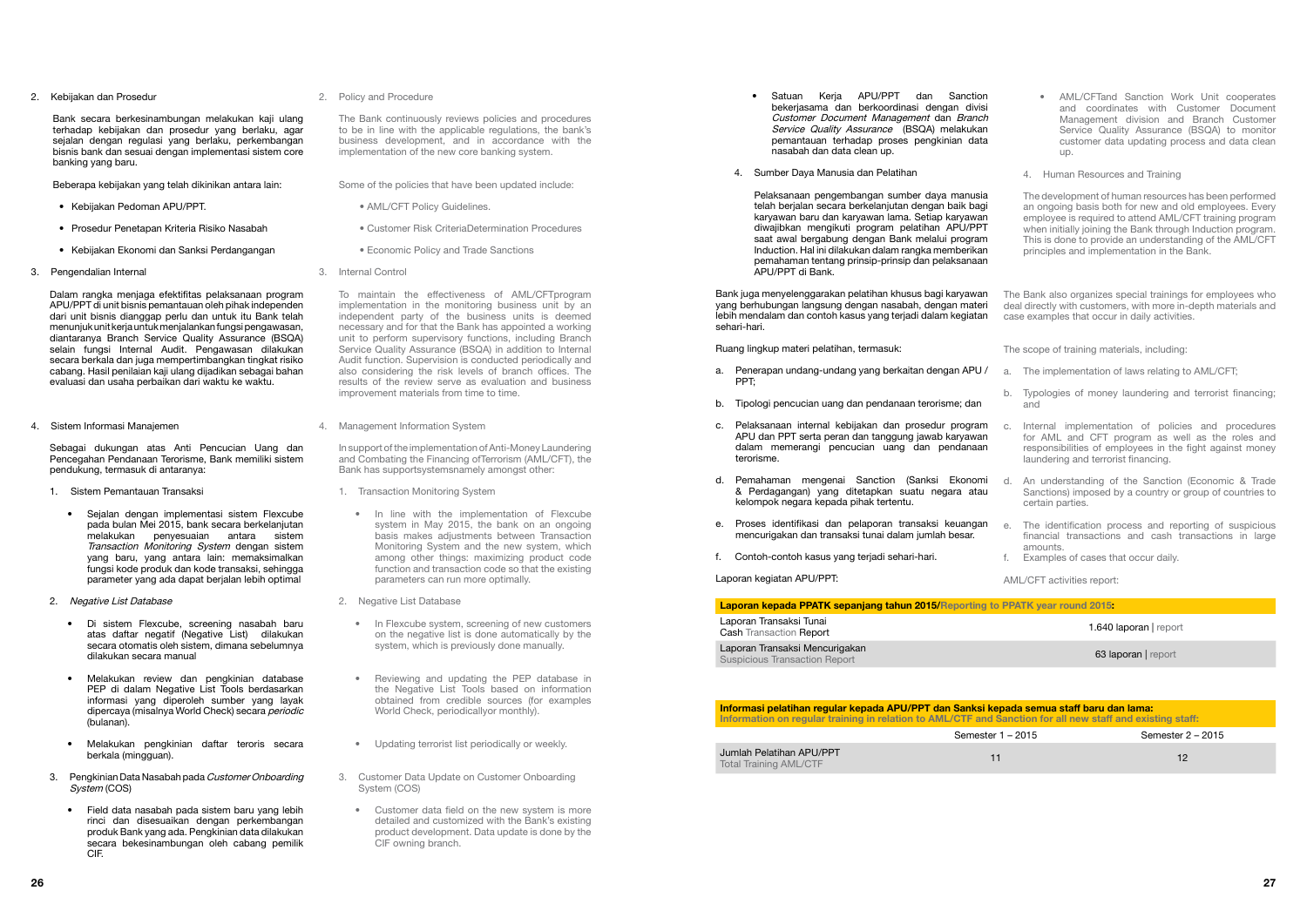2. Kebijakan dan Prosedur

Bank secara berkesinambungan melakukan kaji ulang terhadap kebijakan dan prosedur yang berlaku, agar sejalan dengan regulasi yang berlaku, perkembangan bisnis bank dan sesuai dengan implementasi sistem core banking yang baru.

Beberapa kebijakan yang telah dikinikan antara lain:

- Kebijakan Pedoman APU/PPT.
- Prosedur Penetapan Kriteria Risiko Nasabah
- Kebijakan Ekonomi dan Sanksi Perdagangan

3. Pengendalian Internal

Dalam rangka menjaga efektifitas pelaksanaan program APU/PPT di unit bisnis pemantauan oleh pihak independen dari unit bisnis dianggap perlu dan untuk itu Bank telah menunjuk unit kerja untuk menjalankan fungsi pengawasan, diantaranya Branch Service Quality Assurance (BSQA) selain fungsi Internal Audit. Pengawasan dilakukan secara berkala dan juga mempertimbangkan tingkat risiko cabang. Hasil penilaian kaji ulang dijadikan bahan evaluasi dan usaha perbaikan dari waktu ke waktu.

4. Sistem Informasi Manajemen

Sebagai dukungan atas Anti Pencucian Uang dan Pencegahan Pendanaan Terorisme, Bank memiliki sistem pendukung, termasuk di antaranya:

1. Sistem Pemantauan Transaksi

- Sejalan dengan implementasi sistem Flexcube pada bulan Mei 2015, bank secara berkelanjutan melakukan penyesuaian antara sistem *Transaction Monitoring System* dengan sistem yang baru, yang antara lain: memaksimalkan fungsi kode produk dan kode transaksi, sehingga parameter yang ada dapat berjalan lebih optimal

2. *Negative List Database*

- Di sistem Flexcube, screening nasabah baru atas daftar negatif (Negative List) dilakukan secara otomatis oleh sistem, dimana sebelumnya dilakukan secara manual
- Melakukan review dan pengkinian database PEP di dalam Negative List Tools berdasarkan informasi yang diperoleh sumber yang layak dipercaya (misalnya World Check) secara *periodic* (bulanan).
- Melakukan pengkinian daftar teroris secara berkala (mingguan).

3. Pengkinian Data Nasabah pada *Customer Onboarding System* (COS)

- Field data nasabah pada sistem baru yang lebih rinci dan disesuaikan dengan perkembangan produk Bank yang ada. Pengkinian data dilakukan secara bekesinambungan oleh cabang pemilik CIF.
- Satuan Kerja APU/PPT dan Sanction bekerjasama dan berkoordinasi dengan divisi *Customer Document Management* dan *Branch Service Quality Assurance* (BSQA) melakukan pemantauan terhadap proses pengkinian data nasabah dan data clean up.

4. Sumber Daya Manusia dan Pelatihan

Pelaksanaan pengembangan sumber daya manusia telah berjalan secara berkelanjutan dengan baik bagi karyawan baru dan karyawan lama. Setiap karyawan diwajibkan mengikuti program pelatihan APU/PPT saat awal bergabung dengan Bank melalui program Induction. Hal ini dilakukan dalam rangka memberikan pemahaman tentang prinsip-prinsip dan pelaksanaan APU/PPT di Bank.

Bank juga menyelenggarakan pelatihan khusus bagi karyawan yang berhubungan langsung dengan nasabah, dengan materi lebih mendalam dan contoh kasus yang terjadi dalam kegiatan sehari-hari.

Ruang lingkup materi pelatihan, termasuk:

a. Penerapan undang-undang yang berkaitan dengan APU / PPT;
b. Tipologi pencucian uang dan pendanaan terorisme; dan
c. Pelaksanaan internal kebijakan dan prosedur program APU dan PPT serta peran dan tanggung jawab karyawan dalam memerangi pencucian uang dan pendanaan terorisme.
d. Pemahaman mengenai Sanction (Sanksi Ekonomi & Perdagangan) yang ditetapkan suatu negara atau kelompok negara kepada pihak tertentu.
e. Proses identifikasi dan pelaporan transaksi keuangan mencurigakan dan transaksi tunai dalam jumlah besar.
f. Contoh-contoh kasus yang terjadi sehari-hari.

Laporan kegiatan APU/PPT:

2. Policy and Procedure

The Bank continuously reviews policies and procedures to be in line with the applicable regulations, the bank's business development, and in accordance with the implementation of the new core banking system.

Some of the policies that have been updated include:

- AML/CFT Policy Guidelines.
- Customer Risk CriteriaDetermination Procedures
- Economic Policy and Trade Sanctions

3. Internal Control

To maintain the effectiveness of AML/CFTprogram implementation in the monitoring business unit by an independent party of the business units is deemed necessary and for that the Bank has appointed a working unit to perform supervisory functions, including Branch Service Quality Assurance (BSQA) in addition to Internal Audit function. Supervision is conducted periodically and also considering the risk levels of branch offices. The results of the review serve as evaluation and business improvement materials from time to time.

4. Management Information System

In support of the implementation of Anti-Money Laundering and Combating the Financing ofTerrorism (AML/CFT), the Bank has supportsystemsnamely amongst other:

1. Transaction Monitoring System

- In line with the implementation of Flexcube system in May 2015, the bank on an ongoing basis makes adjustments between Transaction Monitoring System and the new system, which among other things: maximizing product code function and transaction code so that the existing parameters can run more optimally.

2. Negative List Database

- In Flexcube system, screening of new customers on the negative list is done automatically by the system, which is previously done manually.
- Reviewing and updating the PEP database in the Negative List Tools based on information obtained from credible sources (for examples World Check, periodicallyor monthly).
- Updating terrorist list periodically or weekly.

3. Customer Data Update on Customer Onboarding System (COS)

- Customer data field on the new system is more detailed and customized with the Bank's existing product development. Data update is done by the CIF owning branch.
- AML/CFTand Sanction Work Unit cooperates and coordinates with Customer Document Management division and Branch Customer Service Quality Assurance (BSQA) to monitor customer data updating process and data clean up.

4. Human Resources and Training

The development of human resources has been performed an ongoing basis both for new and old employees. Every employee is required to attend AML/CFT training program when initially joining the Bank through Induction program. This is done to provide an understanding of the AML/CFT principles and implementation in the Bank.

The Bank also organizes special trainings for employees who deal directly with customers, with more in-depth materials and case examples that occur in daily activities.

The scope of training materials, including:

a. The implementation of laws relating to AML/CFT;
b. Typologies of money laundering and terrorist financing; and
c. Internal implementation of policies and procedures for AML and CFT program as well as the roles and responsibilities of employees in the fight against money laundering and terrorist financing.
d. An understanding of the Sanction (Economic & Trade Sanctions) imposed by a country or group of countries to certain parties.
e. The identification process and reporting of suspicious financial transactions and cash transactions in large amounts.
f. Examples of cases that occur daily.

AML/CFT activities report:

| **Laporan kepada PPATK sepanjang tahun 2015/Reporting to PPATK year round 2015:** | |
|---|---|
| Laporan Transaksi Tunai / Cash Transaction Report | 1.640 laporan \| report |
| Laporan Transaksi Mencurigakan / Suspicious Transaction Report | 63 laporan \| report |

| **Informasi pelatihan regular kepada APU/PPT dan Sanksi kepada semua staff baru dan lama: / Information on regular training in relation to AML/CTF and Sanction for all new staff and existing staff:** | Semester 1 – 2015 | Semester 2 – 2015 |
|---|---|---|
| Jumlah Pelatihan APU/PPT / Total Training AML/CTF | 11 | 12 |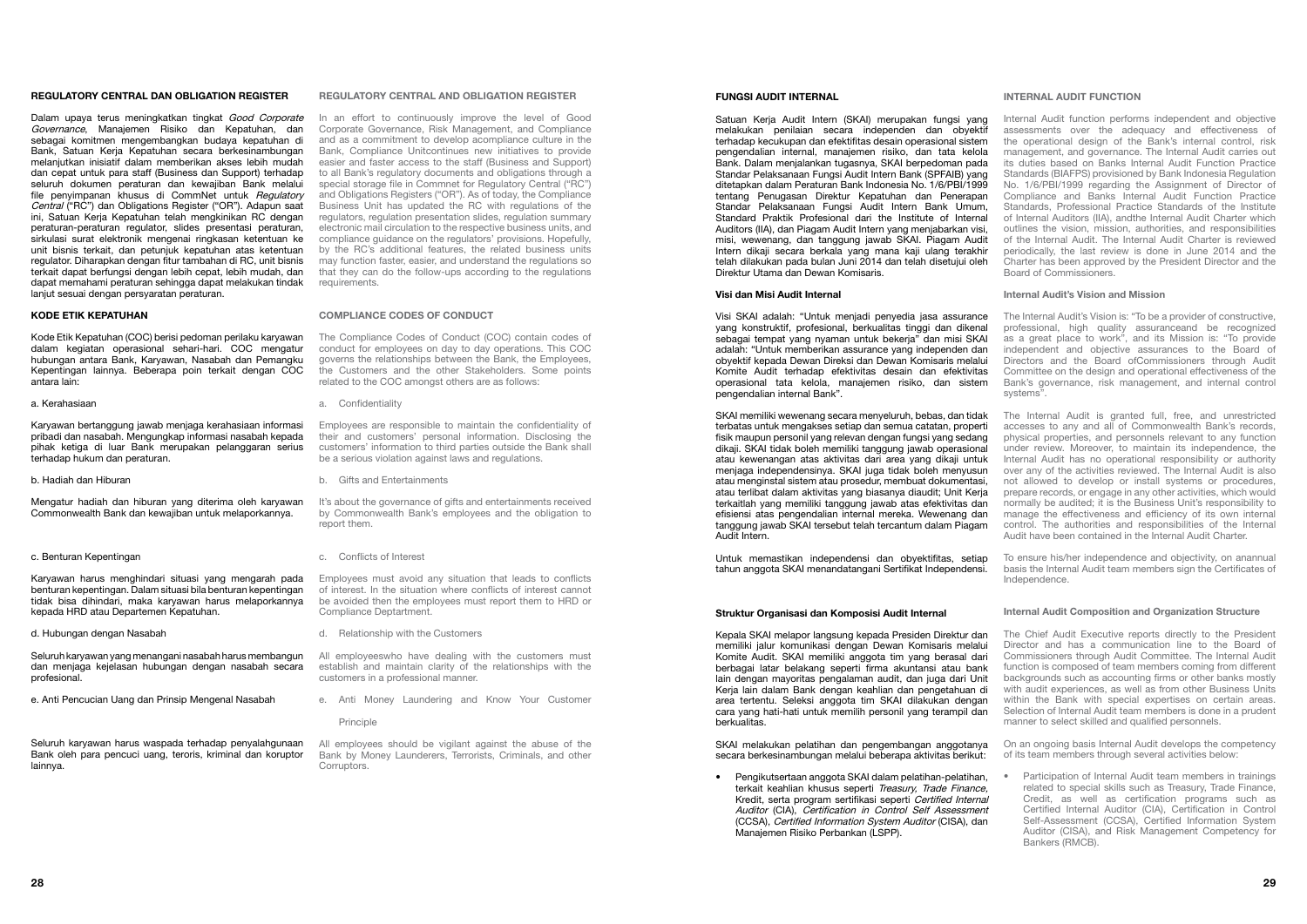## REGULATORY CENTRAL DAN OBLIGATION REGISTER

Dalam upaya terus meningkatkan tingkat *Good Corporate Governance*, Manajemen Risiko dan Kepatuhan, dan sebagai komitmen mengembangkan budaya kepatuhan di Bank, Satuan Kerja Kepatuhan secara berkesinambungan melanjutkan inisiatif dalam memberikan akses lebih mudah dan cepat untuk para staff (Business dan Support) terhadap seluruh dokumen peraturan dan kewajiban Bank melalui file penyimpanan khusus di CommNet untuk *Regulatory Central* ("RC") dan Obligations Register ("OR"). Adapun saat ini, Satuan Kerja Kepatuhan telah mengkinikan RC dengan peraturan-peraturan regulator, slides presentasi peraturan, sirkulasi surat elektronik mengenai ringkasan ketentuan ke unit bisnis terkait, dan petunjuk kepatuhan atas ketentuan regulator. Diharapkan dengan fitur tambahan di RC, unit bisnis terkait dapat berfungsi dengan lebih cepat, lebih mudah, dan dapat memahami peraturan sehingga dapat melakukan tindak lanjut sesuai dengan persyaratan peraturan.

## REGULATORY CENTRAL AND OBLIGATION REGISTER

In an effort to continuously improve the level of Good Corporate Governance, Risk Management, and Compliance and as a commitment to develop acompliance culture in the Bank, Compliance Unitcontinues new initiatives to provide easier and faster access to the staff (Business and Support) to all Bank's regulatory documents and obligations through a special storage file in Commnet for Regulatory Central ("RC") and Obligations Registers ("OR"). As of today, the Compliance Business Unit has updated the RC with regulations of the regulators, regulation presentation slides, regulation summary electronic mail circulation to the respective business units, and compliance guidance on the regulators' provisions. Hopefully, by the RC's additional features, the related business units may function faster, easier, and understand the regulations so that they can do the follow-ups according to the regulations requirements.

## KODE ETIK KEPATUHAN

Kode Etik Kepatuhan (COC) berisi pedoman perilaku karyawan dalam kegiatan operasional sehari-hari. COC mengatur hubungan antara Bank, Karyawan, Nasabah dan Pemangku Kepentingan lainnya. Beberapa poin terkait dengan COC antara lain:

a. Kerahasiaan

Karyawan bertanggung jawab menjaga kerahasiaan informasi pribadi dan nasabah. Mengungkap informasi nasabah kepada pihak ketiga di luar Bank merupakan pelanggaran serius terhadap hukum dan peraturan.

b. Hadiah dan Hiburan

Mengatur hadiah dan hiburan yang diterima oleh karyawan Commonwealth Bank dan kewajiban untuk melaporkannya.

c. Benturan Kepentingan

Karyawan harus menghindari situasi yang mengarah pada benturan kepentingan. Dalam situasi bila benturan kepentingan tidak bisa dihindari, maka karyawan harus melaporkannya kepada HRD atau Departemen Kepatuhan.

d. Hubungan dengan Nasabah

Seluruh karyawan yang menangani nasabah harus membangun dan menjaga kejelasan hubungan dengan nasabah secara profesional.

e. Anti Pencucian Uang dan Prinsip Mengenal Nasabah

Seluruh karyawan harus waspada terhadap penyalahgunaan Bank oleh para pencuci uang, teroris, kriminal dan koruptor lainnya.

## COMPLIANCE CODES OF CONDUCT

The Compliance Codes of Conduct (COC) contain codes of conduct for employees on day to day operations. This COC governs the relationships between the Bank, the Employees, the Customers and the other Stakeholders. Some points related to the COC amongst others are as follows:

a. Confidentiality

Employees are responsible to maintain the confidentiality of their and customers' personal information. Disclosing the customers' information to third parties outside the Bank shall be a serious violation against laws and regulations.

b. Gifts and Entertainments

It's about the governance of gifts and entertainments received by Commonwealth Bank's employees and the obligation to report them.

c. Conflicts of Interest

Employees must avoid any situation that leads to conflicts of interest. In the situation where conflicts of interest cannot be avoided then the employees must report them to HRD or Compliance Deptartment.

d. Relationship with the Customers

All employeeswho have dealing with the customers must establish and maintain clarity of the relationships with the customers in a professional manner.

e. Anti Money Laundering and Know Your Customer Principle

All employees should be vigilant against the abuse of the Bank by Money Launderers, Terrorists, Criminals, and other Corruptors.

## FUNGSI AUDIT INTERNAL

Satuan Kerja Audit Intern (SKAI) merupakan fungsi yang melakukan penilaian secara independen dan obyektif terhadap kecukupan dan efektifitas desain operasional sistem pengendalian internal, manajemen risiko, dan tata kelola Bank. Dalam menjalankan tugasnya, SKAI berpedoman pada Standar Pelaksanaan Fungsi Audit Intern Bank (SPFAIB) yang ditetapkan dalam Peraturan Bank Indonesia No. 1/6/PBI/1999 tentang Penugasan Direktur Kepatuhan dan Penerapan Standar Pelaksanaan Fungsi Audit Intern Bank Umum, Standard Praktik Profesional dari the Institute of Internal Auditors (IIA), dan Piagam Audit Intern yang menjabarkan visi, misi, wewenang, dan tanggung jawab SKAI. Piagam Audit Intern dikaji secara berkala yang mana kaji ulang terakhir telah dilakukan pada bulan Juni 2014 dan telah disetujui oleh Direktur Utama dan Dewan Komisaris.

### Visi dan Misi Audit Internal

Visi SKAI adalah: "Untuk menjadi penyedia jasa assurance yang konstruktif, profesional, berkualitas tinggi dan dikenal sebagai tempat yang nyaman untuk bekerja" dan misi SKAI adalah: "Untuk memberikan assurance yang independen dan obyektif kepada Dewan Direksi dan Dewan Komisaris melalui Komite Audit terhadap efektivitas desain dan efektivitas operasional tata kelola, manajemen risiko, dan sistem pengendalian internal Bank".

SKAI memiliki wewenang secara menyeluruh, bebas, dan tidak terbatas untuk mengakses setiap dan semua catatan, properti fisik maupun personil yang relevan dengan fungsi yang sedang dikaji. SKAI tidak boleh memiliki tanggung jawab operasional atau kewenangan atas aktivitas dari area yang dikaji untuk menjaga independensinya. SKAI juga tidak boleh menyusun atau menginstal sistem atau prosedur, membuat dokumentasi, atau terlibat dalam aktivitas yang biasanya diaudit; Unit Kerja terkaitlah yang memiliki tanggung jawab atas efektivitas dan efisiensi atas pengendalian internal mereka. Wewenang dan tanggung jawab SKAI tersebut telah tercantum dalam Piagam Audit Intern.

Untuk memastikan independensi dan obyektifitas, setiap tahun anggota SKAI menandatangani Sertifikat Independensi.

### Struktur Organisasi dan Komposisi Audit Internal

Kepala SKAI melapor langsung kepada Presiden Direktur dan memiliki jalur komunikasi dengan Dewan Komisaris melalui Komite Audit. SKAI memiliki anggota tim yang berasal dari berbagai latar belakang seperti firma akuntansi atau bank lain dengan mayoritas pengalaman audit, dan juga dari Unit Kerja lain dalam Bank dengan keahlian dan pengetahuan di area tertentu. Seleksi anggota tim SKAI dilakukan dengan cara yang hati-hati untuk memilih personil yang terampil dan berkualitas.

SKAI melakukan pelatihan dan pengembangan anggotanya secara berkesinambungan melalui beberapa aktivitas berikut:

- Pengikutsertaan anggota SKAI dalam pelatihan-pelatihan, terkait keahlian khusus seperti *Treasury*, *Trade Finance*, Kredit, serta program sertifikasi seperti *Certified Internal Auditor* (CIA), *Certification in Control Self Assessment* (CCSA), *Certified Information System Auditor* (CISA), dan Manajemen Risiko Perbankan (LSPP).

## INTERNAL AUDIT FUNCTION

Internal Audit function performs independent and objective assessments over the adequacy and effectiveness of the operational design of the Bank's internal control, risk management, and governance. The Internal Audit carries out its duties based on Banks Internal Audit Function Practice Standards (BIAFPS) provisioned by Bank Indonesia Regulation No. 1/6/PBI/1999 regarding the Assignment of Director of Compliance and Banks Internal Audit Function Practice Standards, Professional Practice Standards of the Institute of Internal Auditors (IIA), andthe Internal Audit Charter which outlines the vision, mission, authorities, and responsibilities of the Internal Audit. The Internal Audit Charter is reviewed periodically, the last review is done in June 2014 and the Charter has been approved by the President Director and the Board of Commissioners.

### Internal Audit's Vision and Mission

The Internal Audit's Vision is: "To be a provider of constructive, professional, high quality assuranceand be recognized as a great place to work", and its Mission is: "To provide independent and objective assurances to the Board of Directors and the Board ofCommissioners through Audit Committee on the design and operational effectiveness of the Bank's governance, risk management, and internal control systems".

The Internal Audit is granted full, free, and unrestricted accesses to any and all of Commonwealth Bank's records, physical properties, and personnels relevant to any function under review. Moreover, to maintain its independence, the Internal Audit has no operational responsibility or authority over any of the activities reviewed. The Internal Audit is also not allowed to develop or install systems or procedures, prepare records, or engage in any other activities, which would normally be audited; it is the Business Unit's responsibility to manage the effectiveness and efficiency of its own internal control. The authorities and responsibilities of the Internal Audit have been contained in the Internal Audit Charter.

To ensure his/her independence and objectivity, on anannual basis the Internal Audit team members sign the Certificates of Independence.

### Internal Audit Composition and Organization Structure

The Chief Audit Executive reports directly to the President Director and has a communication line to the Board of Commissioners through Audit Committee. The Internal Audit function is composed of team members coming from different backgrounds such as accounting firms or other banks mostly with audit experiences, as well as from other Business Units within the Bank with special expertises on certain areas. Selection of Internal Audit team members is done in a prudent manner to select skilled and qualified personnels.

On an ongoing basis Internal Audit develops the competency of its team members through several activities below:

- Participation of Internal Audit team members in trainings related to special skills such as Treasury, Trade Finance, Credit, as well as certification programs such as Certified Internal Auditor (CIA), Certification in Control Self-Assessment (CCSA), Certified Information System Auditor (CISA), and Risk Management Competency for Bankers (RMCB).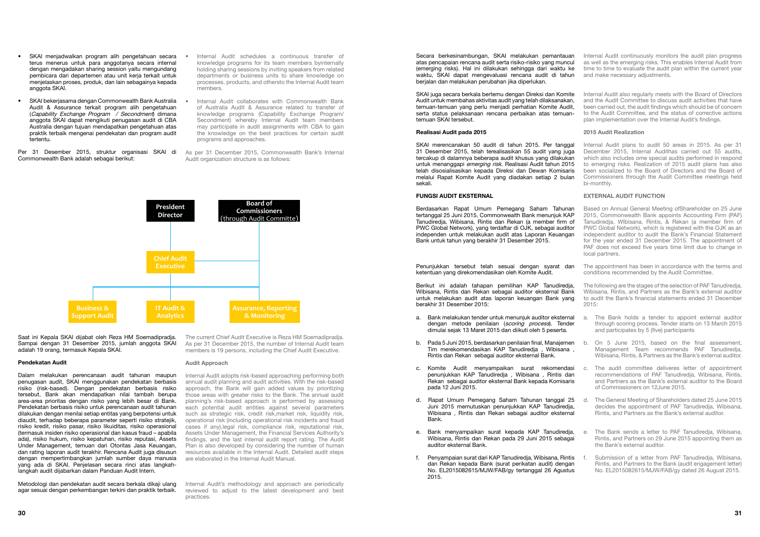- SKAI menjadwalkan program alih pengetahuan secara terus menerus untuk para anggotanya secara internal dengan mengadakan sharing session yaitu mengundang pembicara dari departemen atau unit kerja terkait untuk menjelaskan proses, produk, dan lain sebagainya kepada anggota SKAI.
- SKAI bekerjasama dengan Commonwealth Bank Australia Audit & Assurance terkait program alih pengetahuan (*Capability Exchange Program / Secondment*) dimana anggota SKAI dapat mengikuti penugasan audit di CBA Australia dengan tujuan mendapatkan pengetahuan atas praktik terbaik mengenai pendekatan dan program audit tertentu.

Per 31 Desember 2015, struktur organisasi SKAI di Commonwealth Bank adalah sebagai berikut:

- Internal Audit schedules a continuous transfer of knowledge programs for its team members byinternally holding sharing sessions by inviting speakers from related departments or business units to share knowledge on processes, products, and othersto the Internal Audit team members.
- Internal Audit collaborates with Commonwealth Bank of Australia Audit & Assurance related to transfer of knowledge programs (Capability Exchange Program/ Secondment) whereby Internal Audit team members may participate in audit assignments with CBA to gain the knowledge on the best practices for certain audit programs and approaches.

As per 31 December 2015, Commonwealth Bank's Internal Audit organization structure is as follows:

President Director

Board of Commissioners (through Audit Committe)

Chief Audit Executive

Business & Support Audit

IT Audit & Analytics

Assurance, Reporting & Monitoring

Saat ini Kepala SKAI dijabat oleh Reza HM Soemadipradja. Sampai dengan 31 Desember 2015, jumlah anggota SKAI adalah 19 orang, termasuk Kepala SKAI.

The current Chief Audit Executive is Reza HM Soemadipradja. As per 31 December 2015, the number of Internal Audit team members is 19 persons, including the Chief Audit Executive.

**Pendekatan Audit**

Dalam melakukan perencanaan audit tahunan maupun penugasan audit, SKAI menggunakan pendekatan berbasis risiko (risk-based). Dengan pendekatan berbasis risiko tersebut, Bank akan mendapatkan nilai tambah berupa area-area prioritas dengan risiko yang lebih besar di Bank. Pendekatan berbasis risiko untuk perencanaan audit tahunan dilakukan dengan menilai setiap entitas yang berpotensi untuk diaudit, terhadap beberapa parameter seperti risiko stratejik, risiko kredit, risiko pasar, risiko likuiditas, risiko operasional (termasuk insiden risiko operasional dan kasus fraud – apabila ada), risiko hukum, risiko kepatuhan, risiko reputasi, Assets Under Management, temuan dari Otoritas Jasa Keuangan, dan rating laporan audit terakhir. Rencana Audit juga disusun dengan mempertimbangkan jumlah sumber daya manusia yang ada di SKAI. Penjelasan secara rinci atas langkah-langkah audit dijabarkan dalam Panduan Audit Intern.

Metodologi dan pendekatan audit secara berkala dikaji ulang agar sesuai dengan perkembangan terkini dan praktik terbaik.

**Audit Approach**

Internal Audit adopts risk-based approaching performing both annual audit planning and audit activities. With the risk-based approach, the Bank will gain added values by prioritizing those areas with greater risks to the Bank. The annual audit planning's risk-based approach is performed by assessing each potential audit entities against several parameters such as strategic risk, credit risk,market risk, liquidity risk, operational risk (including operational risk incidents and fraud cases if any),legal risk, compliance risk, reputational risk, Assets Under Management, the Financial Services Authority's findings, and the last internal audit report rating. The Audit Plan is also developed by considering the number of human resources available in the Internal Audit. Detailed audit steps are elaborated in the Internal Audit Manual.

Internal Audit's methodology and approach are periodically reviewed to adjust to the latest development and best practices.

Secara berkesinambungan, SKAI melakukan pemantauan atas pencapaian rencana audit serta risiko-risiko yang muncul (emerging risks). Hal ini dilakukan sehingga dari waktu ke waktu, SKAI dapat mengevaluasi rencana audit di tahun berjalan dan melakukan perubahan jika diperlukan.

SKAI juga secara berkala bertemu dengan Direksi dan Komite Audit untuk membahas aktivitas audit yang telah dilaksanakan, temuan-temuan yang perlu menjadi perhatian Komite Audit, serta status pelaksanaan rencana perbaikan atas temuan-temuan SKAI tersebut.

Internal Audit continuously monitors the audit plan progress as well as the emerging risks. This enables Internal Audit from time to time to evaluate the audit plan within the current year and make necessary adjustments.

Internal Audit also regularly meets with the Board of Directors and the Audit Committee to discuss audit activities that have been carried out, the audit findings which should be of concern to the Audit Committee, and the status of corrective actions plan implementation over the Internal Audit's findings.

**Realisasi Audit pada 2015**

SKAI merencanakan 50 audit di tahun 2015. Per tanggal 31 Desember 2015, telah terealisasikan 55 audit yang juga tercakup di dalamnya beberapa audit khusus yang dilakukan untuk menanggapi *emerging risk*. Realisasi Audit tahun 2015 telah disosialisasikan kepada Direksi dan Dewan Komisaris melalui Rapat Komite Audit yang diadakan setiap 2 bulan sekali.

**2015 Audit Realization**

Internal Audit plans to audit 50 areas in 2015. As per 31 December 2015, Internal Audithas carried out 55 audits, which also includes ome special audits performed in respond to emerging risks. Realization of 2015 audit plans has also been socialized to the Board of Directors and the Board of Commissioners through the Audit Committee meetings held bi-monthly.

**FUNGSI AUDIT EKSTERNAL**

Berdasarkan Rapat Umum Pemegang Saham Tahunan tertanggal 25 Juni 2015, Commonwealth Bank menunjuk KAP Tanudiredja, Wibisana, Rintis dan Rekan (a member firm of PWC Global Network), yang terdaftar di OJK, sebagai auditor independen untuk melakukan audit atas Laporan Keuangan Bank untuk tahun yang berakhir 31 Desember 2015.

Penunjukkan tersebut telah sesuai dengan syarat dan ketentuan yang direkomendasikan oleh Komite Audit.

Berikut ini adalah tahapan pemilihan KAP Tanudiredja, Wibisana, Rintis dan Rekan sebagai auditor eksternal Bank untuk melakukan audit atas laporan keuangan Bank yang berakhir 31 Desember 2015:

a. Bank melakukan tender untuk menunjuk auditor eksternal dengan metode penilaian (*scoring process*). Tender dimulai sejak 13 Maret 2015 dan diikuti oleh 5 peserta.

b. Pada 5 Juni 2015, berdasarkan penilaian final, Manajemen Tim merekomendasikan KAP Tanudiredja , Wibisana , Rintis dan Rekan sebagai auditor eksternal Bank.

c. Komite Audit menyampaikan surat rekomendasi penunjukkan KAP Tanudiredja , Wibisana , Rintis dan Rekan sebagai auditor eksternal Bank kepada Komisaris pada 12 Juni 2015.

d. Rapat Umum Pemegang Saham Tahunan tanggal 25 Juni 2015 memutuskan penunjukkan KAP Tanudiredja, Wibisana , Rintis dan Rekan sebagai auditor eksternal Bank.

e. Bank menyampaikan surat kepada KAP Tanudiredja, Wibisana, Rintis dan Rekan pada 29 Juni 2015 sebagai auditor eksternal Bank.

f. Penyampaian surat dari KAP Tanudiredja, Wibisana, Rintis dan Rekan kepada Bank (surat perikatan audit) dengan No. EL2015082615/MJW/FAB/gy tertanggal 26 Agustus 2015.

**EXTERNAL AUDIT FUNCTION**

Based on Annual General Meeting ofShareholder on 25 June 2015, Commonwealth Bank appoints Accounting Firm (PAF) Tanudiredja, WIbisana, Rintis, & Rekan (a member firm of PWC Global Network), which is registered with the OJK as an independent auditor to audit the Bank's Financial Statement for the year ended 31 December 2015. The appointment of PAF does not exceed five years time limit due to change in local partners.

The appointment has been in accordance with the terms and conditions recommended by the Audit Committee.

The following are the stages of the selection of PAF Tanudiredja, Wibisana, Rintis, and Partners as the Bank's external auditor to audit the Bank's financial statements ended 31 December 2015:

a. The Bank holds a tender to appoint external auditor through scoring process. Tender starts on 13 March 2015 and participates by 5 (five) participants

b. On 5 June 2015, based on the final assessment, Management Team recommends PAF Tanudiredja, Wibisana, Rintis, & Partners as the Bank's external auditor.

c. The audit committee delivers letter of appointment recommendations of PAF Tanudiredja, Wibisana, Rintis, and Partners as the Bank's external auditor to the Board of Commissioners on 12June 2015.

d. The General Meeting of Shareholders dated 25 June 2015 decides the appointment of PAF Tanudiredja, Wibisana, Rintis, and Partners as the Bank's external auditor.

e. The Bank sends a letter to PAF Tanudiredja, Wibisana, Rintis, and Partners on 29 June 2015 appointing them as the Bank's external auditor.

f. Submission of a letter from PAF Tanudiredja, Wibisana, Rintis, and Partners to the Bank (audit engagement letter) No. EL2015082615/MJW/FAB/gy dated 26 August 2015.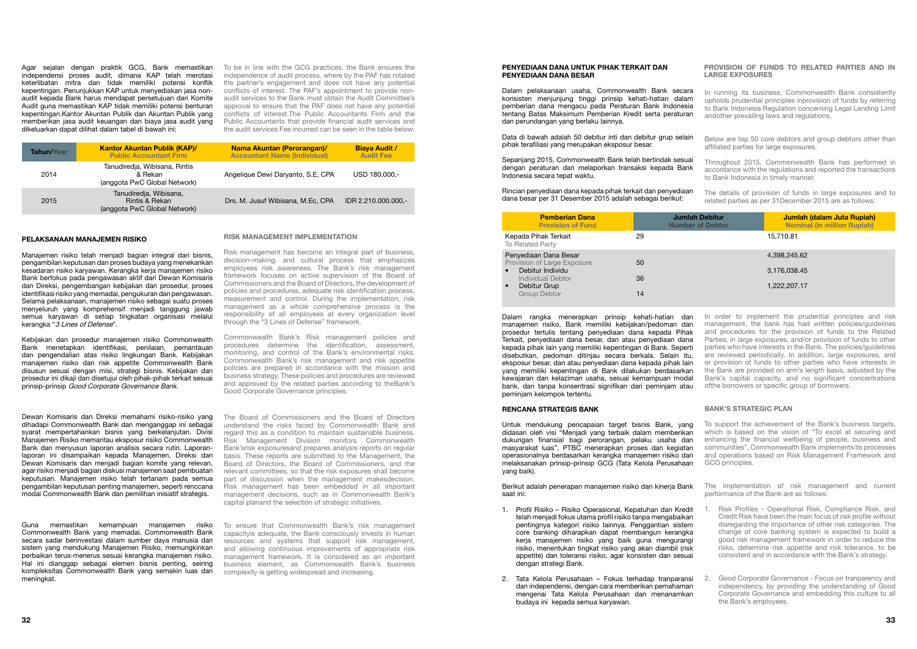Agar sejalan dengan praktik GCG, Bank memastikan independensi proses audit, dimana KAP telah merotasi keterlibatan mitra dan tidak memiliki potensi konflik kepentingan. Penunjukkan KAP untuk menyediakan jasa non-audit kepada Bank harus mendapat persetujuan dari Komite Audit guna memastikan KAP tidak memiliki potensi benturan kepentingan.Kantor Akuntan Publik dan Akuntan Publik yang memberikan jasa audit keuangan dan biaya jasa audit yang dikeluarkan dapat dilihat dalam tabel di bawah ini:

To be in line with the GCG practices, the Bank ensures the independence of audit process, where by the PAF has rotated the partner's engagement and does not have any potential conflicts of interest. The PAF's appointment to provide non-audit services to the Bank must obtain the Audit Committee's approval to ensure that the PAF does not have any potential conflicts of interest.The Public Accountants Firm and the Public Accountants that provide financial audit services and the audit services Fee incurred can be seen in the table below:

| Tahun/Year | Kantor Akuntan Publik (KAP)/ Public Accountant Firm | Nama Akuntan (Perorangan)/ Accountant Name (Individual) | Biaya Audit / Audit Fee |
|---|---|---|---|
| 2014 | Tanudiredja, Wibisana, Rintis & Rekan (anggota PwC Global Network) | Angelique Dewi Daryanto, S.E, CPA | USD 180,000,- |
| 2015 | Tanudiredja, Wibisana, Rintis & Rekan (anggota PwC Global Network) | Drs. M. Jusuf Wibisana, M.Ec, CPA | IDR 2.210.000.000,- |

## PELAKSANAAN MANAJEMEN RISIKO

## RISK MANAGEMENT IMPLEMENTATION

Manajemen risiko telah menjadi bagian integral dari bisnis, pengambilan keputusan dan proses budaya yang menekankan kesadaran risiko karyawan. Kerangka kerja manajemen risiko Bank berfokus pada pengawasan aktif dari Dewan Komisaris dan Direksi, pengembangan kebijakan dan prosedur, proses identifikasi risiko yang memadai, pengukuran dan pengawasan. Selama pelaksanaan, manajemen risiko sebagai suatu proses menyeluruh yang komprehensif menjadi tanggung jawab semua karyawan di setiap tingkatan organisasi melalui kerangka "*3 Lines of Defense*".

Risk management has become an integral part of business, decision-making, and cultural process that emphasizes employees risk awareness. The Bank's risk management framework focuses on active supervision of the Board of Commissioners and the Board of Directors, the development of policies and procedures, adequate risk identification process, measurement and control. During the implementation, risk management as a whole comprehensive process is the responsibility of all employees at every organization level through the "3 Lines of Defense" framework.

Kebijakan dan prosedur manajemen risiko Commonwealth Bank menetapkan identifikasi, penilaian, pemantauan dan pengendalian atas risiko lingkungan Bank. Kebijakan manajemen risiko dan risk appetite Commonwealth Bank disusun sesuai dengan misi, strategi bisnis. Kebijakan dan prosedur ini dikaji dan disetujui oleh pihak-pihak terkait sesuai prinsip-prinsip *Good Corporate Governance Bank*.

Commonwealth Bank's Risk management policies and procedures determine the identification, assessment, monitoring, and control of the Bank's environmental risks. Commonwealth Bank's risk management and risk appetite policies are prepared in accordance with the mission and business strategy. These policies and procedures are reviewed and approved by the related parties according to theBank's Good Corporate Governance principles.

Dewan Komisaris dan Direksi memahami risiko-risiko yang dihadapi Commonwealth Bank dan menganggap ini sebagai syarat mempertahankan bisnis yang berkelanjutan. Divisi Manajemen Risiko memantau eksposur risiko Commonwealth Bank dan menyusun laporan analisis secara rutin. Laporan-laporan ini disampaikan kepada Manajemen, Direksi dan Dewan Komisaris dan menjadi bagian komite yang relevan, agar risiko menjadi bagian diskusi manajemen saat pembuatan keputusan. Manajemen risiko telah tertanam pada semua pengambilan keputusan penting manajemen, seperti renccana modal Commonwealth Bank dan pemilihan inisiatif strategis.

The Board of Commissioners and the Board of Directors understand the risks faced by Commonwealth Bank and regard this as a condition to maintain sustainable business. Risk Management Division monitors Commonwealth Bank'srisk exposuresand prepares analysis reports on regular basis. These reports are submitted to the Management, the Board of Directors, the Board of Commissioners, and the relevant committees, so that the risk exposures shall become part of discussion when the management makesdecision. Risk management has been embedded in all important management decisions, such as in Commonwealth Bank's capital planand the selection of strategic initiatives.

Guna memastikan kemampuan manajemen risiko Commonwealth Bank yang memadai, Commonwealth Bank secara sadar berinvestasi dalam sumber daya manusia dan sistem yang mendukung Manajemen Risiko, memungkinkan perbaikan terus-menerus sesuai kerangka manajemen risiko. Hal ini dianggap sebagai elemen bisnis penting, seiring kompleksitas Commonwealth Bank yang semakin luas dan meningkat.

To ensure that Commonwealth Bank's risk management capacityis adequate, the Bank consciously invests in human resources and systems that support risk management, and allowing continuous improvements of appropriate risk management framework. It is considered as an important business element, as Commonwealth Bank's business complexity is getting widespread and increasing.

## PENYEDIAAN DANA UNTUK PIHAK TERKAIT DAN PENYEDIAAN DANA BESAR

## PROVISION OF FUNDS TO RELATED PARTIES AND IN LARGE EXPOSURES

Dalam pelaksanaan usaha, Commonwealth Bank secara konsisten menjunjung tinggi prinsip kehati-hatian dalam pemberian dana mengacu pada Peraturan Bank Indonesia tentang Batas Maksimum Pemberian Kredit serta peraturan dan perundangan yang berlaku lainnya.

In running its business, Commonwealth Bank consistently upholds prudential principles inprovision of funds by referring to Bank Indonesia Regulation concerning Legal Lending Limit andother prevailing laws and regulations.

Data di bawah adalah 50 debitur inti dan debitur grup selain pihak terafiliasi yang merupakan eksposur besar.

Below are top 50 core debtors and group debtors other than affiliated parties for large exposures.

Sepanjang 2015, Commonwealth Bank telah bertindak sesuai dengan peraturan dan melaporkan transaksi kepada Bank Indonesia secara tepat waktu.

Throughout 2015, Commonwealth Bank has performed in accordance with the regulations and reported the transactions to Bank Indonesia in timely manner.

Rincian penyediaan dana kepada pihak terkait dan penyediaan dana besar per 31 Desember 2015 adalah sebagai berikut:

The details of provision of funds in large exposures and to related parties as per 31December 2015 are as follows:

| Pemberian Dana / Provision of Fund | Jumlah Debitur / Number of Debtor | Jumlah (dalam Juta Rupiah) / Nominal (in million Rupiah) |
|---|---|---|
| Kepada Pihak Terkait / To Related Party | 29 | 15,710.81 |
| Penyediaan Dana Besar / Provision of Large Exposure | 50 | 4,398,245.62 |
| • Debitur Individu / Individual Debtor | 36 | 3,176,038.45 |
| • Debitur Grup / Group Debtor | 14 | 1,222,207.17 |

Dalam rangka menerapkan prinsip kehati-hatian dan manajemen risiko, Bank memiliki kebijakan/pedoman dan prosedur tertulis tentang penyediaan dana kepada Pihak Terkait, penyediaan dana besar, dan atau penyediaan dana kepada pihak lain yang memiliki kepentingan di Bank. Seperti disebutkan, pedoman ditinjau secara berkala. Selain itu, eksposur besar, dan atau penyediaan dana kepada pihak lain yang memiliki kepentingan di Bank dilakukan berdasarkan kewajaran dan kelaziman usaha, sesuai kemampuan modal bank, dan tanpa konsentrasi signifikan dari peminjam atau peminjam kelompok tertentu.

In order to implement the prudential principles and risk management, the bank has had written policies/guidelines and procedures for the provision of funds to the Related Parties, in large exposures, and/or provision of funds to other parties who have interests in the Bank. The policies/guidelines are reviewed periodically. In addition, large exposures, and or provision of funds to other parties who have interests in the Bank are provided on arm's length basis, adjusted by the Bank's capital capacity, and no significant concentrations ofthe borrowers or specific group of borrowers.

## RENCANA STRATEGIS BANK

## BANK'S STRATEGIC PLAN

Untuk mendukung pencapaian target bisnis Bank, yang didasari oleh visi "Menjadi yang terbaik dalam memberikan dukungan finansial bagi perorangan, pelaku usaha dan masyarakat luas", PTBC menerapkan proses dan kegiatan operasionalnya berdasarkan kerangka manajemen risiko dan melaksanakan prinsip-prinsip GCG (Tata Kelola Perusahaan yang baik).

To support the achievement of the Bank's business targets, which is based on the vision of "To excel at securing and enhancing the financial wellbeing of people, business and communities", Commonwealth Bank implements its processes and operations based on Risk Management Framework and GCG principles.

Berikut adalah penerapan manajemen risiko dan kinerja Bank saat ini:

The implementation of risk management and current performance of the Bank are as follows:

1. Profil Risiko – Risiko Operasional, Kepatuhan dan Kredit telah menjadi fokus utama profil risiko tanpa mengabaikan pentingnya kategori risiko lainnya. Penggantian sistem core banking diharapkan dapat membangun kerangka kerja manajemen risiko yang baik guna mengurangi risiko, menentukan tingkat risiko yang akan diambil (risk appetite) dan toleransi risiko, agar konsisten dan sesuai dengan strategi Bank.
2. Tata Kelola Perusahaan – Fokus terhadap tranparansi dan independensi, dengan cara memberikan pemahaman mengenai Tata Kelola Perusahaan dan menanamkan budaya ini kepada semua karyawan.

1. Risk Profiles - Operational Risk, Compliance Risk, and Credit Risk have been the main focus of risk profile without disregarding the importance of other risk categories. The change of core banking system is expected to build a good risk management framework in order to reduce the risks, determine risk appetite and risk tolerance, to be consistent and in accordance with the Bank's strategy.
2. Good Corporate Governance - Focus on tranparency and independency, by providing the understanding of Good Corporate Governance and embedding this culture to all the Bank's employees.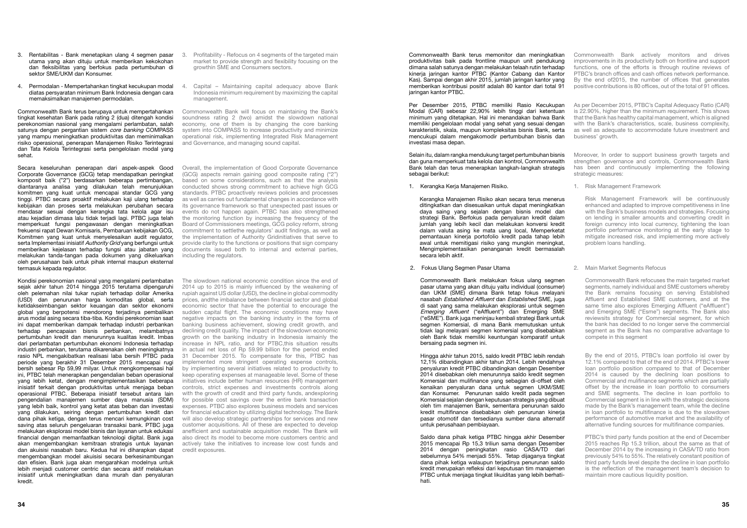3. Rentabilitas - Bank menetapkan ulang 4 segmen pasar utama yang akan dituju untuk memberikan kekokohan dan fleksibilitas yang berfokus pada pertumbuhan di sektor SME/UKM dan Konsumer.

4. Permodalan - Mempertahankan tingkat kecukupan modal diatas persyaratan minimum Bank Indonesia dengan cara memaksimalkan manajemen permodalan.

Commonwealth Bank terus berupaya untuk mempertahankan tingkat kesehatan Bank pada rating 2 (dua) ditengah kondisi perekonomian nasional yang mengalami perlambatan, salah satunya dengan pergantian sistem *core banking* COMPASS yang mampu meningkatkan produktivitas dan meminimalkan risiko operasional, penerapan Manajemen Risiko Terintegrasi dan Tata Kelola Terintegrasi serta pengelolaan modal yang sehat.

Secara keseluruhan penerapan dari aspek-aspek Good Corporate Governance (GCG) tetap mendapatkan peringkat komposit baik ("2") berdasarkan beberapa pertimbangan, diantaranya analisa yang dilakukan telah menunjukkan komitmen yang kuat untuk mencapai standar GCG yang tinggi. PTBC secara proaktif melakukan kaji ulang terhadap kebijakan dan proses serta melakukan perubahan secara mendasar sesuai dengan kerangka tata kelola agar isu atau kejadian dimasa lalu tidak terjadi lagi. PTBC juga telah memperkuat fungsi pengawasan dengan meningkatkan frekuensi rapat Dewan Komisaris, Pembaruan kebijakan GCG, Komitmen yang kuat untuk menyelesaikan audit regulator, serta Implementasi inisiatif *Authority Grid* yang berfungsi untuk memberikan kejelasan terhadap fungsi atau jabatan yang melakukan tanda-tangan pada dokumen yang dikeluarkan oleh perusahaan baik untuk pihak internal maupun eksternal termasuk kepada regulator.

Kondisi perekonomian nasional yang mengalami perlambatan sejak akhir tahun 2014 hingga 2015 terutama dipengaruhi oleh pelemahan nilai tukar rupiah terhadap dollar Amerika (USD) dan penurunan harga komoditas global, serta ketidakseimbangan sektor keuangan dan sektor ekonomi global yang berpotensi mendorong terjadinya pembalikan arus modal asing secara tiba-tiba. Kondisi perekonomian saat ini dapat memberikan dampak terhadap industri perbankan terhadap pencapaian bisnis perbankan, melambatnya pertumbuhan kredit dan menurunnya kualitas kredit. Imbas dari perlambatan pertumbuhan ekonomi Indonesia terhadap industri perbankan, terutama dikarenakan oleh meningkatnya rasio NPL mengakibatkan realisasi laba bersih PTBC pada periode yang berakhir 31 Desember 2015 mencapai rugi bersih sebesar Rp 59,99 milyar. Untuk mengkompensasi hal ini, PTBC telah menerapkan pengendalian beban operasional yang lebih ketat, dengan mengimplementasikan beberapa inisiatif terkait dengan produktivitas untuk menjaga beban operasional PTBC. Beberapa inisiatif tersebut antara lain pengendalian manajemen sumber daya manusia (SDM) yang lebih baik, kontrol yang ketat atas beban dan investasi yang dilakukan, seiring dengan pertumbuhan kredit dan dana pihak ketiga, dengan terus mencari kemungkinan cost saving atas seluruh pengeluaran transaksi bank. PTBC juga melakukan eksplorasi model bisnis dan layanan untuk edukasi financial dengan memanfaatkan teknologi digital. Bank juga akan mengembangkan kemitraan strategis untuk layanan dan akuisisi nasabah baru. Kedua hal ini diharapkan dapat mengembangkan model akuisisi secara berkesinambungan dan efisien. Bank juga akan mengarahkan modelnya untuk lebih menjadi customer centric dan secara aktif melakukan inisiatif untuk meningkatkan dana murah dan penyaluran kredit.

3. Profitability - Refocus on 4 segments of the targeted main market to provide strength and flexibility focusing on the growthin SME and Consumers sectors.

4. Capital – Maintaining capital adequacy above Bank Indonesia minimum requirement by maximizing the capital management.

Commonwealth Bank will focus on maintaining the Bank's soundness rating 2 (two) amidst the slowdown national economy, one of them is by changing the core banking system into COMPASS to increase productivity and minimize operational risk, implementing Integrated Risk Management and Governance, and managing sound capital.

Overall, the implementation of Good Corporate Governance (GCG) aspects remain gaining good composite rating ("2") based on some considerations, such as that the analysis conducted shows strong commitment to achieve high GCG standards. PTBC proactively reviews policies and processes as well as carries out fundamental changes in accordance with its governance framework so that unexpected past issues or events do not happen again. PTBC has also strengthened the monitoring function by increasing the frequency of the Board of Commissioners meetings, GCG policy reform, strong commitment to settlethe regulators' audit findings, as well as the implementation of Authority Gridinitiatives that serve to provide clarity to the functions or positions that sign company documents issued both to internal and external parties, including the regulators.

The slowdown national economic condition since the end of 2014 up to 2015 is mainly influenced by the weakening of rupiah against US dollar (USD), the decline in global commodity prices, andthe imbalance between financial sector and global economic sector that have the potential to encourage the sudden capital flight. The economic conditions may have negative impacts on the banking industry in the forms of banking business achievement, slowing credit growth, and declining credit quality. The impact of the slowdown economic growth on the banking industry in Indonesia ismainly the increase in NPL ratio, and for PTBC,this situation results in actual net loss of Rp 59.99 billion for the period ended 31 December 2015. To compensate for this, PTBC has implemented more stringent operating expense controls, by implementing several initiatives related to productivity to keep operating expenses at manageable level. Some of these initiatives include better human resources (HR) management controls, strict expenses and investments controls along with the growth of credit and third party funds, andexploring for possible cost savings over the entire bank transaction expenses. PTBC also explores business models and services for financial education by utilizing digital technology. The Bank will also develop strategic partnerships for services and new customer acquisitions. All of these are expected to develop anefficient and sustainable acquisition model. The Bank will also direct its model to become more customers centric and actively take the initiatives to increase low cost funds and credit exposures.

Commonwealth Bank terus memonitor dan meningkatkan produktivitas baik pada frontline maupun unit pendukung dimana salah satunya dengan melakukan telaah rutin terhadap kinerja jaringan kantor PTBC (Kantor Cabang dan Kantor Kas). Sampai dengan akhir 2015, jumlah jaringan kantor yang memberikan kontribusi positif adalah 80 kantor dari total 91 jaringan kantor PTBC.

Per Desember 2015, PTBC memiliki Rasio Kecukupan Modal (CAR) sebesar 22,90% lebih tinggi dari ketentuan minimum yang ditetapkan. Hal ini menandakan bahwa Bank memiliki pengelolaan modal yang sehat yang sesuai dengan karakteristik, skala, maupun kompleksitas bisnis Bank, serta mencukupi dalam mengakomodir pertumbuhan bisnis dan investasi masa depan.

Selain itu, dalam rangka mendukung target pertumbuhan bisnis dan guna memperkuat tata kelola dan kontrol, Commonwealth Bank telah dan terus menerapkan langkah-langkah strategis sebagai berikut:

1. Kerangka Kerja Manajemen Risiko.

   Kerangka Manajemen Risiko akan secara terus menerus ditingkatkan dan disesuaikan untuk dapat meningkatkan daya saing yang sejalan dengan bisnis model dan strategi Bank. Berfokus pada penyaluran kredit dalam jumlah yang lebih kecil dan melakukan konversi kredit dalam valuta asing ke mata uang local, Memperketat pemantauan kinerja portofolio kredit pada tahap lebih awal untuk memitigasi risiko yang mungkin meningkat, Mengimplementasikan penanganan kredit bermasalah secara lebih aktif.

2. Fokus Ulang Segmen Pasar Utama

   Commonwealth Bank melakukan fokus ulang segmen pasar utama yang akan dituju yaitu individual (consumer) dan UKM (SME) dimana Bank tetap fokus melayani nasabah *Established Affluent* dan *Established* SME, juga di saat yang sama melakukan eksplorasi untuk segmen *Emerging Affluent* ("eAffluent") dan Emerging SME ("eSME"). Bank juga meninjau kembali strategi Bank untuk segmen Komersial, di mana Bank memutuskan untuk tidak lagi melayani segmen komersial yang disebabkan oleh Bank tidak memiliki keuntungan komparatif untuk bersaing pada segmen ini.

   Hingga akhir tahun 2015, saldo kredit PTBC lebih rendah 12,1% dibandingkan akhir tahun 2014. Lebih rendahnya penyaluran kredit PTBC dibandingkan dengan Desember 2014 disebabkan oleh menurunnya saldo kredit segmen Komersial dan mulifinance yang sebagian di-offset oleh kenaikan penyaluran dana untuk segmen UKM/SME dan Konsumer. Penurunan saldo kredit pada segmen Komersial sejalan dengan keputusan strategis yang dibuat oleh tim manajemen Bank, sementara penurunan saldo kredit multifinance disebabkan oleh penurunan kinerja pasar otomotif dan tersedianya sumber dana alternatif untuk perusahaan pembiayaan.

   Saldo dana pihak ketiga PTBC hingga akhir Desember 2015 mencapai Rp 15,3 triliun sama dengan Desember 2014 dengan peningkatan rasio CASA/TD dari sebelumnya 54% menjadi 55%. Tetap dijaganya tingkat dana pihak ketiga walaupun terjadinya penurunan saldo kredit merupakan refleksi dari keputusan tim manajemen PTBC untuk menjaga tingkat likuiditas yang lebih berhati-hati.

Commonwealth Bank actively monitors and drives improvements in its productivity both on frontline and support functions, one of the efforts is through routine reviews of PTBC's branch offices and cash offices network performance. By the end of2015, the number of offices that generates positive contributions is 80 offices, out of the total of 91 offices.

As per December 2015, PTBC's Capital Adequacy Ratio (CAR) is 22.90%, higher than the minimum requirement. This shows that the Bank has healthy capital management, which is aligned with the Bank's characteristics, scale, business complexity, as well as adequate to accommodate future investment and business' growth.

Moreover, In order to support business growth targets and strengthen governance and controls, Commonwealth Bank has been and continuously implementing the following strategic measures:

1. Risk Management Framework

   Risk Management Framework will be continuously enhanced and adapted to improve competitiveness in line with the Bank's business models and strategies. Focusing on lending in smaller amounts and converting credit in foreign currency into local currency, tightening the loan portfolio performance monitoring at the early stage to mitigate increased risk, and implementing more actively problem loans handling.

2. Main Market Segments Refocus

   Commonwealth Bank refocuses the main targeted market segments, namely individual and SME customers whereby the Bank remains focusing on serving Established Affluent and Established SME customers, and at the same time also explores Emerging Affluent ("eAffluent") and Emerging SME ("Esme") segments. The Bank also reviewsits strategy for Commercial segment, for which the bank has decided to no longer serve the commercial segment as the Bank has no comparative advantage to compete in this segment

   By the end of 2015, PTBC's loan portfolio isl ower by 12.1% compared to that of the end of 2014. PTBC's lower loan portfolio position compared to that of December 2014 is caused by the declining loan positions to Commercial and mulifinance segments which are partially offset by the increase in loan portfolio to consumers and SME segments. The decline in loan portfolio to Commercial segment is in line with the strategic decisions made by the Bank's management team, while the decline in loan portfolio to multifinance is due to the slowdown performance of automotive market and the availability of alternative funding sources for multifinance companies.

   PTBC's third party funds position at the end of December 2015 reaches Rp 15.3 trillion, about the same as that of December 2014 by the increasing in CASA/TD ratio from previously 54% to 55%. The relatively constant position of third party funds level despite the decline in loan portfolio is the reflection of the management team's decision to maintain more cautious liquidity position.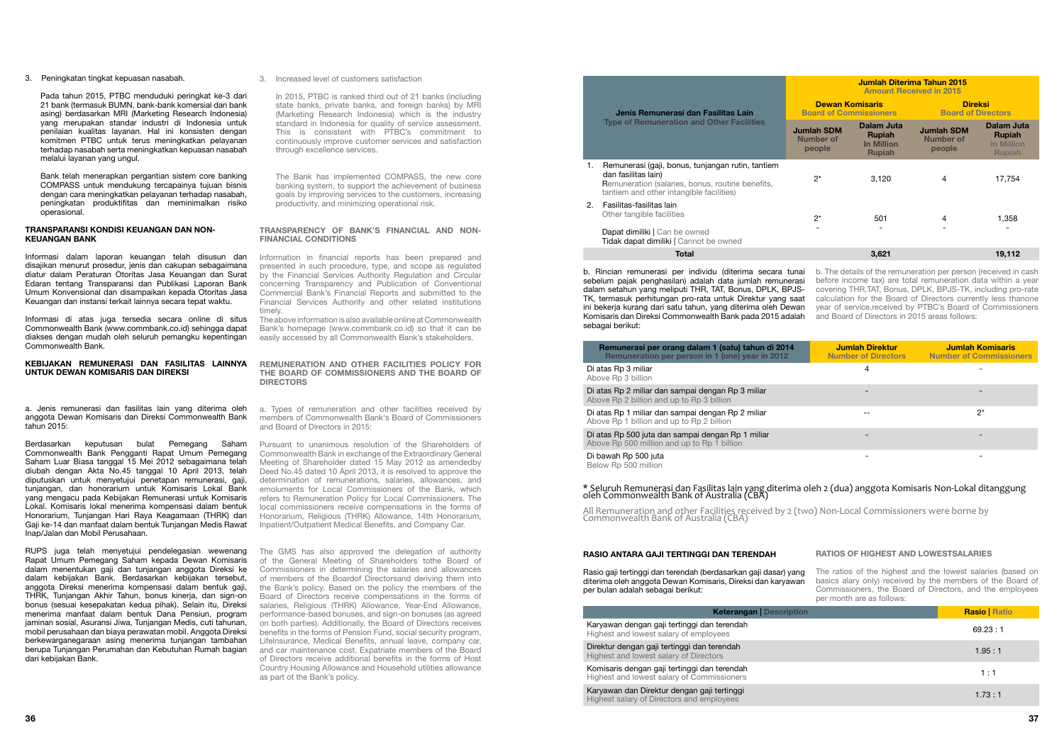3. Peningkatan tingkat kepuasan nasabah.

Pada tahun 2015, PTBC menduduki peringkat ke-3 dari 21 bank (termasuk BUMN, bank-bank komersial dan bank asing) berdasarkan MRI (Marketing Research Indonesia) yang merupakan standar industri di Indonesia untuk penilaian kualitas layanan. Hal ini konsisten dengan komitmen PTBC untuk terus meningkatkan pelayanan terhadap nasabah serta meningkatkan kepuasan nasabah melalui layanan yang ungul.

Bank telah menerapkan pergantian sistem core banking COMPASS untuk mendukung tercapainya tujuan bisnis dengan cara meningkatkan pelayanan terhadap nasabah, peningkatan produktifitas dan meminimalkan risiko operasional.

3. Increased level of customers satisfaction

In 2015, PTBC is ranked third out of 21 banks (including state banks, private banks, and foreign banks) by MRI (Marketing Research Indonesia) which is the industry standard in Indonesia for quality of service assessment. This is consistent with PTBC's commitment to continuously improve customer services and satisfaction through excellence services.

The Bank has implemented COMPASS, the new core banking system, to support the achievement of business goals by improving services to the customers, increasing productivity, and minimizing operational risk.

### TRANSPARANSI KONDISI KEUANGAN DAN NON-KEUANGAN BANK

Informasi dalam laporan keuangan telah disusun dan disajikan menurut prosedur, jenis dan cakupan sebagaimana diatur dalam Peraturan Otoritas Jasa Keuangan dan Surat Edaran tentang Transparansi dan Publikasi Laporan Bank Umum Konvensional dan disampaikan kepada Otoritas Jasa Keuangan dan instansi terkait lainnya secara tepat waktu.

Informasi di atas juga tersedia secara online di situs Commonwealth Bank (www.commbank.co.id) sehingga dapat diakses dengan mudah oleh seluruh pemangku kepentingan Commonwealth Bank.

### TRANSPARENCY OF BANK'S FINANCIAL AND NON-FINANCIAL CONDITIONS

Information in financial reports has been prepared and presented in such procedure, type, and scope as regulated by the Financial Services Authority Regulation and Circular concerning Transparency and Publication of Conventional Commercial Bank's Financial Reports and submitted to the Financial Services Authority and other related institutions timely.

The above information is also available online at Commonwealth Bank's homepage (www.commbank.co.id) so that it can be easily accessed by all Commonwealth Bank's stakeholders.

### KEBIJAKAN REMUNERASI DAN FASILITAS LAINNYA UNTUK DEWAN KOMISARIS DAN DIREKSI

a. Jenis remunerasi dan fasilitas lain yang diterima oleh anggota Dewan Komisaris dan Direksi Commonwealth Bank tahun 2015:

Berdasarkan keputusan bulat Pemegang Saham Commonwealth Bank Pengganti Rapat Umum Pemegang Saham Luar Biasa tanggal 15 Mei 2012 sebagaimana telah diubah dengan Akta No.45 tanggal 10 April 2013, telah diputuskan untuk menyetujui penetapan remunerasi, gaji, tunjangan, dan honorarium untuk Komisaris Lokal Bank yang mengacu pada Kebijakan Remunerasi untuk Komisaris Lokal. Komisaris lokal menerima kompensasi dalam bentuk Honorarium, Tunjangan Hari Raya Keagamaan (THRK) dan Gaji ke-14 dan manfaat dalam bentuk Tunjangan Medis Rawat Inap/Jalan dan Mobil Perusahaan.

RUPS juga telah menyetujui pendelegasian wewenang Rapat Umum Pemegang Saham kepada Dewan Komisaris dalam menentukan gaji dan tunjangan anggota Direksi ke dalam kebijakan Bank. Berdasarkan kebijakan tersebut, anggota Direksi menerima kompensasi dalam bentuk gaji, THRK, Tunjangan Akhir Tahun, bonus kinerja, dan sign-on bonus (sesuai kesepakatan kedua pihak). Selain itu, Direksi menerima manfaat dalam bentuk Dana Pensiun, program jaminan sosial, Asuransi Jiwa, Tunjangan Medis, cuti tahunan, mobil perusahaan dan biaya perawatan mobil. Anggota Direksi berkewarganegaraan asing menerima tunjangan tambahan berupa Tunjangan Perumahan dan Kebutuhan Rumah bagian dari kebijakan Bank.

### REMUNERATION AND OTHER FACILITIES POLICY FOR THE BOARD OF COMMISSIONERS AND THE BOARD OF DIRECTORS

a. Types of remuneration and other facilities received by members of Commonwealth Bank's Board of Commissioners and Board of Directors in 2015:

Pursuant to unanimous resolution of the Shareholders of Commonwealth Bank in exchange of the Extraordinary General Meeting of Shareholder dated 15 May 2012 as amendedby Deed No.45 dated 10 April 2013, it is resolved to approve the determination of remunerations, salaries, allowances, and emoluments for Local Commissioners of the Bank, which refers to Remuneration Policy for Local Commissioners. The local commissioners receive compensations in the forms of Honorarium, Religious (THRK) Allowance, 14th Honorarium, Inpatient/Outpatient Medical Benefits, and Company Car.

The GMS has also approved the delegation of authority of the General Meeting of Shareholders tothe Board of Commissioners in determining the salaries and allowances of members of the Boardof Directorsand deriving them into the Bank's policy. Based on the policy the members of the Board of Directors receive compensations in the forms of salaries, Religious (THRK) Allowance, Year-End Allowance, performance-based bonuses, and sign-on bonuses (as agreed on both parties). Additionally, the Board of Directors receives benefits in the forms of Pension Fund, social security program, LifeInsurance, Medical Benefits, annual leave, company car, and car maintenance cost. Expatriate members of the Board of Directors receive additional benefits in the forms of Host Country Housing Allowance and Household utilities allowance as part of the Bank's policy.

| Jenis Remunerasi dan Fasilitas Lain<br>Type of Remuneration and Other Facilities | Jumlah Diterima Tahun 2015<br>Amount Received in 2015 | | | |
|---|---|---|---|---|
| | Dewan Komisaris<br>Board of Commissioners | | Direksi<br>Board of Directors | |
| | Jumlah SDM<br>Number of people | Dalam Juta Rupiah<br>In Million Rupiah | Jumlah SDM<br>Number of people | Dalam Juta Rupiah<br>In Million Rupiah |
| 1. Remunerasi (gaji, bonus, tunjangan rutin, tantiem dan fasilitas lain)<br>Remuneration (salaries, bonus, routine benefits, tantiem and other intangible facilities) | 2* | 3,120 | 4 | 17,754 |
| 2. Fasilitas-fasilitas lain<br>Other tangible facilities | | | | |
| Dapat dimiliki \| Can be owned | 2* | 501 | 4 | 1,358 |
| Tidak dapat dimiliki \| Cannot be owned | - | - | - | - |
| **Total** | | **3,621** | | **19,112** |

b. Rincian remunerasi per individu (diterima secara tunai sebelum pajak penghasilan) adalah data jumlah remunerasi dalam setahun yang meliputi THR, TAT, Bonus, DPLK, BPJS-TK, termasuk perhitungan pro-rata untuk Direktur yang saat ini bekerja kurang dari satu tahun, yang diterima oleh Dewan Komisaris dan Direksi Commonwealth Bank pada 2015 adalah sebagai berikut:

b. The details of the remuneration per person (received in cash before income tax) are total remuneration data within a year covering THR,TAT, Bonus, DPLK, BPJS-TK, including pro-rate calculation for the Board of Directors currently less thanone year of service,received by PTBC's Board of Commissioners and Board of Directors in 2015 areas follows:

| Remunerasi per orang dalam 1 (satu) tahun di 2014<br>Remuneration per person in 1 (one) year in 2012 | Jumlah Direktur<br>Number of Directors | Jumlah Komisaris<br>Number of Commissioners |
|---|---|---|
| Di atas Rp 3 miliar<br>Above Rp 3 billion | 4 | - |
| Di atas Rp 2 miliar dan sampai dengan Rp 3 miliar<br>Above Rp 2 billion and up to Rp 3 billion | - | - |
| Di atas Rp 1 miliar dan sampai dengan Rp 2 miliar<br>Above Rp 1 billion and up to Rp 2 billion | -- | 2* |
| Di atas Rp 500 juta dan sampai dengan Rp 1 miliar<br>Above Rp 500 million and up to Rp 1 billion | - | - |
| Di bawah Rp 500 juta<br>Below Rp 500 million | - | - |

\* Seluruh Remunerasi dan Fasilitas lain yang diterima oleh 2 (dua) anggota Komisaris Non-Lokal ditanggung oleh Commonwealth Bank of Australia (CBA)

All Remuneration and other Facilities received by 2 (two) Non-Local Commissioners were borne by Commonwealth Bank of Australia (CBA)

### RASIO ANTARA GAJI TERTINGGI DAN TERENDAH

Rasio gaji tertinggi dan terendah (berdasarkan gaji dasar) yang diterima oleh anggota Dewan Komisaris, Direksi dan karyawan per bulan adalah sebagai berikut:

### RATIOS OF HIGHEST AND LOWESTSALARIES

The ratios of the highest and the lowest salaries (based on basics alary only) received by the members of the Board of Commissioners, the Board of Directors, and the employees per month are as follows:

| Keterangan \| Description | Rasio \| Ratio |
|---|---|
| Karyawan dengan gaji tertinggi dan terendah<br>Highest and lowest salary of employees | 69.23 : 1 |
| Direktur dengan gaji tertinggi dan terendah<br>Highest and lowest salary of Directors | 1.95 : 1 |
| Komisaris dengan gaji tertinggi dan terendah<br>Highest and lowest salary of Commissioners | 1 : 1 |
| Karyawan dan Direktur dengan gaji tertinggi<br>Highest salary of Directors and employees | 1.73 : 1 |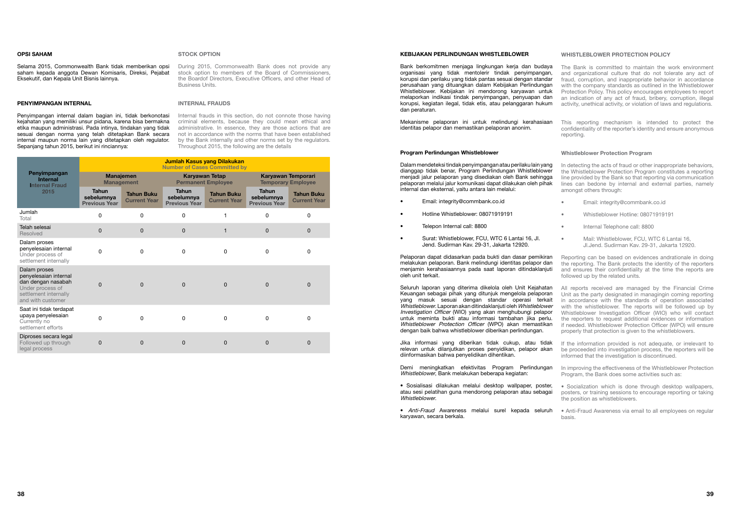## OPSI SAHAM

Selama 2015, Commonwealth Bank tidak memberikan opsi saham kepada anggota Dewan Komisaris, Direksi, Pejabat Eksekutif, dan Kepala Unit Bisnis lainnya.

## STOCK OPTION

During 2015, Commonwealth Bank does not provide any stock option to members of the Board of Commissioners, the Boardof Directors, Executive Officers, and other Head of Business Units.

## PENYIMPANGAN INTERNAL

Penyimpangan internal dalam bagian ini, tidak berkonotasi kejahatan yang memiliki unsur pidana, karena bisa bermakna etika maupun administrasi. Pada intinya, tindakan yang tidak sesuai dengan norma yang telah ditetapkan Bank secara internal maupun norma lain yang ditetapkan oleh regulator. Sepanjang tahun 2015, berikut ini rinciannya:

## INTERNAL FRAUDS

Internal frauds in this section, do not connote those having criminal elements, because they could mean ethical and administrative. In essence, they are those actions that are not in accordance with the norms that have been established by the Bank internally and other norms set by the regulators. Throughout 2015, the following are the details

| Penyimpangan Internal Internal Fraud 2015 | Jumlah Kasus yang Dilakukan Number of Cases Committed by | | | | | |
|---|---|---|---|---|---|---|
| | Manajemen Management | | Karyawan Tetap Permanent Employee | | Karyawan Temporari Temporary Employee | |
| | Tahun sebelumnya Previous Year | Tahun Buku Current Year | Tahun sebelumnya Previous Year | Tahun Buku Current Year | Tahun sebelumnya Previous Year | Tahun Buku Current Year |
| Jumlah Total | 0 | 0 | 0 | 1 | 0 | 0 |
| Telah selesai Resolved | 0 | 0 | 0 | 1 | 0 | 0 |
| Dalam proses penyelesaian internal Under process of settlement internally | 0 | 0 | 0 | 0 | 0 | 0 |
| Dalam proses penyelesaian internal dan dengan nasabah Under process of settlement internally and with customer | 0 | 0 | 0 | 0 | 0 | 0 |
| Saat ini tidak terdapat upaya penyelesaian Currently no settlement efforts | 0 | 0 | 0 | 0 | 0 | 0 |
| Diproses secara legal Followed up through legal process | 0 | 0 | 0 | 0 | 0 | 0 |

## KEBIJAKAN PERLINDUNGAN WHISTLEBLOWER

Bank berkomitmen menjaga lingkungan kerja dan budaya organisasi yang tidak mentolerir tindak penyimpangan, korupsi dan perilaku yang tidak pantas sesuai dengan standar perusahaan yang dituangkan dalam Kebijakan Perlindungan Whistleblower. Kebijakan ini mendorong karyawan untuk melaporkan indikasi tindak penyimpangan, penyuapan dan korupsi, kegiatan ilegal, tidak etis, atau pelanggaran hukum dan peraturan.

Mekanisme pelaporan ini untuk melindungi kerahasiaan identitas pelapor dan memastikan pelaporan anonim.

### Program Perlindungan Whistleblower

Dalam mendeteksi tindak penyimpangan atau perilaku lain yang dianggap tidak benar, Program Perlindungan Whistleblower menjadi jalur pelaporan yang disediakan oleh Bank sehingga pelaporan melalui jalur komunikasi dapat dilakukan oleh pihak internal dan eksternal, yaitu antara lain melalui:

- Email: integrity@commbank.co.id
- Hotline Whistleblower: 08071919191
- Telepon Internal call: 8800
- Surat: Whistleblower, FCU, WTC 6 Lantai 16, Jl. Jend. Sudirman Kav. 29-31, Jakarta 12920.

Pelaporan dapat didasarkan pada bukti dan dasar pemikiran melakukan pelaporan. Bank melindungi identitas pelapor dan menjamin kerahasiaannya pada saat laporan ditindaklanjuti oleh unit terkait.

Seluruh laporan yang diterima dikelola oleh Unit Kejahatan Keuangan sebagai pihak yang ditunjuk mengelola pelaporan yang masuk sesuai dengan standar operasi terkait *Whistleblower*. Laporan akan ditindaklanjuti oleh *Whistleblower Investigation Officer* (WIO) yang akan menghubungi pelapor untuk meminta bukti atau informasi tambahan jika perlu. *Whistleblower Protection Officer* (WPO) akan memastikan dengan baik bahwa whistleblower diberikan perlindungan.

Jika informasi yang diberikan tidak cukup, atau tidak relevan untuk dilanjutkan proses penyidikan, pelapor akan diinformasikan bahwa penyelidikan dihentikan.

Demi meningkatkan efektivitas Program Perlindungan *Whistleblower*, Bank melakukan beberapa kegiatan:

- Sosialisasi dilakukan melalui desktop wallpaper, poster, atau sesi pelatihan guna mendorong pelaporan atau sebagai *Whistleblower*.
- *Anti-Fraud* Awareness melalui surel kepada seluruh karyawan, secara berkala.

## WHISTLEBLOWER PROTECTION POLICY

The Bank is committed to maintain the work environment and organizational culture that do not tolerate any act of fraud, corruption, and inappropriate behavior in accordance with the company standards as outlined in the Whistleblower Protection Policy. This policy encourages employees to report an indication of any act of fraud, bribery, corruption, illegal activity, unethical activity, or violation of laws and regulations.

This reporting mechanism is intended to protect the confidentiality of the reporter's identity and ensure anonymous reporting.

### Whistleblower Protection Program

In detecting the acts of fraud or other inappropriate behaviors, the Whistleblower Protection Program constitutes a reporting line provided by the Bank so that reporting via communication lines can bedone by internal and external parties, namely amongst others through:

- Email: integrity@commbank.co.id
- Whistleblower Hotline: 08071919191
- Internal Telephone call: 8800
- Mail: Whistleblower, FCU, WTC 6 Lantai 16, Jl.Jend. Sudirman Kav. 29-31, Jakarta 12920.

Reporting can be based on evidences andrationale in doing the reporting. The Bank protects the identity of the reporters and ensures their confidentiality at the time the reports are followed up by the related units.

All reports received are managed by the Financial Crime Unit as the party designated in managingin coming reporting in accordance with the standards of operation associated with the whistleblower. The reports will be followed up by Whistleblower Investigation Officer (WIO) who will contact the reporters to request additional evidences or information if needed. Whistleblower Protection Officer (WPO) will ensure properly that protection is given to the whistleblowers.

If the information provided is not adequate, or irrelevant to be proceeded into investigation process, the reporters will be informed that the investigation is discontinued.

In improving the effectiveness of the Whistleblower Protection Program, the Bank does some activities such as:

- Socialization which is done through desktop wallpapers, posters, or training sessions to encourage reporting or taking the position as whistleblowers.
- Anti-Fraud Awareness via email to all employees on regular basis.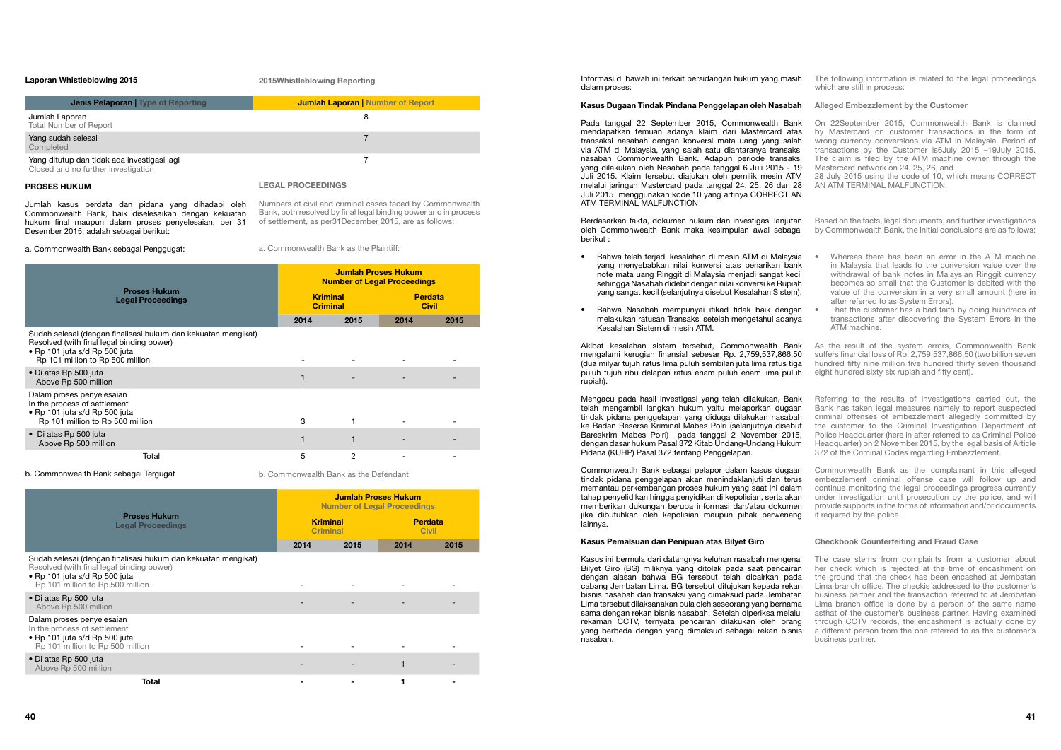**Laporan Whistleblowing 2015**

**2015Whistleblowing Reporting**

| Jenis Pelaporan \| Type of Reporting | Jumlah Laporan \| Number of Report |
|---|---|
| Jumlah Laporan<br>Total Number of Report | 8 |
| Yang sudah selesai<br>Completed | 7 |
| Yang ditutup dan tidak ada investigasi lagi<br>Closed and no further investigation | 7 |

**PROSES HUKUM**

**LEGAL PROCEEDINGS**

Jumlah kasus perdata dan pidana yang dihadapi oleh Commonwealth Bank, baik diselesaikan dengan kekuatan hukum final maupun dalam proses penyelesaian, per 31 Desember 2015, adalah sebagai berikut:

Numbers of civil and criminal cases faced by Commonwealth Bank, both resolved by final legal binding power and in process of settlement, as per31December 2015, are as follows:

a. Commonwealth Bank sebagai Penggugat:

a. Commonwealth Bank as the Plaintiff:

| Proses Hukum<br>Legal Proceedings | Jumlah Proses Hukum<br>Number of Legal Proceedings | | | |
|---|---|---|---|---|
| | Kriminal<br>Criminal | | Perdata<br>Civil | |
| | 2014 | 2015 | 2014 | 2015 |
| Sudah selesai (dengan finalisasi hukum dan kekuatan mengikat)<br>Resolved (with final legal binding power)<br>• Rp 101 juta s/d Rp 500 juta<br>Rp 101 million to Rp 500 million | - | - | - | - |
| • Di atas Rp 500 juta<br>Above Rp 500 million | 1 | - | - | - |
| Dalam proses penyelesaian<br>In the process of settlement<br>• Rp 101 juta s/d Rp 500 juta<br>Rp 101 million to Rp 500 million | 3 | 1 | - | - |
| • Di atas Rp 500 juta<br>Above Rp 500 million | 1 | 1 | - | - |
| Total | 5 | 2 | - | - |

b. Commonwealth Bank sebagai Tergugat

b. Commonwealth Bank as the Defendant

| Proses Hukum<br>Legal Proceedings | Jumlah Proses Hukum<br>Number of Legal Proceedings | | | |
|---|---|---|---|---|
| | Kriminal<br>Criminal | | Perdata<br>Civil | |
| | 2014 | 2015 | 2014 | 2015 |
| Sudah selesai (dengan finalisasi hukum dan kekuatan mengikat)<br>Resolved (with final legal binding power)<br>• Rp 101 juta s/d Rp 500 juta<br>Rp 101 million to Rp 500 million | - | - | - | - |
| • Di atas Rp 500 juta<br>Above Rp 500 million | - | - | - | - |
| Dalam proses penyelesaian<br>In the process of settlement<br>• Rp 101 juta s/d Rp 500 juta<br>Rp 101 million to Rp 500 million | - | - | - | - |
| • Di atas Rp 500 juta<br>Above Rp 500 million | - | - | 1 | - |
| **Total** | - | - | 1 | - |

Informasi di bawah ini terkait persidangan hukum yang masih dalam proses:

The following information is related to the legal proceedings which are still in process:

**Kasus Dugaan Tindak Pindana Penggelapan oleh Nasabah**

Pada tanggal 22 September 2015, Commonwealth Bank mendapatkan temuan adanya klaim dari Mastercard atas transaksi nasabah dengan konversi mata uang yang salah via ATM di Malaysia, yang salah satu diantaranya transaksi nasabah Commonwealth Bank. Adapun periode transaksi yang dilakukan oleh Nasabah pada tanggal 6 Juli 2015 - 19 Juli 2015. Klaim tersebut diajukan oleh pemilik mesin ATM melalui jaringan Mastercard pada tanggal 24, 25, 26 dan 28 Juli 2015 menggunakan kode 10 yang artinya CORRECT AN ATM TERMINAL MALFUNCTION

Berdasarkan fakta, dokumen hukum dan investigasi lanjutan oleh Commonwealth Bank maka kesimpulan awal sebagai berikut :

- Bahwa telah terjadi kesalahan di mesin ATM di Malaysia yang menyebabkan nilai konversi atas penarikan bank note mata uang Ringgit di Malaysia menjadi sangat kecil sehingga Nasabah didebit dengan nilai konversi ke Rupiah yang sangat kecil (selanjutnya disebut Kesalahan Sistem).
- Bahwa Nasabah mempunyai itikad tidak baik dengan melakukan ratusan Transaksi setelah mengetahui adanya Kesalahan Sistem di mesin ATM.

Akibat kesalahan sistem tersebut, Commonwealth Bank mengalami kerugian finansial sebesar Rp. 2,759,537,866.50 (dua milyar tujuh ratus lima puluh sembilan juta lima ratus tiga puluh tujuh ribu delapan ratus enam puluh enam lima puluh rupiah).

Mengacu pada hasil investigasi yang telah dilakukan, Bank telah mengambil langkah hukum yaitu melaporkan dugaan tindak pidana penggelapan yang diduga dilakukan nasabah ke Badan Reserse Kriminal Mabes Polri (selanjutnya disebut Bareskrim Mabes Polri) pada tanggal 2 November 2015, dengan dasar hukum Pasal 372 Kitab Undang-Undang Hukum Pidana (KUHP) Pasal 372 tentang Penggelapan.

Commonweatlh Bank sebagai pelapor dalam kasus dugaan tindak pidana penggelapan akan menindaklanjuti dan terus memantau perkembangan proses hukum yang saat ini dalam tahap penyelidikan hingga penyidikan di kepolisian, serta akan memberikan dukungan berupa informasi dan/atau dokumen jika dibutuhkan oleh kepolisian maupun pihak berwenang lainnya.

**Alleged Embezzlement by the Customer**

On 22September 2015, Commonwealth Bank is claimed by Mastercard on customer transactions in the form of wrong currency conversions via ATM in Malaysia. Period of transactions by the Customer is6July 2015 –19July 2015. The claim is filed by the ATM machine owner through the Mastercard network on 24, 25, 26, and 28 July 2015 using the code of 10, which means CORRECT AN ATM TERMINAL MALFUNCTION.

Based on the facts, legal documents, and further investigations by Commonwealth Bank, the initial conclusions are as follows:

- Whereas there has been an error in the ATM machine in Malaysia that leads to the conversion value over the withdrawal of bank notes in Malaysian Ringgit currency becomes so small that the Customer is debited with the value of the conversion in a very small amount (here in after referred to as System Errors).
- That the customer has a bad faith by doing hundreds of transactions after discovering the System Errors in the ATM machine.

As the result of the system errors, Commonwealth Bank suffers financial loss of Rp. 2,759,537,866.50 (two billion seven hundred fifty nine million five hundred thirty seven thousand eight hundred sixty six rupiah and fifty cent).

Referring to the results of investigations carried out, the Bank has taken legal measures namely to report suspected criminal offenses of embezzlement allegedly committed by the customer to the Criminal Investigation Department of Police Headquarter (here in after referred to as Criminal Police Headquarter) on 2 November 2015, by the legal basis of Article 372 of the Criminal Codes regarding Embezzlement.

Commonweatlh Bank as the complainant in this alleged embezzlement criminal offense case will follow up and continue monitoring the legal proceedings progress currently under investigation until prosecution by the police, and will provide supports in the forms of information and/or documents if required by the police.

**Kasus Pemalsuan dan Penipuan atas Bilyet Giro**

Kasus ini bermula dari datangnya keluhan nasabah mengenai Bilyet Giro (BG) miliknya yang ditolak pada saat pencairan dengan alasan bahwa BG tersebut telah dicairkan pada cabang Jembatan Lima. BG tersebut ditujukan kepada rekan bisnis nasabah dan transaksi yang dimaksud pada Jembatan Lima tersebut dilaksanakan pula oleh seseorang yang bernama sama dengan rekan bisnis nasabah. Setelah diperiksa melalui rekaman CCTV, ternyata pencairan dilakukan oleh orang yang berbeda dengan yang dimaksud sebagai rekan bisnis nasabah.

**Checkbook Counterfeiting and Fraud Case**

The case stems from complaints from a customer about her check which is rejected at the time of encashment on the ground that the check has been encashed at Jembatan Lima branch office. The checkis addressed to the customer's business partner and the transaction referred to at Jembatan Lima branch office is done by a person of the same name asthat of the customer's business partner. Having examined through CCTV records, the encashment is actually done by a different person from the one referred to as the customer's business partner.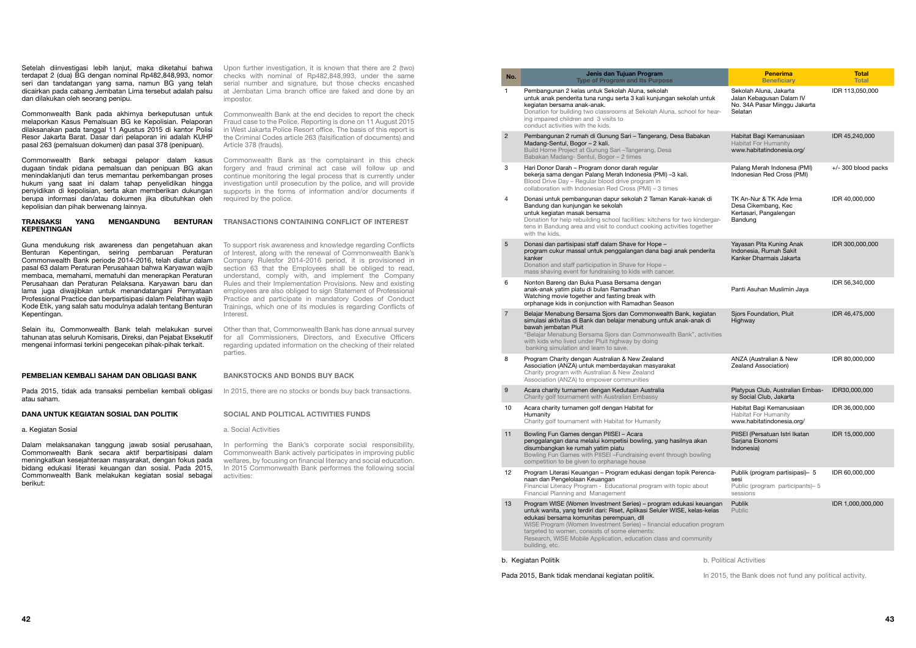Setelah diinvestigasi lebih lanjut, maka diketahui bahwa terdapat 2 (dua) BG dengan nominal Rp482,848,993, nomor seri dan tandatangan yang sama, namun BG yang telah dicairkan pada cabang Jembatan Lima tersebut adalah palsu dan dilakukan oleh seorang penipu.

Upon further investigation, it is known that there are 2 (two) checks with nominal of Rp482,848,993, under the same serial number and signature, but those checks encashed at Jembatan Lima branch office are faked and done by an impostor.

Commonwealth Bank pada akhirnya berkeputusan untuk melaporkan Kasus Pemalsuan BG ke Kepolisian. Pelaporan dilaksanakan pada tanggal 11 Agustus 2015 di kantor Polisi Resor Jakarta Barat. Dasar dari pelaporan ini adalah KUHP pasal 263 (pemalsuan dokumen) dan pasal 378 (penipuan).

Commonwealth Bank at the end decides to report the check Fraud case to the Police. Reporting is done on 11 August 2015 in West Jakarta Police Resort office. The basis of this report is the Criminal Codes article 263 (falsification of documents) and Article 378 (frauds).

Commonwealth Bank sebagai pelapor dalam kasus dugaan tindak pidana pemalsuan dan penipuan BG akan menindaklanjuti dan terus memantau perkembangan proses hukum yang saat ini dalam tahap penyelidikan hingga penyidikan di kepolisian, serta akan memberikan dukungan berupa informasi dan/atau dokumen jika dibutuhkan oleh kepolisian dan pihak berwenang lainnya.

Commonwealth Bank as the complainant in this check forgery and fraud criminal act case will follow up and continue monitoring the legal process that is currently under investigation until prosecution by the police, and will provide supports in the forms of information and/or documents if required by the police.

## TRANSAKSI YANG MENGANDUNG BENTURAN KEPENTINGAN

## TRANSACTIONS CONTAINING CONFLICT OF INTEREST

Guna mendukung risk awareness dan pengetahuan akan Benturan Kepentingan, seiring pembaruan Peraturan Commonwealth Bank periode 2014-2016, telah diatur dalam pasal 63 dalam Peraturan Perusahaan bahwa Karyawan wajib membaca, memahami, mematuhi dan menerapkan Peraturan Perusahaan dan Peraturan Pelaksana. Karyawan baru dan lama juga diwajibkan untuk menandatangani Pernyataan Professional Practice dan berpartisipasi dalam Pelatihan wajib Kode Etik, yang salah satu modulnya adalah tentang Benturan Kepentingan.

To support risk awareness and knowledge regarding Conflicts of Interest, along with the renewal of Commonwealth Bank's Company Rulesfor 2014-2016 period, it is provisioned in section 63 that the Employees shall be obliged to read, understand, comply with, and implement the Company Rules and their Implementation Provisions. New and existing employees are also obliged to sign Statement of Professional Practice and participate in mandatory Codes of Conduct Trainings, which one of its modules is regarding Conflicts of Interest.

Selain itu, Commonwealth Bank telah melakukan survei tahunan atas seluruh Komisaris, Direksi, dan Pejabat Eksekutif mengenai informasi terkini pengecekan pihak-pihak terkait.

Other than that, Commonwealth Bank has done annual survey for all Commissioners, Directors, and Executive Officers regarding updated information on the checking of their related parties.

## PEMBELIAN KEMBALI SAHAM DAN OBLIGASI BANK

## BANKSTOCKS AND BONDS BUY BACK

Pada 2015, tidak ada transaksi pembelian kembali obligasi atau saham.

In 2015, there are no stocks or bonds buy back transactions.

## DANA UNTUK KEGIATAN SOSIAL DAN POLITIK

## SOCIAL AND POLITICAL ACTIVITIES FUNDS

a. Kegiatan Sosial

a. Social Activities

Dalam melaksanakan tanggung jawab sosial perusahaan, Commonwealth Bank secara aktif berpartisipasi dalam meningkatkan kesejahteraan masyarakat, dengan fokus pada bidang edukasi literasi keuangan dan sosial. Pada 2015, Commonwealth Bank melakukan kegiatan sosial sebagai berikut:

In performing the Bank's corporate social responsibility, Commonwealth Bank actively participates in improving public welfares, by focusing on financial literacy and social education. In 2015 Commonwealth Bank performes the following social activities:

| No. | Jenis dan Tujuan Program<br>Type of Program and Its Purpose | Penerima<br>Beneficiary | Total<br>Total |
|---|---|---|---|
| 1 | Pembangunan 2 kelas untuk Sekolah Aluna, sekolah untuk anak penderita tuna rungu serta 3 kali kunjungan sekolah untuk kegiatan bersama anak-anak.<br>Donation for building two classrooms at Sekolah Aluna, school for hearing impaired children and 3 visits to conduct activities with the kids. | Sekolah Aluna, Jakarta Jalan Kebagusan Dalam IV No. 34A Pasar Minggu Jakarta Selatan | IDR 113,050,000 |
| 2 | Pembangunan 2 rumah di Gunung Sari – Tangerang, Desa Babakan Madang-Sentul, Bogor – 2 kali.<br>Build Home Project at Gunung Sari –Tangerang, Desa Babakan Madang- Sentul, Bogor – 2 times | Habitat Bagi Kemanusiaan<br>Habitat For Humanity<br>www.habitatindonesia.org/ | IDR 45,240,000 |
| 3 | Hari Donor Darah – Program donor darah regular bekerja sama dengan Palang Merah Indonesia (PMI) –3 kali.<br>Blood Drive Day – Regular blood drive program in collaboration with Indonesian Red Cross (PMI) – 3 times | Palang Merah Indonesia (PMI)<br>Indonesian Red Cross (PMI) | +/- 300 blood packs |
| 4 | Donasi untuk pembangunan dapur sekolah 2 Taman Kanak-kanak di Bandung dan kunjungan ke sekolah untuk kegiatan masak bersama<br>Donation for help rebuilding school facilities: kitchens for two kindergartens in Bandung area and visit to conduct cooking activities together with the kids. | TK An-Nur & TK Ade Irma Desa Cikembang, Kec Kertasari, Pangalengan Bandung | IDR 40,000,000 |
| 5 | Donasi dan partisipasi staff dalam Shave for Hope – program cukur massal untuk penggalangan dana bagi anak penderita kanker<br>Donation and staff participation in Shave for Hope – mass shaving event for fundraising to kids with cancer. | Yayasan Pita Kuning Anak Indonesia, Rumah Sakit Kanker Dharmais Jakarta | IDR 300,000,000 |
| 6 | Nonton Bareng dan Buka Puasa Bersama dengan anak-anak yatim piatu di bulan Ramadhan<br>Watching movie together and fasting break with orphanage kids in conjunction with Ramadhan Season | Panti Asuhan Muslimin Jaya | IDR 56,340,000 |
| 7 | Belajar Menabung Bersama Sjors dan Commonwealth Bank, kegiatan simulasi aktivitas di Bank dan belajar menabung untuk anak-anak di bawah jembatan Pluit<br>"Belajar Menabung Bersama Sjors dan Commonwealth Bank", activities with kids who lived under Pluit highway by doing banking simulation and learn to save. | Sjors Foundation, Pluit Highway | IDR 46,475,000 |
| 8 | Program Charity dengan Australian & New Zealand Association (ANZA) untuk memberdayakan masyarakat<br>Charity program with Australian & New Zealand Association (ANZA) to empower communities | ANZA (Australian & New Zealand Association) | IDR 80,000,000 |
| 9 | Acara charity turnamen dengan Kedutaan Australia<br>Charity golf tournament with Australian Embassy | Platypus Club, Australian Embassy Social Club, Jakarta | IDR30,000,000 |
| 10 | Acara charity turnamen golf dengan Habitat for Humanity<br>Charity golf tournament with Habitat for Humanity | Habitat Bagi Kemanusiaan<br>Habitat For Humanity<br>www.habitatindonesia.org/ | IDR 36,000,000 |
| 11 | Bowling Fun Games dengan PIISEI – Acara penggalangan dana melalui kompetisi bowling, yang hasilnya akan disumbangkan ke rumah yatim piatu<br>Bowling Fun Games with PIISEI –Fundraising event through bowling competition to be given to orphanage house | PIISEI (Persatuan Istri Ikatan Sarjana Ekonomi Indonesia) | IDR 15,000,000 |
| 12 | Program Literasi Keuangan – Program edukasi dengan topik Perencanaan dan Pengelolaan Keuangan<br>Financial Literacy Program - Educational program with topic about Financial Planning and Management | Publik (program partisipasi)– 5 sesi<br>Public (program participants)– 5 sessions | IDR 60,000,000 |
| 13 | Program WISE (Women Investment Series) – program edukasi keuangan untuk wanita, yang terdiri dari: Riset, Aplikasi Seluler WISE, kelas-kelas edukasi bersama komunitas perempuan, dll<br>WISE Program (Women Investment Series) – financial education program targeted to women, consists of some elements: Research, WISE Mobile Application, education class and community building, etc. | Publik<br>Public | IDR 1,000,000,000 |

b. Kegiatan Politik

b. Political Activities

Pada 2015, Bank tidak mendanai kegiatan politik.

In 2015, the Bank does not fund any political activity.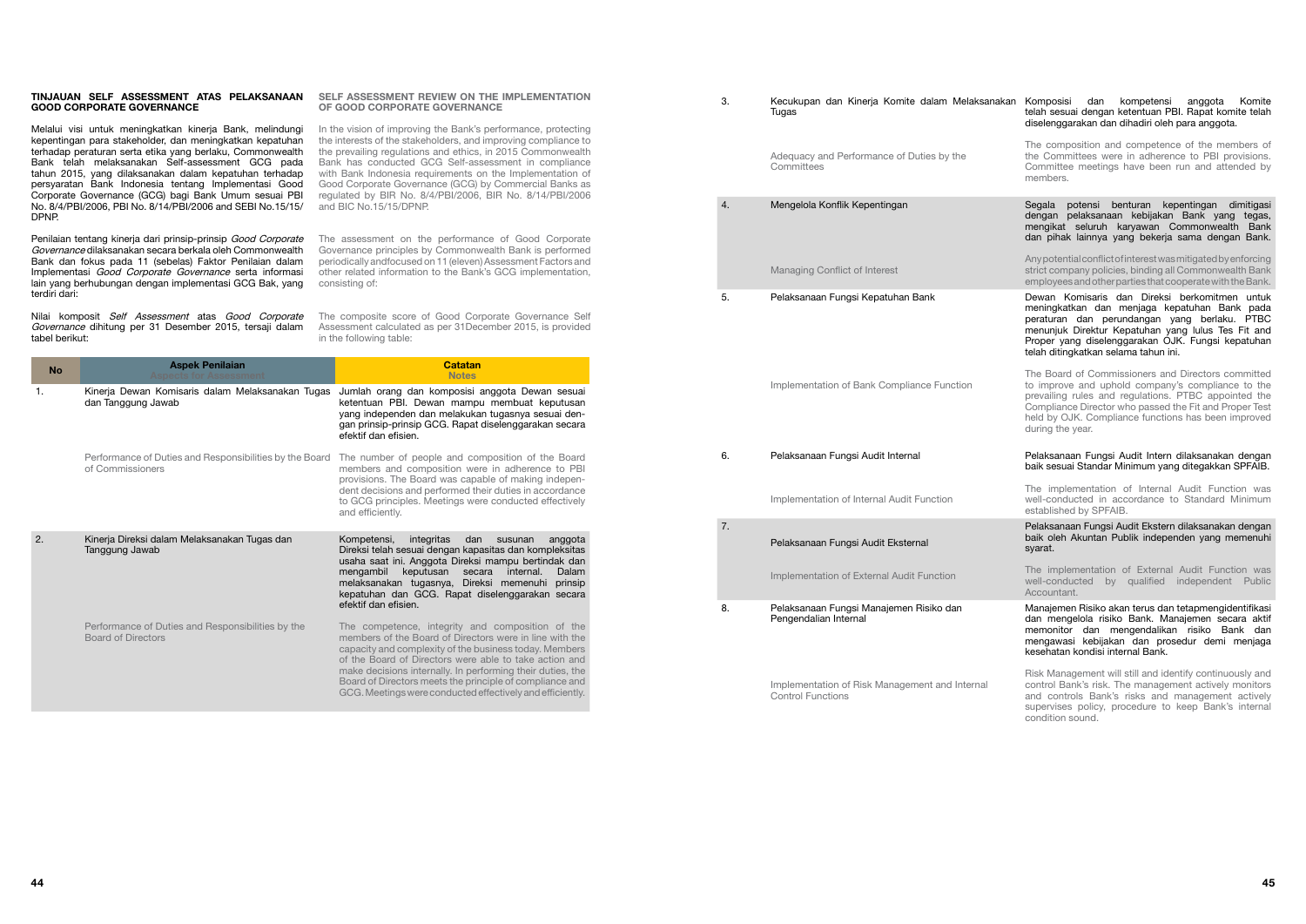## TINJAUAN SELF ASSESSMENT ATAS PELAKSANAAN GOOD CORPORATE GOVERNANCE

Melalui visi untuk meningkatkan kinerja Bank, melindungi kepentingan para stakeholder, dan meningkatkan kepatuhan terhadap peraturan serta etika yang berlaku, Commonwealth Bank telah melaksanakan Self-assessment GCG pada tahun 2015, yang dilaksanakan dalam kepatuhan terhadap persyaratan Bank Indonesia tentang Implementasi Good Corporate Governance (GCG) bagi Bank Umum sesuai PBI No. 8/4/PBI/2006, PBI No. 8/14/PBI/2006 and SEBI No.15/15/DPNP.

Penilaian tentang kinerja dari prinsip-prinsip *Good Corporate Governance* dilaksanakan secara berkala oleh Commonwealth Bank dan fokus pada 11 (sebelas) Faktor Penilaian dalam Implementasi *Good Corporate Governance* serta informasi lain yang berhubungan dengan implementasi GCG Bak, yang terdiri dari:

Nilai komposit *Self Assessment* atas *Good Corporate Governance* dihitung per 31 Desember 2015, tersaji dalam tabel berikut:

## SELF ASSESSMENT REVIEW ON THE IMPLEMENTATION OF GOOD CORPORATE GOVERNANCE

In the vision of improving the Bank's performance, protecting the interests of the stakeholders, and improving compliance to the prevailing regulations and ethics, in 2015 Commonwealth Bank has conducted GCG Self-assessment in compliance with Bank Indonesia requirements on the Implementation of Good Corporate Governance (GCG) by Commercial Banks as regulated by BIR No. 8/4/PBI/2006, BIR No. 8/14/PBI/2006 and BIC No.15/15/DPNP.

The assessment on the performance of Good Corporate Governance principles by Commonwealth Bank is performed periodically and focused on 11 (eleven) Assessment Factors and other related information to the Bank's GCG implementation, consisting of:

The composite score of Good Corporate Governance Self Assessment calculated as per 31December 2015, is provided in the following table:

| No | Aspek Penilaian<br>Aspects for Assessment | Catatan<br>Notes |
|---|---|---|
| 1. | Kinerja Dewan Komisaris dalam Melaksanakan Tugas dan Tanggung Jawab<br><br>Performance of Duties and Responsibilities by the Board of Commissioners | Jumlah orang dan komposisi anggota Dewan sesuai ketentuan PBI. Dewan mampu membuat keputusan yang independen dan melakukan tugasnya sesuai dengan prinsip-prinsip GCG. Rapat diselenggarakan secara efektif dan efisien.<br><br>The number of people and composition of the Board members and composition were in adherence to PBI provisions. The Board was capable of making independent decisions and performed their duties in accordance to GCG principles. Meetings were conducted effectively and efficiently. |
| 2. | Kinerja Direksi dalam Melaksanakan Tugas dan Tanggung Jawab<br><br>Performance of Duties and Responsibilities by the Board of Directors | Kompetensi, integritas dan susunan anggota Direksi telah sesuai dengan kapasitas dan kompleksitas usaha saat ini. Anggota Direksi mampu bertindak dan mengambil keputusan secara internal. Dalam melaksanakan tugasnya, Direksi memenuhi prinsip kepatuhan dan GCG. Rapat diselenggarakan secara efektif dan efisien.<br><br>The competence, integrity and composition of the members of the Board of Directors were in line with the capacity and complexity of the business today. Members of the Board of Directors were able to take action and make decisions internally. In performing their duties, the Board of Directors meets the principle of compliance and GCG. Meetings were conducted effectively and efficiently. |
| 3. | Kecukupan dan Kinerja Komite dalam Melaksanakan Tugas<br><br>Adequacy and Performance of Duties by the Committees | Komposisi dan kompetensi anggota Komite telah sesuai dengan ketentuan PBI. Rapat komite telah diselenggarakan dan dihadiri oleh para anggota.<br><br>The composition and competence of the members of the Committees were in adherence to PBI provisions. Committee meetings have been run and attended by members. |
| 4. | Mengelola Konflik Kepentingan<br><br>Managing Conflict of Interest | Segala potensi benturan kepentingan dimitigasi dengan pelaksanaan kebijakan Bank yang tegas, mengikat seluruh karyawan Commonwealth Bank dan pihak lainnya yang bekerja sama dengan Bank.<br><br>Any potential conflict of interest was mitigated by enforcing strict company policies, binding all Commonwealth Bank employees and other parties that cooperate with the Bank. |
| 5. | Pelaksanaan Fungsi Kepatuhan Bank<br><br>Implementation of Bank Compliance Function | Dewan Komisaris dan Direksi berkomitmen untuk meningkatkan dan menjaga kepatuhan Bank pada peraturan dan perundangan yang berlaku. PTBC menunjuk Direktur Kepatuhan yang lulus Tes Fit and Proper yang diselenggarakan OJK. Fungsi kepatuhan telah ditingkatkan selama tahun ini.<br><br>The Board of Commissioners and Directors committed to improve and uphold company's compliance to the prevailing rules and regulations. PTBC appointed the Compliance Director who passed the Fit and Proper Test held by OJK. Compliance functions has been improved during the year. |
| 6. | Pelaksanaan Fungsi Audit Internal<br><br>Implementation of Internal Audit Function | Pelaksanaan Fungsi Audit Intern dilaksanakan dengan baik sesuai Standar Minimum yang ditegakkan SPFAIB.<br><br>The implementation of Internal Audit Function was well-conducted in accordance to Standard Minimum established by SPFAIB. |
| 7. | Pelaksanaan Fungsi Audit Eksternal<br><br>Implementation of External Audit Function | Pelaksanaan Fungsi Audit Ekstern dilaksanakan dengan baik oleh Akuntan Publik independen yang memenuhi syarat.<br><br>The implementation of External Audit Function was well-conducted by qualified independent Public Accountant. |
| 8. | Pelaksanaan Fungsi Manajemen Risiko dan Pengendalian Internal<br><br>Implementation of Risk Management and Internal Control Functions | Manajemen Risiko akan terus dan tetapmengidentifikasi dan mengelola risiko Bank. Manajemen secara aktif memonitor dan mengendalikan risiko Bank dan mengawasi kebijakan dan prosedur demi menjaga kesehatan kondisi internal Bank.<br><br>Risk Management will still and identify continuously and control Bank's risk. The management actively monitors and controls Bank's risks and management actively supervises policy, procedure to keep Bank's internal condition sound. |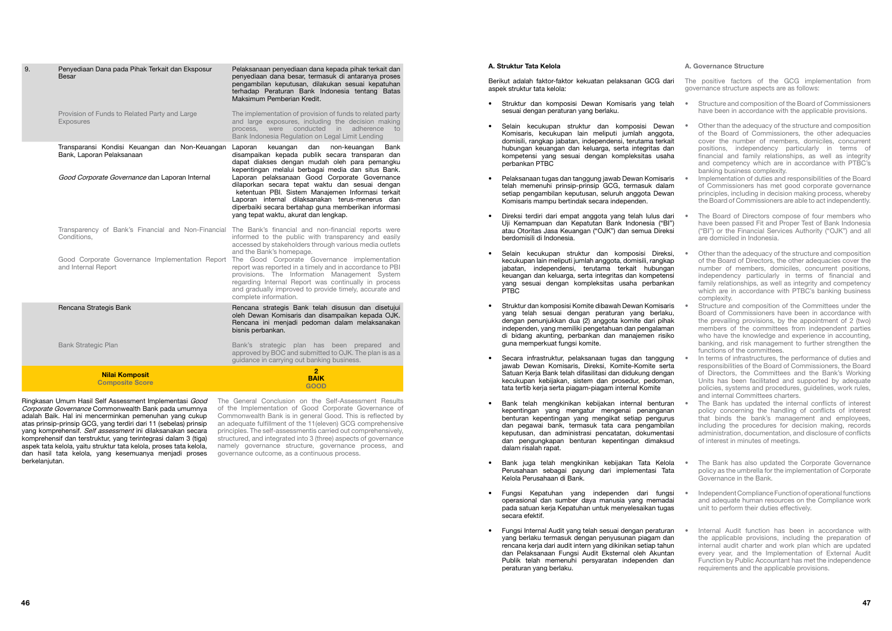| 9. | Penyediaan Dana pada Pihak Terkait dan Eksposur Besar | Pelaksanaan penyediaan dana kepada pihak terkait dan penyediaan dana besar, termasuk di antaranya proses pengambilan keputusan, dilakukan sesuai kepatuhan terhadap Peraturan Bank Indonesia tentang Batas Maksimum Pemberian Kredit. |
|---|---|---|
| | Provision of Funds to Related Party and Large Exposures | The implementation of provision of funds to related party and large exposures, including the decision making process, were conducted in adherence to Bank Indonesia Regulation on Legal Limit Lending |
| | Transparansi Kondisi Keuangan dan Non-Keuangan Bank, Laporan Pelaksanaan | Laporan keuangan dan non-keuangan Bank disampaikan kepada publik secara transparan dan dapat diakses dengan mudah oleh para pemangku kepentingan melalui berbagai media dan situs Bank. |
| | *Good Corporate Governance* dan Laporan Internal | Laporan pelaksanaan Good Corporate Governance dilaporkan secara tepat waktu dan sesuai dengan ketentuan PBI. Sistem Manajemen Informasi terkait Laporan internal dilaksanakan terus-menerus dan diperbaiki secara bertahap guna memberikan informasi yang tepat waktu, akurat dan lengkap. |
| | Transparency of Bank's Financial and Non-Financial Conditions, | The Bank's financial and non-financial reports were informed to the public with transparency and easily accessed by stakeholders through various media outlets and the Bank's homepage. |
| | Good Corporate Governance Implementation Report and Internal Report | The Good Corporate Governance implementation report was reported in a timely and in accordance to PBI provisions. The Information Management System regarding Internal Report was continually in process and gradually improved to provide timely, accurate and complete information. |
| | Rencana Strategis Bank | Rencana strategis Bank telah disusun dan disetujui oleh Dewan Komisaris dan disampaikan kepada OJK. Rencana ini menjadi pedoman dalam melaksanakan bisnis perbankan. |
| | Bank Strategic Plan | Bank's strategic plan has been prepared and approved by BOC and submitted to OJK. The plan is as a guidance in carrying out banking business. |
| | **Nilai Komposit** **Composite Score** | **2** **BAIK** **GOOD** |

Ringkasan Umum Hasil Self Assessment Implementasi *Good Corporate Governance* Commonwealth Bank pada umumnya adalah Baik. Hal ini mencerminkan pemenuhan yang cukup atas prinsip-prinsip GCG, yang terdiri dari 11 (sebelas) prinsip yang komprehensif. *Self assessment* ini dilaksanakan secara komprehensif dan terstruktur, yang terintegrasi dalam 3 (tiga) aspek tata kelola, yaitu struktur tata kelola, proses tata kelola, dan hasil tata kelola, yang kesemuanya menjadi proses berkelanjutan.

The General Conclusion on the Self-Assessment Results of the Implementation of Good Corporate Governance of Commonwealth Bank is in general Good. This is reflected by an adequate fulfillment of the 11(eleven) GCG comprehensive principles. The self-assessmentis carried out comprehensively, structured, and integrated into 3 (three) aspects of governance namely governance structure, governance process, and governance outcome, as a continuous process.

### A. Struktur Tata Kelola

Berikut adalah faktor-faktor kekuatan pelaksanan GCG dari aspek struktur tata kelola:

- Struktur dan komposisi Dewan Komisaris yang telah sesuai dengan peraturan yang berlaku.
- Selain kecukupan struktur dan komposisi Dewan Komisaris, kecukupan lain meliputi jumlah anggota, domisili, rangkap jabatan, independensi, terutama terkait hubungan keuangan dan keluarga, serta integritas dan kompetensi yang sesuai dengan kompleksitas usaha perbankan PTBC
- Pelaksanaan tugas dan tanggung jawab Dewan Komisaris telah memenuhi prinsip-prinsip GCG, termasuk dalam setiap pengambilan keputusan, seluruh anggota Dewan Komisaris mampu bertindak secara independen.
- Direksi terdiri dari empat anggota yang telah lulus dari Uji Kemampuan dan Kepatutan Bank Indonesia ("BI") atau Otoritas Jasa Keuangan ("OJK") dan semua Direksi berdomisili di Indonesia.
- Selain kecukupan struktur dan komposisi Direksi, kecukupan lain meliputi jumlah anggota, domisili, rangkap jabatan, independensi, terutama terkait hubungan keuangan dan keluarga, serta integritas dan kompetensi yang sesuai dengan kompleksitas usaha perbankan PTBC
- Struktur dan komposisi Komite dibawah Dewan Komisaris yang telah sesuai dengan peraturan yang berlaku, dengan penunjukkan dua (2) anggota komite dari pihak independen, yang memiliki pengetahuan dan pengalaman di bidang akunting, perbankan dan manajemen risiko guna memperkuat fungsi komite.
- Secara infrastruktur, pelaksanaan tugas dan tanggung jawab Dewan Komisaris, Direksi, Komite-Komite serta Satuan Kerja Bank telah difasilitasi dan didukung dengan kecukupan kebijakan, sistem dan prosedur, pedoman, tata tertib kerja serta piagam-piagam internal Komite
- Bank telah mengkinikan kebijakan internal benturan kepentingan yang mengatur mengenai penanganan benturan kepentingan yang mengikat setiap pengurus dan pegawai bank, termasuk tata cara pengambilan keputusan, dan administrasi pencatatan, dokumentasi dan pengungkapan benturan kepentingan dimaksud dalam risalah rapat.
- Bank juga telah mengkinikan kebijakan Tata Kelola Perusahaan sebagai payung dari implementasi Tata Kelola Perusahaan di Bank.
- Fungsi Kepatuhan yang independen dari fungsi operasional dan sumber daya manusia yang memadai pada satuan kerja Kepatuhan untuk menyelesaikan tugas secara efektif.
- Fungsi Internal Audit yang telah sesuai dengan peraturan yang berlaku termasuk dengan penyusunan piagam dan rencana kerja dari audit intern yang dikinikan setiap tahun dan Pelaksanaan Fungsi Audit Eksternal oleh Akuntan Publik telah memenuhi persyaratan independen dan peraturan yang berlaku.

### A. Governance Structure

The positive factors of the GCG implementation from governance structure aspects are as follows:

- Structure and composition of the Board of Commissioners have been in accordance with the applicable provisions.
- Other than the adequacy of the structure and composition of the Board of Commissioners, the other adequacies cover the number of members, domiciles, concurrent positions, independency particularly in terms of financial and family relationships, as well as integrity and competency which are in accordance with PTBC's banking business complexity.
- Implementation of duties and responsibilities of the Board of Commissioners has met good corporate governance principles, including in decision making process, whereby the Board of Commissioners are able to act independently.
- The Board of Directors compose of four members who have been passed Fit and Proper Test of Bank Indonesia ("BI") or the Financial Services Authority ("OJK") and all are domiciled in Indonesia.
- Other than the adequacy of the structure and composition of the Board of Directors, the other adequacies cover the number of members, domiciles, concurrent positions, independency particularly in terms of financial and family relationships, as well as integrity and competency which are in accordance with PTBC's banking business complexity.
- Structure and composition of the Committees under the Board of Commissioners have been in accordance with the prevailing provisions, by the appointment of 2 (two) members of the committees from independent parties who have the knowledge and experience in accounting, banking, and risk management to further strengthen the functions of the committees.
- In terms of infrastructures, the performance of duties and responsibilities of the Board of Commissioners, the Board of Directors, the Committees and the Bank's Working Units has been facilitated and supported by adequate policies, systems and procedures, guidelines, work rules, and internal Committees charters.
- The Bank has updated the internal conflicts of interest policy concerning the handling of conflicts of interest that binds the bank's management and employees, including the procedures for decision making, records administration, documentation, and disclosure of conflicts of interest in minutes of meetings.
- The Bank has also updated the Corporate Governance policy as the umbrella for the implementation of Corporate Governance in the Bank.
- Independent Compliance Function of operational functions and adequate human resources on the Compliance work unit to perform their duties effectively.
- Internal Audit function has been in accordance with the applicable provisions, including the preparation of internal audit charter and work plan which are updated every year, and the Implementation of External Audit Function by Public Accountant has met the independence requirements and the applicable provisions.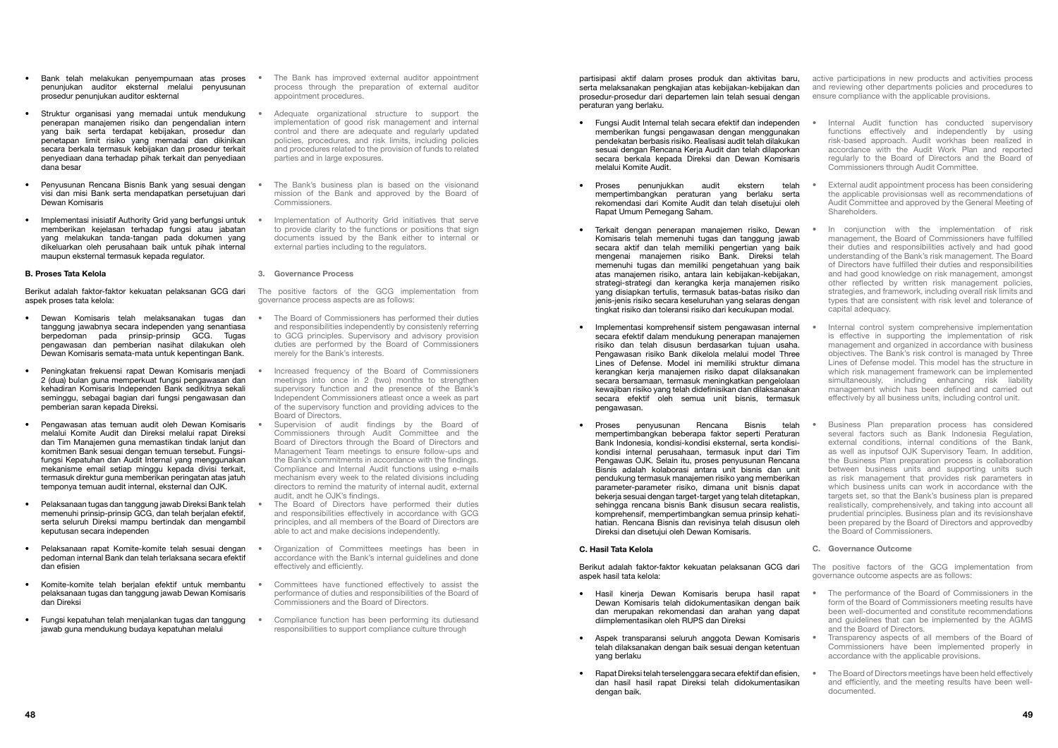- Bank telah melakukan penyempurnaan atas proses penunjukan auditor eksternal melalui penyusunan prosedur penunjukan auditor eskternal

- The Bank has improved external auditor appointment process through the preparation of external auditor appointment procedures.

- Struktur organisasi yang memadai untuk mendukung penerapan manajemen risiko dan pengendalian intern yang baik serta terdapat kebijakan, prosedur dan penetapan limit risiko yang memadai dan dikinikan secara berkala termasuk kebijakan dan prosedur terkait penyediaan dana terhadap pihak terkait dan penyediaan dana besar

- Adequate organizational structure to support the implementation of good risk management and internal control and there are adequate and regularly updated policies, procedures, and risk limits, including policies and procedures related to the provision of funds to related parties and in large exposures.

- Penyusunan Rencana Bisnis Bank yang sesuai dengan visi dan misi Bank serta mendapatkan persetujuan dari Dewan Komisaris

- The Bank's business plan is based on the visionand mission of the Bank and approved by the Board of Commissioners.

- Implementasi inisiatif Authority Grid yang berfungsi untuk memberikan kejelasan terhadap fungsi atau jabatan yang melakukan tanda-tangan pada dokumen yang dikeluarkan oleh perusahaan baik untuk pihak internal maupun eksternal termasuk kepada regulator.

- Implementation of Authority Grid initiatives that serve to provide clarity to the functions or positions that sign documents issued by the Bank either to internal or external parties including to the regulators.

### B. Proses Tata Kelola

### 3. Governance Process

Berikut adalah faktor-faktor kekuatan pelaksanaan GCG dari aspek proses tata kelola:

The positive factors of the GCG implementation from governance process aspects are as follows:

- Dewan Komisaris telah melaksanakan tugas dan tanggung jawabnya secara independen yang senantiasa berpedoman pada prinsip-prinsip GCG. Tugas pengawasan dan pemberian nasihat dilakukan oleh Dewan Komisaris semata-mata untuk kepentingan Bank.

- The Board of Commissioners has performed their duties and responsibilities independently by consistenly referring to GCG principles. Supervisory and advisory provision duties are performed by the Board of Commissioners merely for the Bank's interests.

- Peningkatan frekuensi rapat Dewan Komisaris menjadi 2 (dua) bulan guna memperkuat fungsi pengawasan dan kehadiran Komisaris Independen Bank sedikitnya sekali seminggu, sebagai bagian dari fungsi pengawasan dan pemberian saran kepada Direksi.

- Increased frequency of the Board of Commissioners meetings into once in 2 (two) months to strengthen supervisory function and the presence of the Bank's Independent Commissioners atleast once a week as part of the supervisory function and providing advices to the Board of Directors.

- Pengawasan atas temuan audit oleh Dewan Komisaris melalui Komite Audit dan Direksi melalui rapat Direksi dan Tim Manajemen guna memastikan tindak lanjut dan komitmen Bank sesuai dengan temuan tersebut. Fungsi-fungsi Kepatuhan dan Audit Internal yang menggunakan mekanisme email setiap minggu kepada divisi terkait, termasuk direktur guna memberikan peringatan atas jatuh temponya temuan audit internal, eksternal dan OJK.

- Supervision of audit findings by the Board of Commissioners through Audit Committee and the Board of Directors through the Board of Directors and Management Team meetings to ensure follow-ups and the Bank's commitments in accordance with the findings. Compliance and Internal Audit functions using e-mails mechanism every week to the related divisions including directors to remind the maturity of internal audit, external audit, andt he OJK's findings.

- Pelaksanaan tugas dan tanggung jawab Direksi Bank telah memenuhi prinsip-prinsip GCG, dan telah berjalan efektif, serta seluruh Direksi mampu bertindak dan mengambil keputusan secara independen

- The Board of Directors have performed their duties and responsibilities effectively in accordance with GCG principles, and all members of the Board of Directors are able to act and make decisions independently.

- Pelaksanaan rapat Komite-komite telah sesuai dengan pedoman internal Bank dan telah terlaksana secara efektif dan efisien

- Organization of Committees meetings has been in accordance with the Bank's internal guidelines and done effectively and efficiently.

- Komite-komite telah berjalan efektif untuk membantu pelaksanaan tugas dan tanggung jawab Dewan Komisaris dan Direksi

- Committees have functioned effectively to assist the performance of duties and responsibilities of the Board of Commissioners and the Board of Directors.

- Fungsi kepatuhan telah menjalankan tugas dan tanggung jawab guna mendukung budaya kepatuhan melalui partisipasi aktif dalam proses produk dan aktivitas baru, serta melaksanakan pengkajian atas kebijakan-kebijakan dan prosedur-prosedur dari departemen lain telah sesuai dengan peraturan yang berlaku.

- Compliance function has been performing its dutiesand responsibilities to support compliance culture through active participations in new products and activities process and reviewing other departments policies and procedures to ensure compliance with the applicable provisions.

- Fungsi Audit Internal telah secara efektif dan independen memberikan fungsi pengawasan dengan menggunakan pendekatan berbasis risiko. Realisasi audit telah dilakukan sesuai dengan Rencana Kerja Audit dan telah dilaporkan secara berkala kepada Direksi dan Dewan Komisaris melalui Komite Audit.

- Internal Audit function has conducted supervisory functions effectively and independently by using risk-based approach. Audit workhas been realized in accordance with the Audit Work Plan and reported regularly to the Board of Directors and the Board of Commissioners through Audit Committee.

- Proses penunjukkan audit ekstern telah mempertimbangkan peraturan yang berlaku serta rekomendasi dari Komite Audit dan telah disetujui oleh Rapat Umum Pemegang Saham.

- External audit appointment process has been considering the applicable provisionsas well as recommendations of Audit Committee and approved by the General Meeting of Shareholders.

- Terkait dengan penerapan manajemen risiko, Dewan Komisaris telah memenuhi tugas dan tanggung jawab secara aktif dan telah memiliki pengertian yang baik mengenai manajemen risiko Bank. Direksi telah memenuhi tugas dan memiliki pengetahuan yang baik atas manajemen risiko, antara lain kebijakan-kebijakan, strategi-strategi dan kerangka kerja manajemen risiko yang disiapkan tertulis, termasuk batas-batas risiko dan jenis-jenis risiko secara keseluruhan yang selaras dengan tingkat risiko dan toleransi risiko dari kecukupan modal.

- In conjunction with the implementation of risk management, the Board of Commissioners have fulfilled their duties and responsibilities actively and had good understanding of the Bank's risk management. The Board of Directors have fulfilled their duties and responsibilities and had good knowledge on risk management, amongst other reflected by written risk management policies, strategies, and framework, including overall risk limits and types that are consistent with risk level and tolerance of capital adequacy.

- Implementasi komprehensif sistem pengawasan internal secara efektif dalam mendukung penerapan manajemen risiko dan telah disusun berdasarkan tujuan usaha. Pengawasan risiko Bank dikelola melalui model Three Lines of Defense. Model ini memiliki struktur dimana kerangkan kerja manajemen risiko dapat dilaksanakan secara bersamaan, termasuk meningkatkan pengelolaan kewajiban risiko yang telah didefinisikan dan dilaksanakan secara efektif oleh semua unit bisnis, termasuk pengawasan.

- Internal control system comprehensive implementation is effective in supporting the implementation of risk management and organized in accordance with business objectives. The Bank's risk control is managed by Three Lines of Defense model. This model has the structure in which risk management framework can be implemented simultaneously, including enhancing risk liability management which has been defined and carried out effectively by all business units, including control unit.

- Proses penyusunan Rencana Bisnis telah mempertimbangkan beberapa faktor seperti Peraturan Bank Indonesia, kondisi-kondisi eksternal, serta kondisi-kondisi internal perusahaan, termasuk input dari Tim Pengawas OJK. Selain itu, proses penyusunan Rencana Bisnis adalah kolaborasi antara unit bisnis dan unit pendukung termasuk manajemen risiko yang memberikan parameter-parameter risiko, dimana unit bisnis dapat bekerja sesuai dengan target-target yang telah ditetapkan, sehingga rencana bisnis Bank disusun secara realistis, komprehensif, mempertimbangkan semua prinsip kehati-hatian. Rencana Bisnis dan revisinya telah disusun oleh Direksi dan disetujui oleh Dewan Komisaris.

- Business Plan preparation process has considered several factors such as Bank Indonesia Regulation, external conditions, internal conditions of the Bank, as well as inputsof OJK Supervisory Team. In addition, the Business Plan preparation process is collaboration between business units and supporting units such as risk management that provides risk parameters in which business units can work in accordance with the targets set, so that the Bank's business plan is prepared realistically, comprehensively, and taking into account all prudential principles. Business plan and its revisionshave been prepared by the Board of Directors and approvedby the Board of Commissioners.

### C. Hasil Tata Kelola

### C. Governance Outcome

Berikut adalah faktor-faktor kekuatan pelaksanaan GCG dari aspek hasil tata kelola:

The positive factors of the GCG implementation from governance outcome aspects are as follows:

- Hasil kinerja Dewan Komisaris berupa hasil rapat Dewan Komisaris telah didokumentasikan dengan baik dan merupakan rekomendasi dan arahan yang dapat diimplementasikan oleh RUPS dan Direksi

- The performance of the Board of Commissioners in the form of the Board of Commissioners meeting results have been well-documented and constitute recommendations and guidelines that can be implemented by the AGMS and the Board of Directors.

- Aspek transparansi seluruh anggota Dewan Komisaris telah dilaksanakan dengan baik sesuai dengan ketentuan yang berlaku

- Transparency aspects of all members of the Board of Commissioners have been implemented properly in accordance with the applicable provisions.

- Rapat Direksi telah terselenggara secara efektif dan efisien, dan hasil hasil rapat Direksi telah didokumentasikan dengan baik.

- The Board of Directors meetings have been held effectively and efficiently, and the meeting results have been well-documented.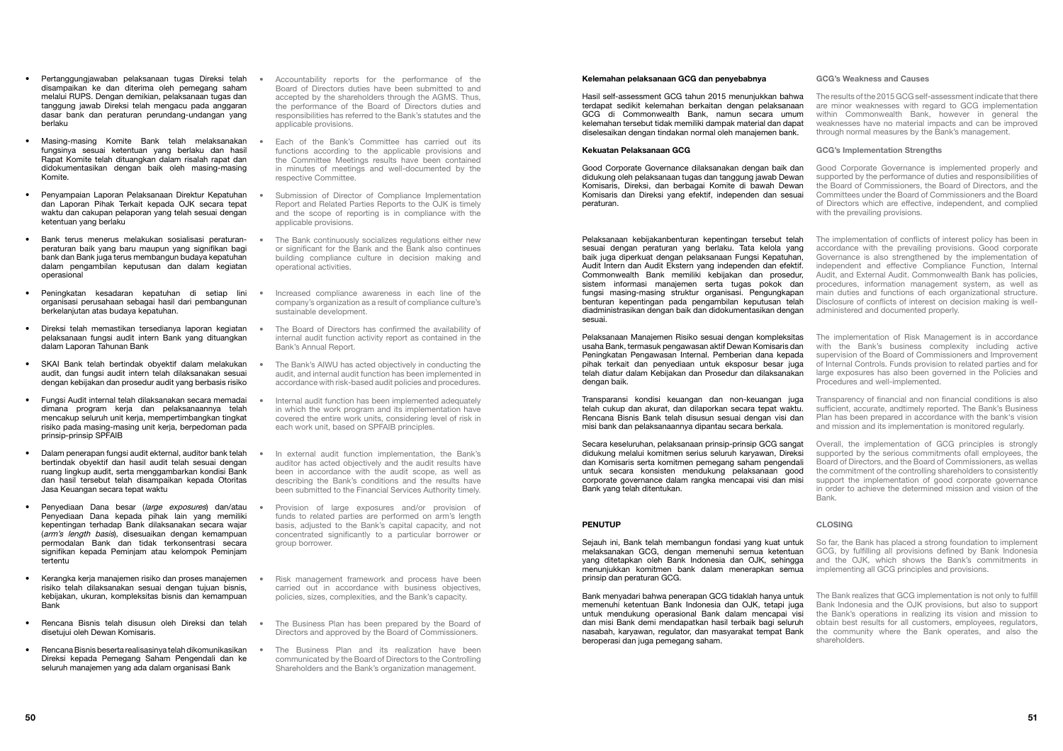- Pertanggungjawaban pelaksanaan tugas Direksi telah disampaikan ke dan diterima oleh pemegang saham melalui RUPS. Dengan demikian, pelaksanaan tugas dan tanggung jawab Direksi telah mengacu pada anggaran dasar bank dan peraturan perundang-undangan yang berlaku
- Masing-masing Komite Bank telah melaksanakan fungsinya sesuai ketentuan yang berlaku dan hasil Rapat Komite telah dituangkan dalam risalah rapat dan didokumentasikan dengan baik oleh masing-masing Komite.
- Penyampaian Laporan Pelaksanaan Direktur Kepatuhan dan Laporan Pihak Terkait kepada OJK secara tepat waktu dan cakupan pelaporan yang telah sesuai dengan ketentuan yang berlaku
- Bank terus menerus melakukan sosialisasi peraturan-peraturan baik yang baru maupun yang signifikan bagi bank dan Bank juga terus membangun budaya kepatuhan dalam pengambilan keputusan dan dalam kegiatan operasional
- Peningkatan kesadaran kepatuhan di setiap lini organisasi perusahaan sebagai hasil dari pembangunan berkelanjutan atas budaya kepatuhan.
- Direksi telah memastikan tersedianya laporan kegiatan pelaksanaan fungsi audit intern Bank yang dituangkan dalam Laporan Tahunan Bank
- SKAI Bank telah bertindak obyektif dalam melakukan audit, dan fungsi audit intern telah dilaksanakan sesuai dengan kebijakan dan prosedur audit yang berbasis risiko
- Fungsi Audit internal telah dilaksanakan secara memadai dimana program kerja dan pelaksanaannya telah mencakup seluruh unit kerja, mempertimbangkan tingkat risiko pada masing-masing unit kerja, berpedoman pada prinsip-prinsip SPFAIB
- Dalam penerapan fungsi audit ekternal, auditor bank telah bertindak obyektif dan hasil audit telah sesuai dengan ruang lingkup audit, serta menggambarkan kondisi Bank dan hasil tersebut telah disampaikan kepada Otoritas Jasa Keuangan secara tepat waktu
- Penyediaan Dana besar (*large exposures*) dan/atau Penyediaan Dana kepada pihak lain yang memiliki kepentingan terhadap Bank dilaksanakan secara wajar (*arm's length basis*), disesuaikan dengan kemampuan permodalan Bank dan tidak terkonsentrasi secara signifikan kepada Peminjam atau kelompok Peminjam tertentu
- Kerangka kerja manajemen risiko dan proses manajemen risiko telah dilaksanakan sesuai dengan tujuan bisnis, kebijakan, ukuran, kompleksitas bisnis dan kemampuan Bank
- Rencana Bisnis telah disusun oleh Direksi dan telah disetujui oleh Dewan Komisaris.
- Rencana Bisnis beserta realisasinya telah dikomunikasikan Direksi kepada Pemegang Saham Pengendali dan ke seluruh manajemen yang ada dalam organisasi Bank

- Accountability reports for the performance of the Board of Directors duties have been submitted to and accepted by the shareholders through the AGMS. Thus, the performance of the Board of Directors duties and responsibilities has referred to the Bank's statutes and the applicable provisions.
- Each of the Bank's Committee has carried out its functions according to the applicable provisions and the Committee Meetings results have been contained in minutes of meetings and well-documented by the respective Committee.
- Submission of Director of Compliance Implementation Report and Related Parties Reports to the OJK is timely and the scope of reporting is in compliance with the applicable provisions.
- The Bank continuously socializes regulations either new or significant for the Bank and the Bank also continues building compliance culture in decision making and operational activities.
- Increased compliance awareness in each line of the company's organization as a result of compliance culture's sustainable development.
- The Board of Directors has confirmed the availability of internal audit function activity report as contained in the Bank's Annual Report.
- The Bank's AIWU has acted objectively in conducting the audit, and internal audit function has been implemented in accordance with risk-based audit policies and procedures.
- Internal audit function has been implemented adequately in which the work program and its implementation have covered the entire work units, considering level of risk in each work unit, based on SPFAIB principles.
- In external audit function implementation, the Bank's auditor has acted objectively and the audit results have been in accordance with the audit scope, as well as describing the Bank's conditions and the results have been submitted to the Financial Services Authority timely.
- Provision of large exposures and/or provision of funds to related parties are performed on arm's length basis, adjusted to the Bank's capital capacity, and not concentrated significantly to a particular borrower or group borrower.
- Risk management framework and process have been carried out in accordance with business objectives, policies, sizes, complexities, and the Bank's capacity.
- The Business Plan has been prepared by the Board of Directors and approved by the Board of Commissioners.
- The Business Plan and its realization have been communicated by the Board of Directors to the Controlling Shareholders and the Bank's organization management.

**Kelemahan pelaksanaan GCG dan penyebabnya**

Hasil self-assessment GCG tahun 2015 menunjukkan bahwa terdapat sedikit kelemahan berkaitan dengan pelaksanaan GCG di Commonwealth Bank, namun secara umum kelemahan tersebut tidak memiliki dampak material dan dapat diselesaikan dengan tindakan normal oleh manajemen bank.

**GCG's Weakness and Causes**

The results of the 2015 GCG self-assessment indicate that there are minor weaknesses with regard to GCG implementation within Commonwealth Bank, however in general the weaknesses have no material impacts and can be improved through normal measures by the Bank's management.

**Kekuatan Pelaksanaan GCG**

Good Corporate Governance dilaksanakan dengan baik dan didukung oleh pelaksanaan tugas dan tanggung jawab Dewan Komisaris, Direksi, dan berbagai Komite di bawah Dewan Komisaris dan Direksi yang efektif, independen dan sesuai peraturan.

Pelaksanaan kebijakanbenturan kepentingan tersebut telah sesuai dengan peraturan yang berlaku. Tata kelola yang baik juga diperkuat dengan pelaksanaan Fungsi Kepatuhan, Audit Intern dan Audit Ekstern yang independen dan efektif. Commonwealth Bank memiliki kebijakan dan prosedur, sistem informasi manajemen serta tugas pokok dan fungsi masing-masing struktur organisasi. Pengungkapan benturan kepentingan pada pengambilan keputusan telah diadministrasikan dengan baik dan didokumentasikan dengan sesuai.

Pelaksanaan Manajemen Risiko sesuai dengan kompleksitas usaha Bank, termasuk pengawasan aktif Dewan Komisaris dan Peningkatan Pengawasan Internal. Pemberian dana kepada pihak terkait dan penyediaan untuk eksposur besar juga telah diatur dalam Kebijakan dan Prosedur dan dilaksanakan dengan baik.

Transparansi kondisi keuangan dan non-keuangan juga telah cukup dan akurat, dan dilaporkan secara tepat waktu. Rencana Bisnis Bank telah disusun sesuai dengan visi dan misi bank dan pelaksanaannya dipantau secara berkala.

Secara keseluruhan, pelaksanaan prinsip-prinsip GCG sangat didukung melalui komitmen serius seluruh karyawan, Direksi dan Komisaris serta komitmen pemegang saham pengendali untuk secara konsisten mendukung pelaksanaan good corporate governance dalam rangka mencapai visi dan misi Bank yang telah ditentukan.

**GCG's Implementation Strengths**

Good Corporate Governance is implemented properly and supported by the performance of duties and responsibilities of the Board of Commissioners, the Board of Directors, and the Committees under the Board of Commissioners and the Board of Directors which are effective, independent, and complied with the prevailing provisions.

The implementation of conflicts of interest policy has been in accordance with the prevailing provisions. Good corporate Governance is also strengthened by the implementation of independent and effective Compliance Function, Internal Audit, and External Audit. Commonwealth Bank has policies, procedures, information management system, as well as main duties and functions of each organizational structure. Disclosure of conflicts of interest on decision making is well-administered and documented properly.

The implementation of Risk Management is in accordance with the Bank's business complexity including active supervision of the Board of Commissioners and Improvement of Internal Controls. Funds provision to related parties and for large exposures has also been governed in the Policies and Procedures and well-implemented.

Transparency of financial and non financial conditions is also sufficient, accurate, andtimely reported. The Bank's Business Plan has been prepared in accordance with the bank's vision and mission and its implementation is monitored regularly.

Overall, the implementation of GCG principles is strongly supported by the serious commitments ofall employees, the Board of Directors, and the Board of Commissioners, as wellas the commitment of the controlling shareholders to consistently support the implementation of good corporate governance in order to achieve the determined mission and vision of the Bank.

**PENUTUP**

Sejauh ini, Bank telah membangun fondasi yang kuat untuk melaksanakan GCG, dengan memenuhi semua ketentuan yang ditetapkan oleh Bank Indonesia dan OJK, sehingga menunjukkan komitmen bank dalam menerapkan semua prinsip dan peraturan GCG.

Bank menyadari bahwa penerapan GCG tidaklah hanya untuk memenuhi ketentuan Bank Indonesia dan OJK, tetapi juga untuk mendukung operasional Bank dalam mencapai visi dan misi Bank demi mendapatkan hasil terbaik bagi seluruh nasabah, karyawan, regulator, dan masyarakat tempat Bank beroperasi dan juga pemegang saham.

**CLOSING**

So far, the Bank has placed a strong foundation to implement GCG, by fulfilling all provisions defined by Bank Indonesia and the OJK, which shows the Bank's commitments in implementing all GCG principles and provisions.

The Bank realizes that GCG implementation is not only to fulfill Bank Indonesia and the OJK provisions, but also to support the Bank's operations in realizing its vision and mission to obtain best results for all customers, employees, regulators, the community where the Bank operates, and also the shareholders.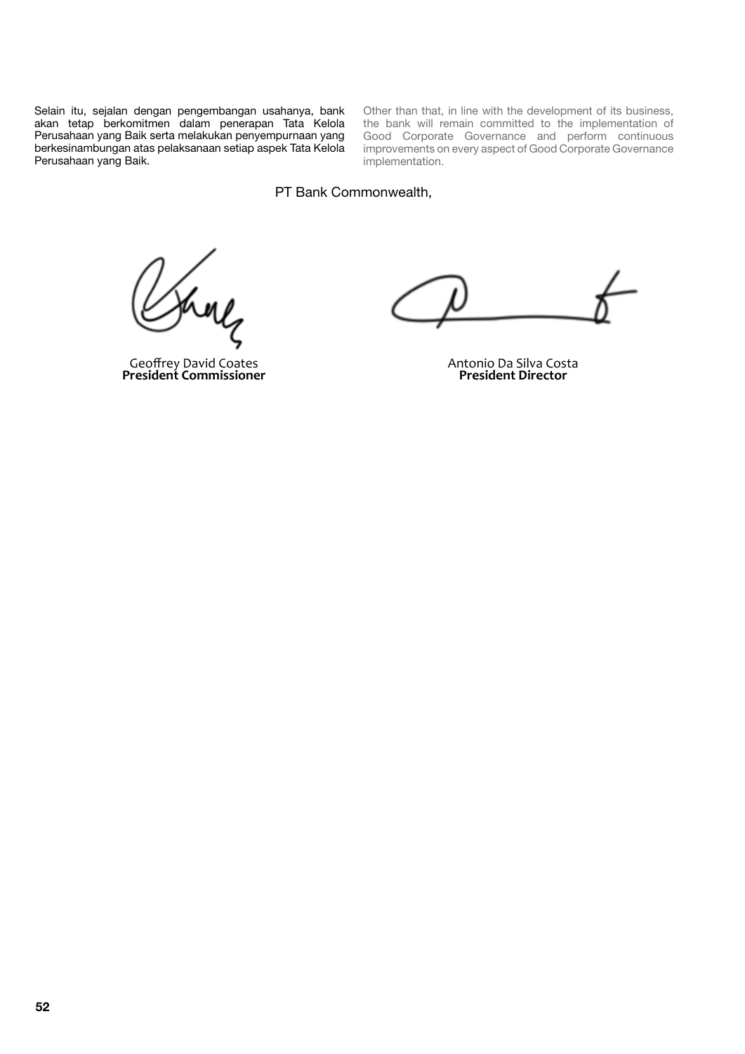Selain itu, sejalan dengan pengembangan usahanya, bank akan tetap berkomitmen dalam penerapan Tata Kelola Perusahaan yang Baik serta melakukan penyempurnaan yang berkesinambungan atas pelaksanaan setiap aspek Tata Kelola Perusahaan yang Baik.

Other than that, in line with the development of its business, the bank will remain committed to the implementation of Good Corporate Governance and perform continuous improvements on every aspect of Good Corporate Governance implementation.

PT Bank Commonwealth,

Geoffrey David Coates
**President Commissioner**

Antonio Da Silva Costa
**President Director**